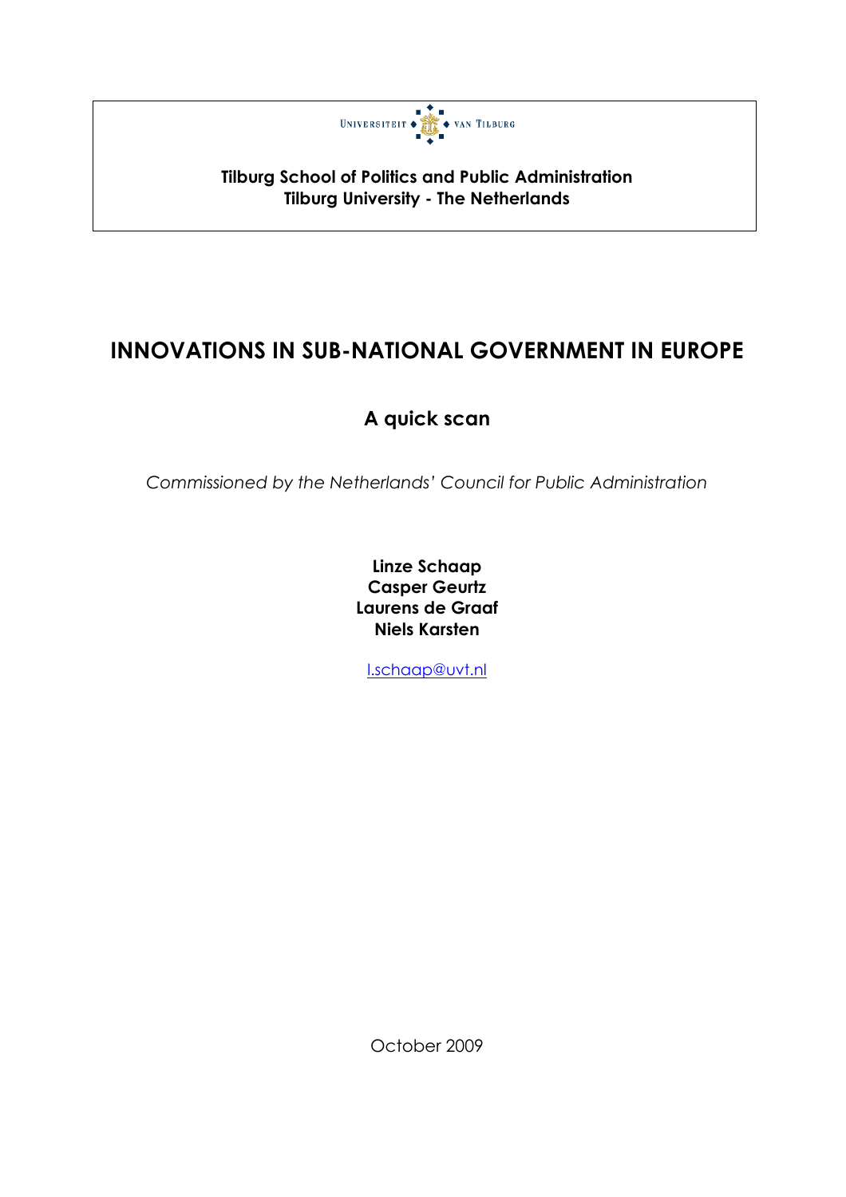UNIVERSITEIT VAN TILBURG

**Tilburg School of Politics and Public Administration**
**Tilburg University - The Netherlands**

# INNOVATIONS IN SUB-NATIONAL GOVERNMENT IN EUROPE

## A quick scan

*Commissioned by the Netherlands' Council for Public Administration*

**Linze Schaap**
**Casper Geurtz**
**Laurens de Graaf**
**Niels Karsten**

l.schaap@uvt.nl

October 2009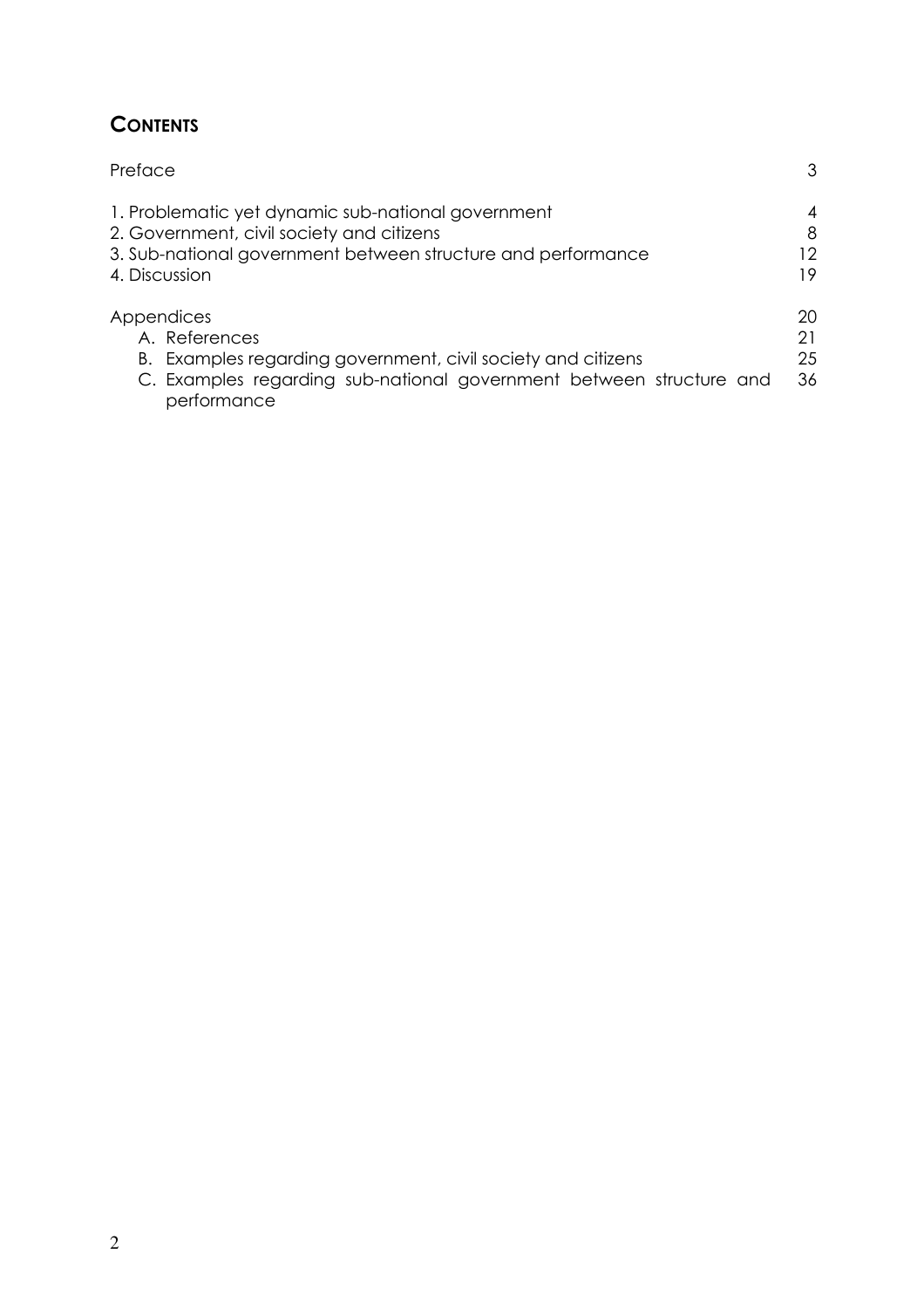## CONTENTS

| | |
|---|---|
| Preface | 3 |
| 1. Problematic yet dynamic sub-national government | 4 |
| 2. Government, civil society and citizens | 8 |
| 3. Sub-national government between structure and performance | 12 |
| 4. Discussion | 19 |
| Appendices | 20 |
| A. References | 21 |
| B. Examples regarding government, civil society and citizens | 25 |
| C. Examples regarding sub-national government between structure and performance | 36 |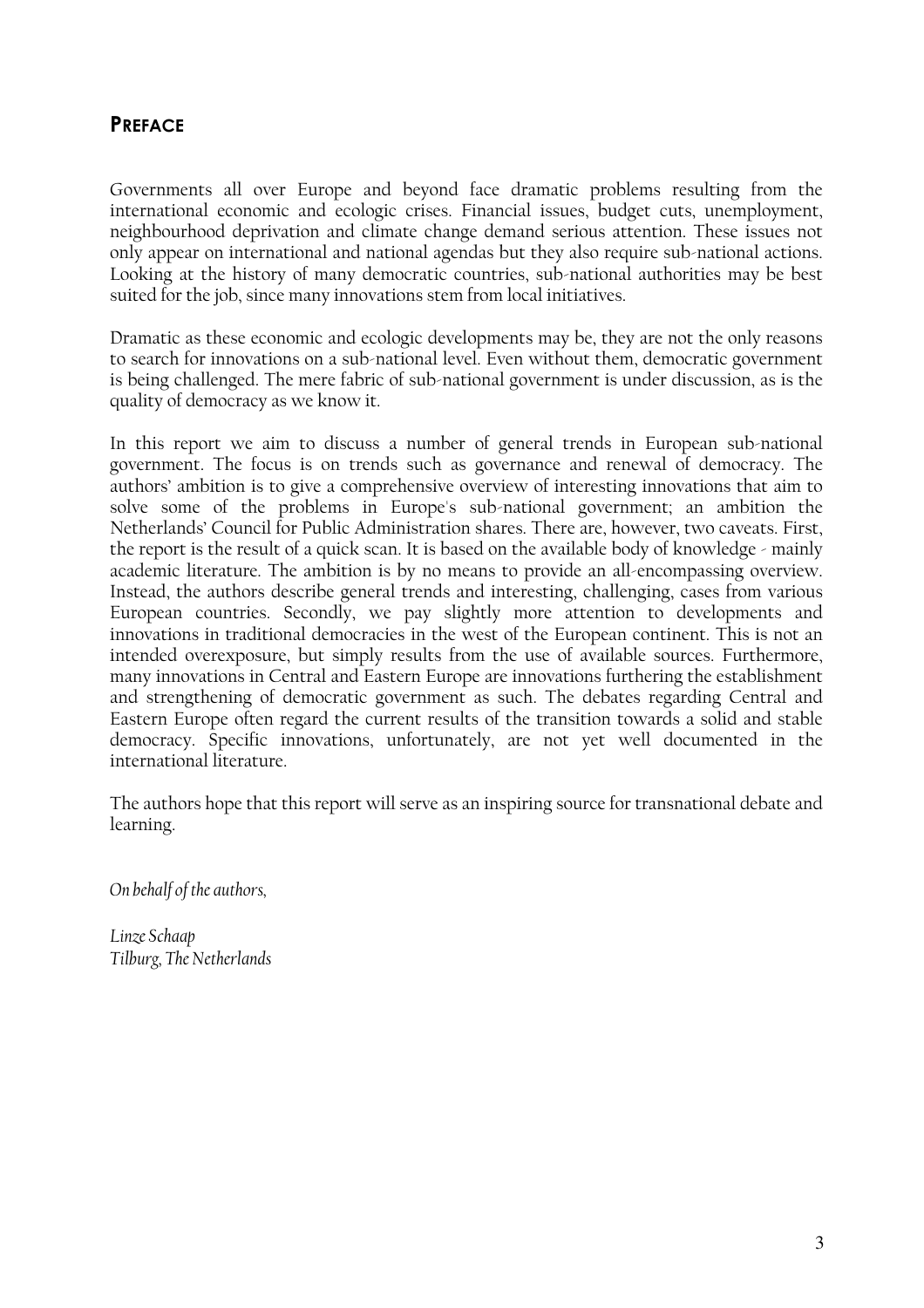## PREFACE

Governments all over Europe and beyond face dramatic problems resulting from the international economic and ecologic crises. Financial issues, budget cuts, unemployment, neighbourhood deprivation and climate change demand serious attention. These issues not only appear on international and national agendas but they also require sub-national actions. Looking at the history of many democratic countries, sub-national authorities may be best suited for the job, since many innovations stem from local initiatives.

Dramatic as these economic and ecologic developments may be, they are not the only reasons to search for innovations on a sub-national level. Even without them, democratic government is being challenged. The mere fabric of sub-national government is under discussion, as is the quality of democracy as we know it.

In this report we aim to discuss a number of general trends in European sub-national government. The focus is on trends such as governance and renewal of democracy. The authors' ambition is to give a comprehensive overview of interesting innovations that aim to solve some of the problems in Europe's sub-national government; an ambition the Netherlands' Council for Public Administration shares. There are, however, two caveats. First, the report is the result of a quick scan. It is based on the available body of knowledge - mainly academic literature. The ambition is by no means to provide an all-encompassing overview. Instead, the authors describe general trends and interesting, challenging, cases from various European countries. Secondly, we pay slightly more attention to developments and innovations in traditional democracies in the west of the European continent. This is not an intended overexposure, but simply results from the use of available sources. Furthermore, many innovations in Central and Eastern Europe are innovations furthering the establishment and strengthening of democratic government as such. The debates regarding Central and Eastern Europe often regard the current results of the transition towards a solid and stable democracy. Specific innovations, unfortunately, are not yet well documented in the international literature.

The authors hope that this report will serve as an inspiring source for transnational debate and learning.

*On behalf of the authors,*

*Linze Schaap*
*Tilburg, The Netherlands*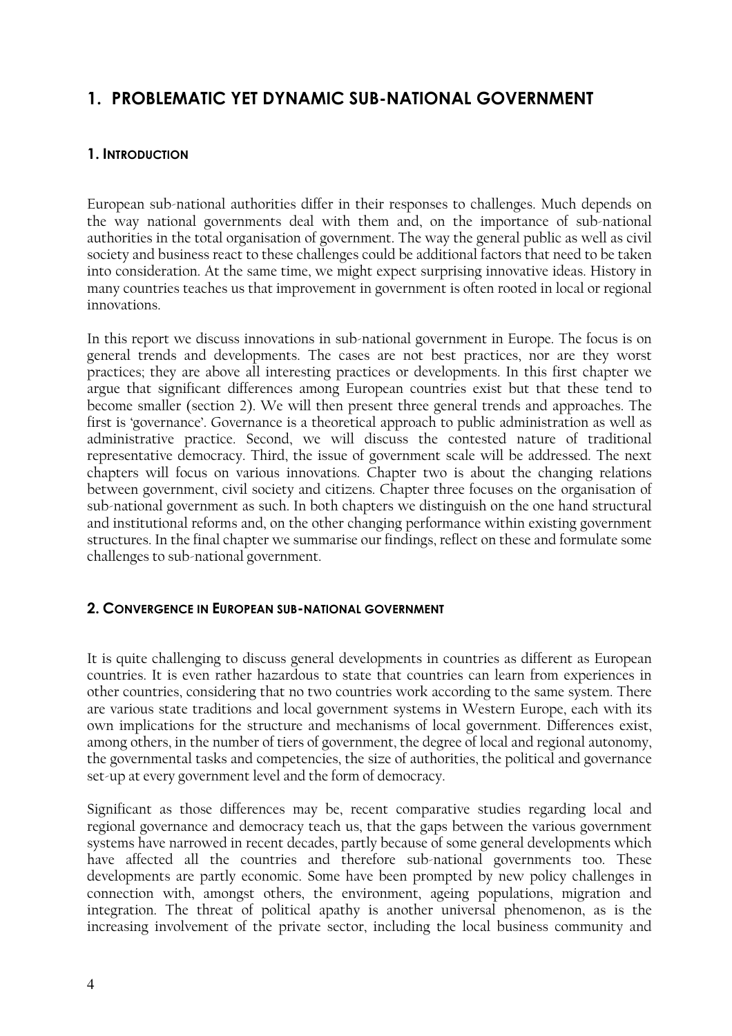# 1. PROBLEMATIC YET DYNAMIC SUB-NATIONAL GOVERNMENT

## 1. Introduction

European sub-national authorities differ in their responses to challenges. Much depends on the way national governments deal with them and, on the importance of sub-national authorities in the total organisation of government. The way the general public as well as civil society and business react to these challenges could be additional factors that need to be taken into consideration. At the same time, we might expect surprising innovative ideas. History in many countries teaches us that improvement in government is often rooted in local or regional innovations.

In this report we discuss innovations in sub-national government in Europe. The focus is on general trends and developments. The cases are not best practices, nor are they worst practices; they are above all interesting practices or developments. In this first chapter we argue that significant differences among European countries exist but that these tend to become smaller (section 2). We will then present three general trends and approaches. The first is 'governance'. Governance is a theoretical approach to public administration as well as administrative practice. Second, we will discuss the contested nature of traditional representative democracy. Third, the issue of government scale will be addressed. The next chapters will focus on various innovations. Chapter two is about the changing relations between government, civil society and citizens. Chapter three focuses on the organisation of sub-national government as such. In both chapters we distinguish on the one hand structural and institutional reforms and, on the other changing performance within existing government structures. In the final chapter we summarise our findings, reflect on these and formulate some challenges to sub-national government.

## 2. Convergence in European sub-national government

It is quite challenging to discuss general developments in countries as different as European countries. It is even rather hazardous to state that countries can learn from experiences in other countries, considering that no two countries work according to the same system. There are various state traditions and local government systems in Western Europe, each with its own implications for the structure and mechanisms of local government. Differences exist, among others, in the number of tiers of government, the degree of local and regional autonomy, the governmental tasks and competencies, the size of authorities, the political and governance set-up at every government level and the form of democracy.

Significant as those differences may be, recent comparative studies regarding local and regional governance and democracy teach us, that the gaps between the various government systems have narrowed in recent decades, partly because of some general developments which have affected all the countries and therefore sub-national governments too. These developments are partly economic. Some have been prompted by new policy challenges in connection with, amongst others, the environment, ageing populations, migration and integration. The threat of political apathy is another universal phenomenon, as is the increasing involvement of the private sector, including the local business community and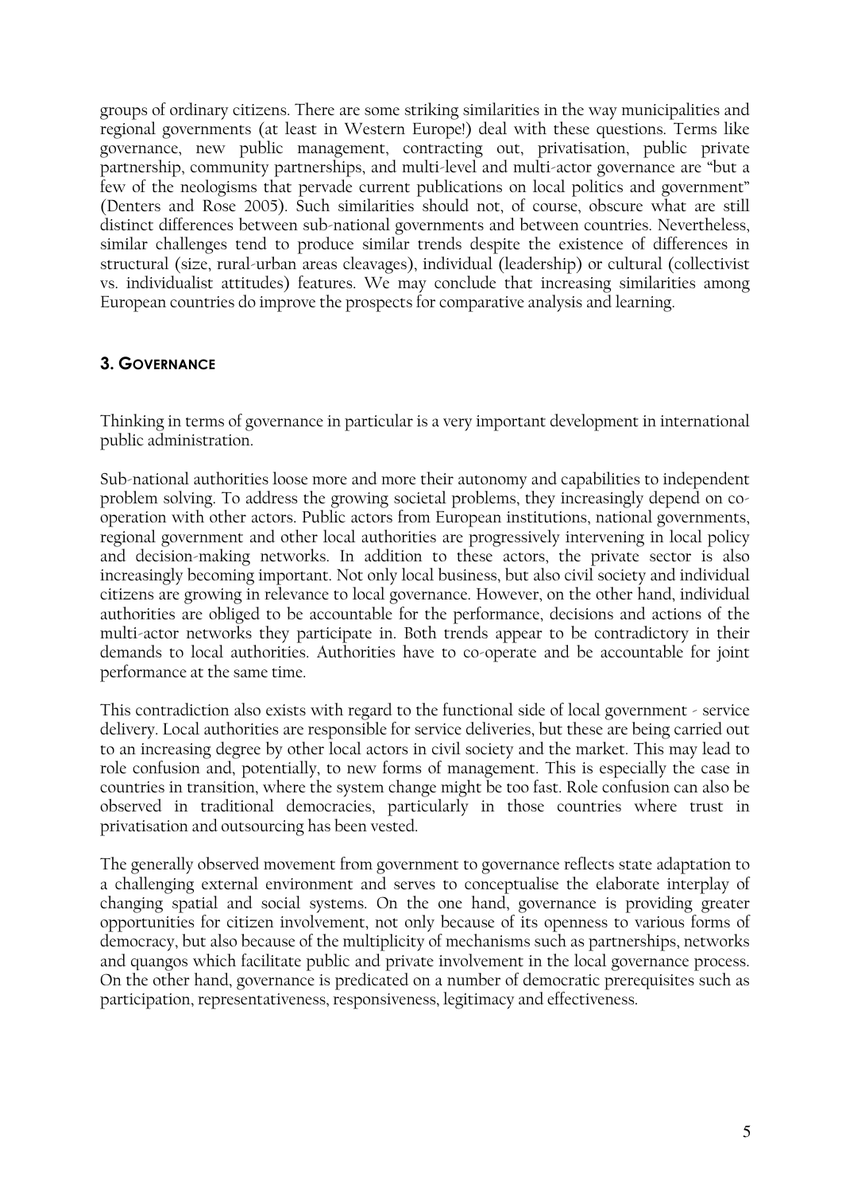groups of ordinary citizens. There are some striking similarities in the way municipalities and regional governments (at least in Western Europe!) deal with these questions. Terms like governance, new public management, contracting out, privatisation, public private partnership, community partnerships, and multi-level and multi-actor governance are "but a few of the neologisms that pervade current publications on local politics and government" (Denters and Rose 2005). Such similarities should not, of course, obscure what are still distinct differences between sub-national governments and between countries. Nevertheless, similar challenges tend to produce similar trends despite the existence of differences in structural (size, rural-urban areas cleavages), individual (leadership) or cultural (collectivist vs. individualist attitudes) features. We may conclude that increasing similarities among European countries do improve the prospects for comparative analysis and learning.

## 3. GOVERNANCE

Thinking in terms of governance in particular is a very important development in international public administration.

Sub-national authorities loose more and more their autonomy and capabilities to independent problem solving. To address the growing societal problems, they increasingly depend on co-operation with other actors. Public actors from European institutions, national governments, regional government and other local authorities are progressively intervening in local policy and decision-making networks. In addition to these actors, the private sector is also increasingly becoming important. Not only local business, but also civil society and individual citizens are growing in relevance to local governance. However, on the other hand, individual authorities are obliged to be accountable for the performance, decisions and actions of the multi-actor networks they participate in. Both trends appear to be contradictory in their demands to local authorities. Authorities have to co-operate and be accountable for joint performance at the same time.

This contradiction also exists with regard to the functional side of local government - service delivery. Local authorities are responsible for service deliveries, but these are being carried out to an increasing degree by other local actors in civil society and the market. This may lead to role confusion and, potentially, to new forms of management. This is especially the case in countries in transition, where the system change might be too fast. Role confusion can also be observed in traditional democracies, particularly in those countries where trust in privatisation and outsourcing has been vested.

The generally observed movement from government to governance reflects state adaptation to a challenging external environment and serves to conceptualise the elaborate interplay of changing spatial and social systems. On the one hand, governance is providing greater opportunities for citizen involvement, not only because of its openness to various forms of democracy, but also because of the multiplicity of mechanisms such as partnerships, networks and quangos which facilitate public and private involvement in the local governance process. On the other hand, governance is predicated on a number of democratic prerequisites such as participation, representativeness, responsiveness, legitimacy and effectiveness.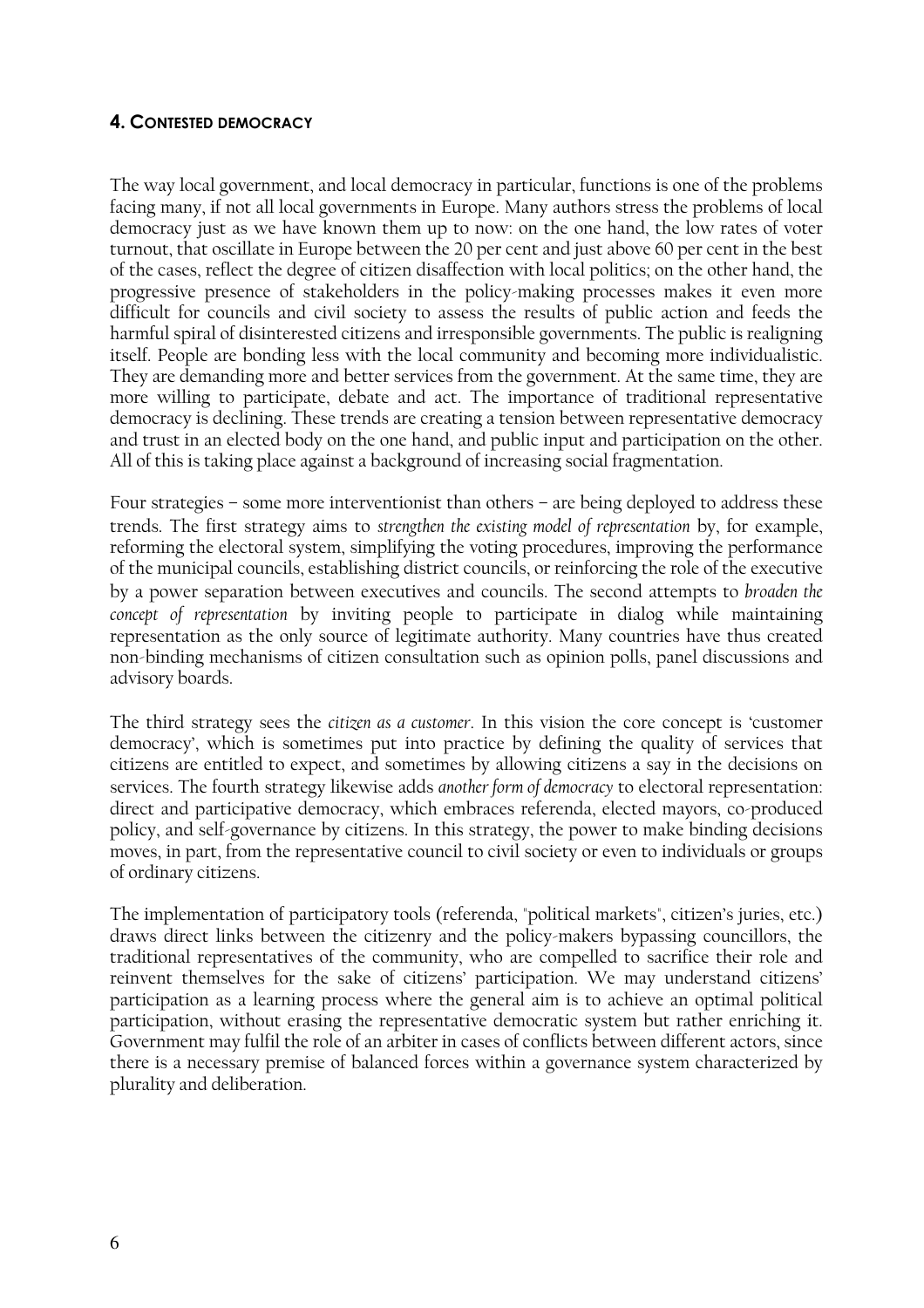## 4. CONTESTED DEMOCRACY

The way local government, and local democracy in particular, functions is one of the problems facing many, if not all local governments in Europe. Many authors stress the problems of local democracy just as we have known them up to now: on the one hand, the low rates of voter turnout, that oscillate in Europe between the 20 per cent and just above 60 per cent in the best of the cases, reflect the degree of citizen disaffection with local politics; on the other hand, the progressive presence of stakeholders in the policy-making processes makes it even more difficult for councils and civil society to assess the results of public action and feeds the harmful spiral of disinterested citizens and irresponsible governments. The public is realigning itself. People are bonding less with the local community and becoming more individualistic. They are demanding more and better services from the government. At the same time, they are more willing to participate, debate and act. The importance of traditional representative democracy is declining. These trends are creating a tension between representative democracy and trust in an elected body on the one hand, and public input and participation on the other. All of this is taking place against a background of increasing social fragmentation.

Four strategies – some more interventionist than others – are being deployed to address these trends. The first strategy aims to *strengthen the existing model of representation* by, for example, reforming the electoral system, simplifying the voting procedures, improving the performance of the municipal councils, establishing district councils, or reinforcing the role of the executive by a power separation between executives and councils. The second attempts to *broaden the concept of representation* by inviting people to participate in dialog while maintaining representation as the only source of legitimate authority. Many countries have thus created non-binding mechanisms of citizen consultation such as opinion polls, panel discussions and advisory boards.

The third strategy sees the *citizen as a customer*. In this vision the core concept is 'customer democracy', which is sometimes put into practice by defining the quality of services that citizens are entitled to expect, and sometimes by allowing citizens a say in the decisions on services. The fourth strategy likewise adds *another form of democracy* to electoral representation: direct and participative democracy, which embraces referenda, elected mayors, co-produced policy, and self-governance by citizens. In this strategy, the power to make binding decisions moves, in part, from the representative council to civil society or even to individuals or groups of ordinary citizens.

The implementation of participatory tools (referenda, "political markets", citizen's juries, etc.) draws direct links between the citizenry and the policy-makers bypassing councillors, the traditional representatives of the community, who are compelled to sacrifice their role and reinvent themselves for the sake of citizens' participation. We may understand citizens' participation as a learning process where the general aim is to achieve an optimal political participation, without erasing the representative democratic system but rather enriching it. Government may fulfil the role of an arbiter in cases of conflicts between different actors, since there is a necessary premise of balanced forces within a governance system characterized by plurality and deliberation.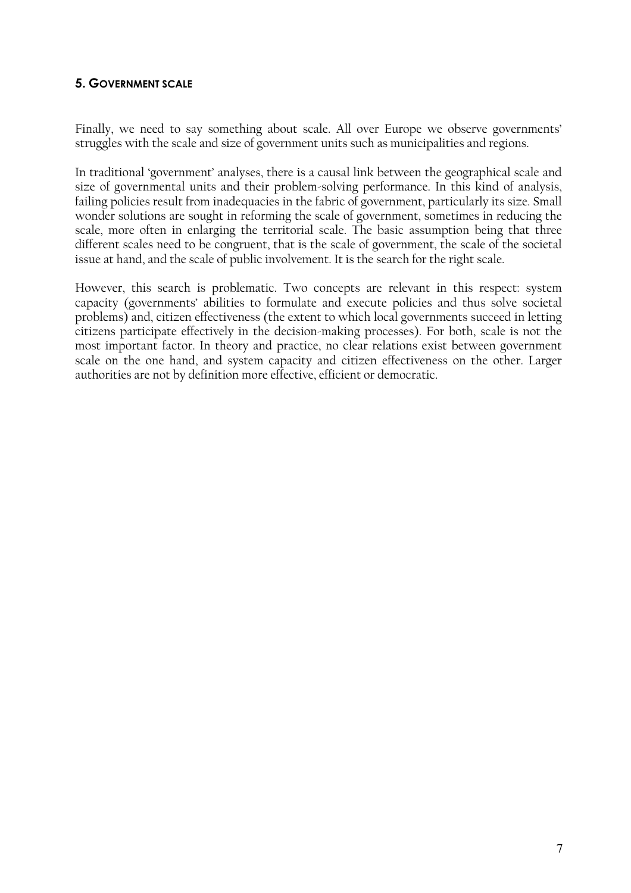## 5. Government scale

Finally, we need to say something about scale. All over Europe we observe governments' struggles with the scale and size of government units such as municipalities and regions.

In traditional 'government' analyses, there is a causal link between the geographical scale and size of governmental units and their problem-solving performance. In this kind of analysis, failing policies result from inadequacies in the fabric of government, particularly its size. Small wonder solutions are sought in reforming the scale of government, sometimes in reducing the scale, more often in enlarging the territorial scale. The basic assumption being that three different scales need to be congruent, that is the scale of government, the scale of the societal issue at hand, and the scale of public involvement. It is the search for the right scale.

However, this search is problematic. Two concepts are relevant in this respect: system capacity (governments' abilities to formulate and execute policies and thus solve societal problems) and, citizen effectiveness (the extent to which local governments succeed in letting citizens participate effectively in the decision-making processes). For both, scale is not the most important factor. In theory and practice, no clear relations exist between government scale on the one hand, and system capacity and citizen effectiveness on the other. Larger authorities are not by definition more effective, efficient or democratic.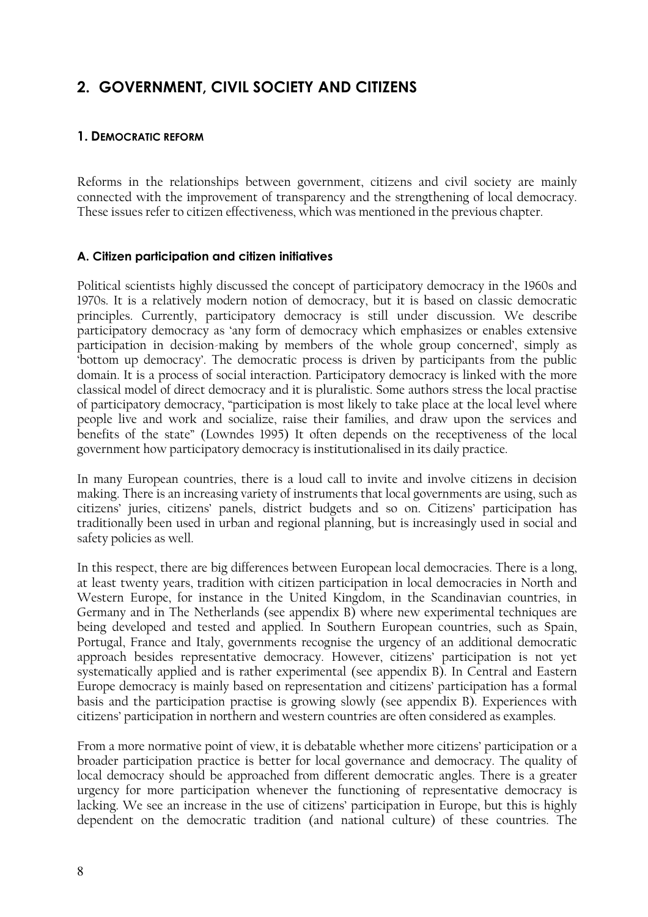## 2. GOVERNMENT, CIVIL SOCIETY AND CITIZENS

### 1. DEMOCRATIC REFORM

Reforms in the relationships between government, citizens and civil society are mainly connected with the improvement of transparency and the strengthening of local democracy. These issues refer to citizen effectiveness, which was mentioned in the previous chapter.

#### A. Citizen participation and citizen initiatives

Political scientists highly discussed the concept of participatory democracy in the 1960s and 1970s. It is a relatively modern notion of democracy, but it is based on classic democratic principles. Currently, participatory democracy is still under discussion. We describe participatory democracy as 'any form of democracy which emphasizes or enables extensive participation in decision-making by members of the whole group concerned', simply as 'bottom up democracy'. The democratic process is driven by participants from the public domain. It is a process of social interaction. Participatory democracy is linked with the more classical model of direct democracy and it is pluralistic. Some authors stress the local practise of participatory democracy, "participation is most likely to take place at the local level where people live and work and socialize, raise their families, and draw upon the services and benefits of the state" (Lowndes 1995) It often depends on the receptiveness of the local government how participatory democracy is institutionalised in its daily practice.

In many European countries, there is a loud call to invite and involve citizens in decision making. There is an increasing variety of instruments that local governments are using, such as citizens' juries, citizens' panels, district budgets and so on. Citizens' participation has traditionally been used in urban and regional planning, but is increasingly used in social and safety policies as well.

In this respect, there are big differences between European local democracies. There is a long, at least twenty years, tradition with citizen participation in local democracies in North and Western Europe, for instance in the United Kingdom, in the Scandinavian countries, in Germany and in The Netherlands (see appendix B) where new experimental techniques are being developed and tested and applied. In Southern European countries, such as Spain, Portugal, France and Italy, governments recognise the urgency of an additional democratic approach besides representative democracy. However, citizens' participation is not yet systematically applied and is rather experimental (see appendix B). In Central and Eastern Europe democracy is mainly based on representation and citizens' participation has a formal basis and the participation practise is growing slowly (see appendix B). Experiences with citizens' participation in northern and western countries are often considered as examples.

From a more normative point of view, it is debatable whether more citizens' participation or a broader participation practice is better for local governance and democracy. The quality of local democracy should be approached from different democratic angles. There is a greater urgency for more participation whenever the functioning of representative democracy is lacking. We see an increase in the use of citizens' participation in Europe, but this is highly dependent on the democratic tradition (and national culture) of these countries. The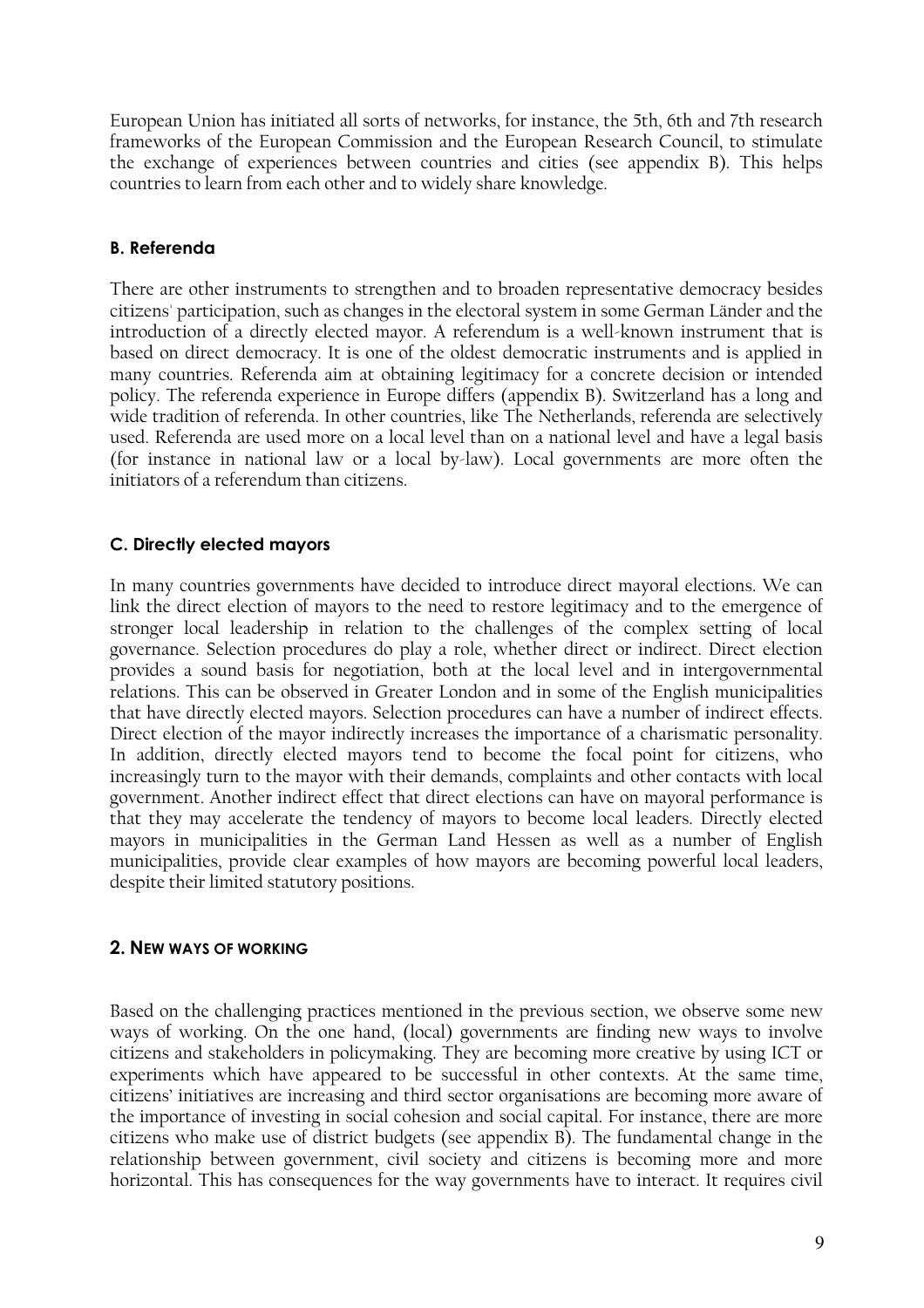European Union has initiated all sorts of networks, for instance, the 5th, 6th and 7th research frameworks of the European Commission and the European Research Council, to stimulate the exchange of experiences between countries and cities (see appendix B). This helps countries to learn from each other and to widely share knowledge.

### B. Referenda

There are other instruments to strengthen and to broaden representative democracy besides citizens' participation, such as changes in the electoral system in some German Länder and the introduction of a directly elected mayor. A referendum is a well-known instrument that is based on direct democracy. It is one of the oldest democratic instruments and is applied in many countries. Referenda aim at obtaining legitimacy for a concrete decision or intended policy. The referenda experience in Europe differs (appendix B). Switzerland has a long and wide tradition of referenda. In other countries, like The Netherlands, referenda are selectively used. Referenda are used more on a local level than on a national level and have a legal basis (for instance in national law or a local by-law). Local governments are more often the initiators of a referendum than citizens.

### C. Directly elected mayors

In many countries governments have decided to introduce direct mayoral elections. We can link the direct election of mayors to the need to restore legitimacy and to the emergence of stronger local leadership in relation to the challenges of the complex setting of local governance. Selection procedures do play a role, whether direct or indirect. Direct election provides a sound basis for negotiation, both at the local level and in intergovernmental relations. This can be observed in Greater London and in some of the English municipalities that have directly elected mayors. Selection procedures can have a number of indirect effects. Direct election of the mayor indirectly increases the importance of a charismatic personality. In addition, directly elected mayors tend to become the focal point for citizens, who increasingly turn to the mayor with their demands, complaints and other contacts with local government. Another indirect effect that direct elections can have on mayoral performance is that they may accelerate the tendency of mayors to become local leaders. Directly elected mayors in municipalities in the German Land Hessen as well as a number of English municipalities, provide clear examples of how mayors are becoming powerful local leaders, despite their limited statutory positions.

## 2. NEW WAYS OF WORKING

Based on the challenging practices mentioned in the previous section, we observe some new ways of working. On the one hand, (local) governments are finding new ways to involve citizens and stakeholders in policymaking. They are becoming more creative by using ICT or experiments which have appeared to be successful in other contexts. At the same time, citizens' initiatives are increasing and third sector organisations are becoming more aware of the importance of investing in social cohesion and social capital. For instance, there are more citizens who make use of district budgets (see appendix B). The fundamental change in the relationship between government, civil society and citizens is becoming more and more horizontal. This has consequences for the way governments have to interact. It requires civil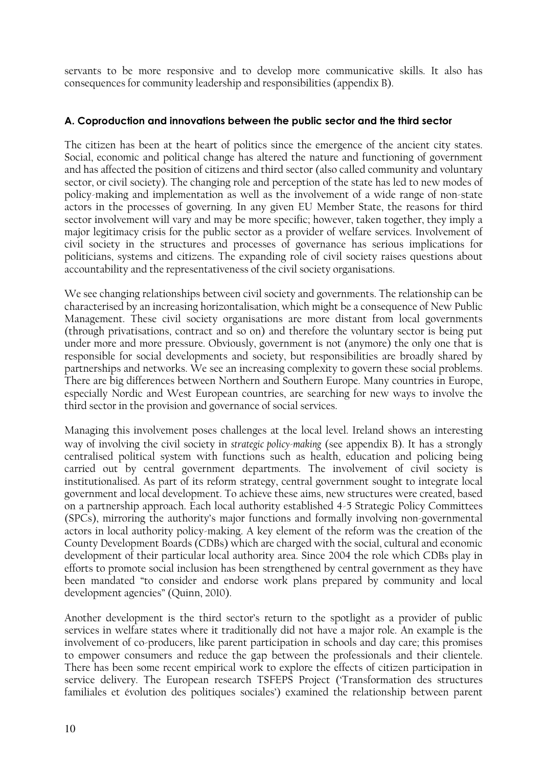servants to be more responsive and to develop more communicative skills. It also has consequences for community leadership and responsibilities (appendix B).

### A. Coproduction and innovations between the public sector and the third sector

The citizen has been at the heart of politics since the emergence of the ancient city states. Social, economic and political change has altered the nature and functioning of government and has affected the position of citizens and third sector (also called community and voluntary sector, or civil society). The changing role and perception of the state has led to new modes of policy-making and implementation as well as the involvement of a wide range of non-state actors in the processes of governing. In any given EU Member State, the reasons for third sector involvement will vary and may be more specific; however, taken together, they imply a major legitimacy crisis for the public sector as a provider of welfare services. Involvement of civil society in the structures and processes of governance has serious implications for politicians, systems and citizens. The expanding role of civil society raises questions about accountability and the representativeness of the civil society organisations.

We see changing relationships between civil society and governments. The relationship can be characterised by an increasing horizontalisation, which might be a consequence of New Public Management. These civil society organisations are more distant from local governments (through privatisations, contract and so on) and therefore the voluntary sector is being put under more and more pressure. Obviously, government is not (anymore) the only one that is responsible for social developments and society, but responsibilities are broadly shared by partnerships and networks. We see an increasing complexity to govern these social problems. There are big differences between Northern and Southern Europe. Many countries in Europe, especially Nordic and West European countries, are searching for new ways to involve the third sector in the provision and governance of social services.

Managing this involvement poses challenges at the local level. Ireland shows an interesting way of involving the civil society in *strategic policy-making* (see appendix B). It has a strongly centralised political system with functions such as health, education and policing being carried out by central government departments. The involvement of civil society is institutionalised. As part of its reform strategy, central government sought to integrate local government and local development. To achieve these aims, new structures were created, based on a partnership approach. Each local authority established 4-5 Strategic Policy Committees (SPCs), mirroring the authority's major functions and formally involving non-governmental actors in local authority policy-making. A key element of the reform was the creation of the County Development Boards (CDBs) which are charged with the social, cultural and economic development of their particular local authority area. Since 2004 the role which CDBs play in efforts to promote social inclusion has been strengthened by central government as they have been mandated "to consider and endorse work plans prepared by community and local development agencies" (Quinn, 2010).

Another development is the third sector's return to the spotlight as a provider of public services in welfare states where it traditionally did not have a major role. An example is the involvement of co-producers, like parent participation in schools and day care; this promises to empower consumers and reduce the gap between the professionals and their clientele. There has been some recent empirical work to explore the effects of citizen participation in service delivery. The European research TSFEPS Project ('Transformation des structures familiales et évolution des politiques sociales') examined the relationship between parent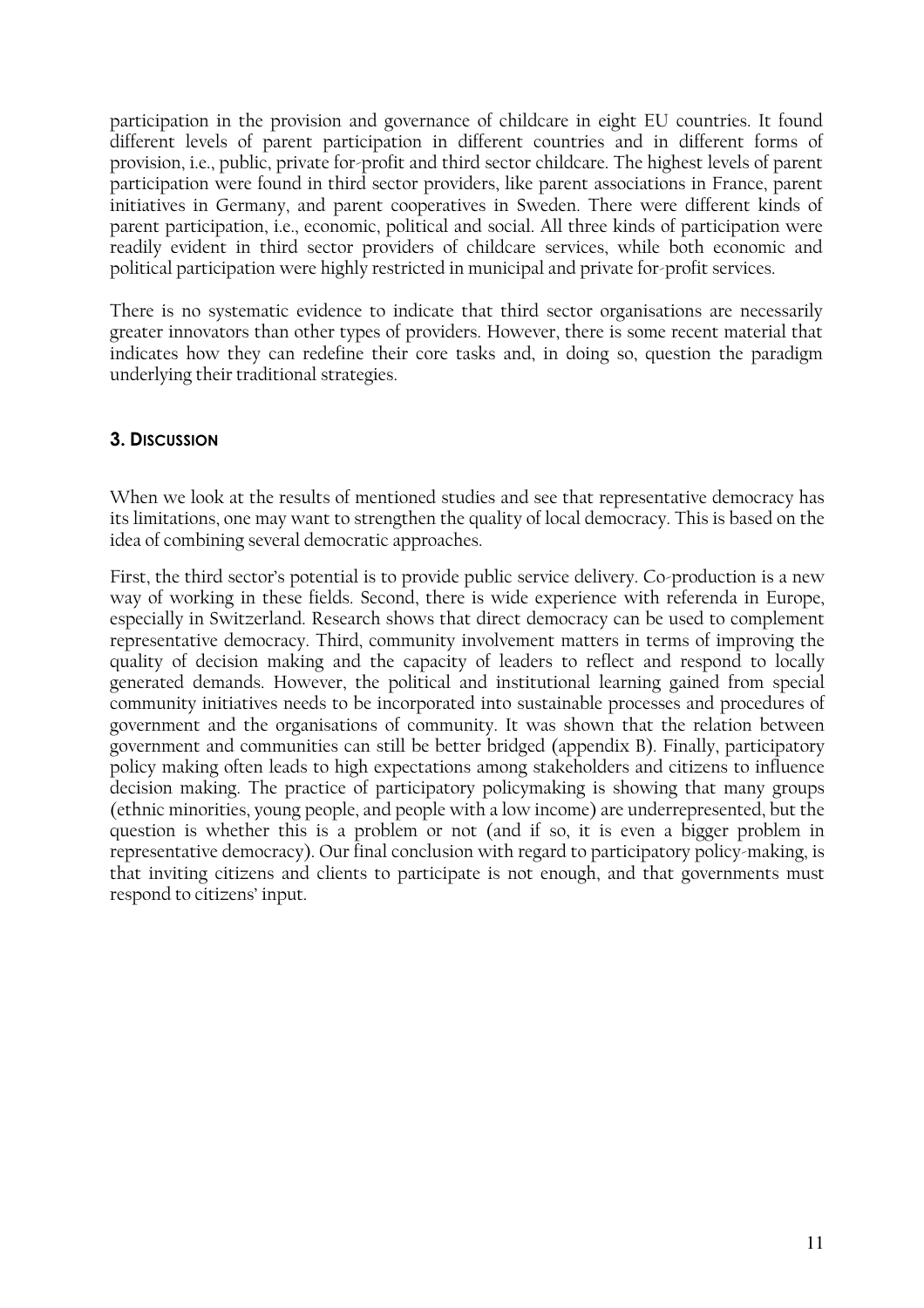participation in the provision and governance of childcare in eight EU countries. It found different levels of parent participation in different countries and in different forms of provision, i.e., public, private for-profit and third sector childcare. The highest levels of parent participation were found in third sector providers, like parent associations in France, parent initiatives in Germany, and parent cooperatives in Sweden. There were different kinds of parent participation, i.e., economic, political and social. All three kinds of participation were readily evident in third sector providers of childcare services, while both economic and political participation were highly restricted in municipal and private for-profit services.

There is no systematic evidence to indicate that third sector organisations are necessarily greater innovators than other types of providers. However, there is some recent material that indicates how they can redefine their core tasks and, in doing so, question the paradigm underlying their traditional strategies.

## 3. Discussion

When we look at the results of mentioned studies and see that representative democracy has its limitations, one may want to strengthen the quality of local democracy. This is based on the idea of combining several democratic approaches.

First, the third sector's potential is to provide public service delivery. Co-production is a new way of working in these fields. Second, there is wide experience with referenda in Europe, especially in Switzerland. Research shows that direct democracy can be used to complement representative democracy. Third, community involvement matters in terms of improving the quality of decision making and the capacity of leaders to reflect and respond to locally generated demands. However, the political and institutional learning gained from special community initiatives needs to be incorporated into sustainable processes and procedures of government and the organisations of community. It was shown that the relation between government and communities can still be better bridged (appendix B). Finally, participatory policy making often leads to high expectations among stakeholders and citizens to influence decision making. The practice of participatory policymaking is showing that many groups (ethnic minorities, young people, and people with a low income) are underrepresented, but the question is whether this is a problem or not (and if so, it is even a bigger problem in representative democracy). Our final conclusion with regard to participatory policy-making, is that inviting citizens and clients to participate is not enough, and that governments must respond to citizens' input.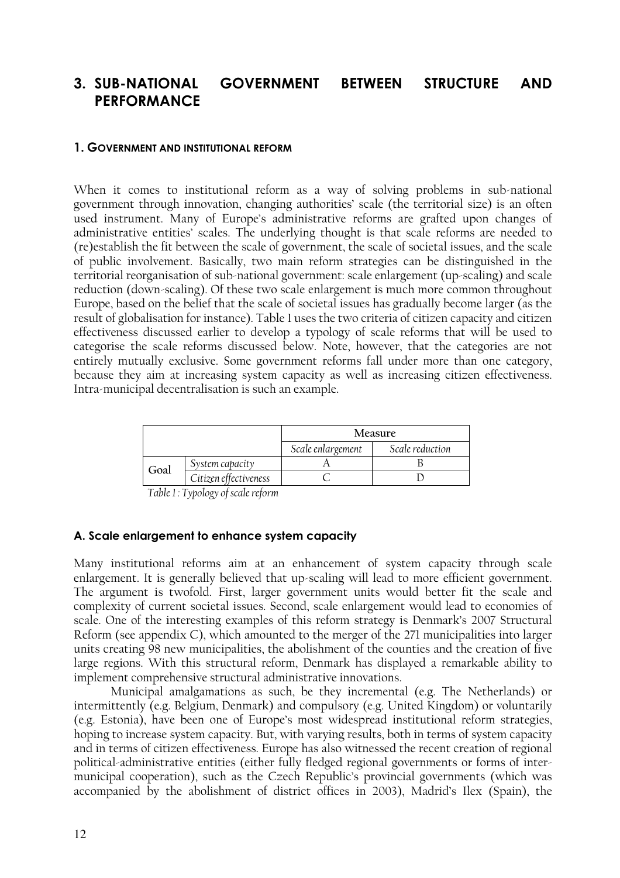# 3. SUB-NATIONAL GOVERNMENT BETWEEN STRUCTURE AND PERFORMANCE

## 1. GOVERNMENT AND INSTITUTIONAL REFORM

When it comes to institutional reform as a way of solving problems in sub-national government through innovation, changing authorities' scale (the territorial size) is an often used instrument. Many of Europe's administrative reforms are grafted upon changes of administrative entities' scales. The underlying thought is that scale reforms are needed to (re)establish the fit between the scale of government, the scale of societal issues, and the scale of public involvement. Basically, two main reform strategies can be distinguished in the territorial reorganisation of sub-national government: scale enlargement (up-scaling) and scale reduction (down-scaling). Of these two scale enlargement is much more common throughout Europe, based on the belief that the scale of societal issues has gradually become larger (as the result of globalisation for instance). Table 1 uses the two criteria of citizen capacity and citizen effectiveness discussed earlier to develop a typology of scale reforms that will be used to categorise the scale reforms discussed below. Note, however, that the categories are not entirely mutually exclusive. Some government reforms fall under more than one category, because they aim at increasing system capacity as well as increasing citizen effectiveness. Intra-municipal decentralisation is such an example.

| | | **Measure** | |
|---|---|---|---|
| | | *Scale enlargement* | *Scale reduction* |
| **Goal** | *System capacity* | A | B |
| | *Citizen effectiveness* | C | D |

*Table 1 : Typology of scale reform*

### A. Scale enlargement to enhance system capacity

Many institutional reforms aim at an enhancement of system capacity through scale enlargement. It is generally believed that up-scaling will lead to more efficient government. The argument is twofold. First, larger government units would better fit the scale and complexity of current societal issues. Second, scale enlargement would lead to economies of scale. One of the interesting examples of this reform strategy is Denmark's 2007 Structural Reform (see appendix C), which amounted to the merger of the 271 municipalities into larger units creating 98 new municipalities, the abolishment of the counties and the creation of five large regions. With this structural reform, Denmark has displayed a remarkable ability to implement comprehensive structural administrative innovations.

Municipal amalgamations as such, be they incremental (e.g. The Netherlands) or intermittently (e.g. Belgium, Denmark) and compulsory (e.g. United Kingdom) or voluntarily (e.g. Estonia), have been one of Europe's most widespread institutional reform strategies, hoping to increase system capacity. But, with varying results, both in terms of system capacity and in terms of citizen effectiveness. Europe has also witnessed the recent creation of regional political-administrative entities (either fully fledged regional governments or forms of inter-municipal cooperation), such as the Czech Republic's provincial governments (which was accompanied by the abolishment of district offices in 2003), Madrid's Ilex (Spain), the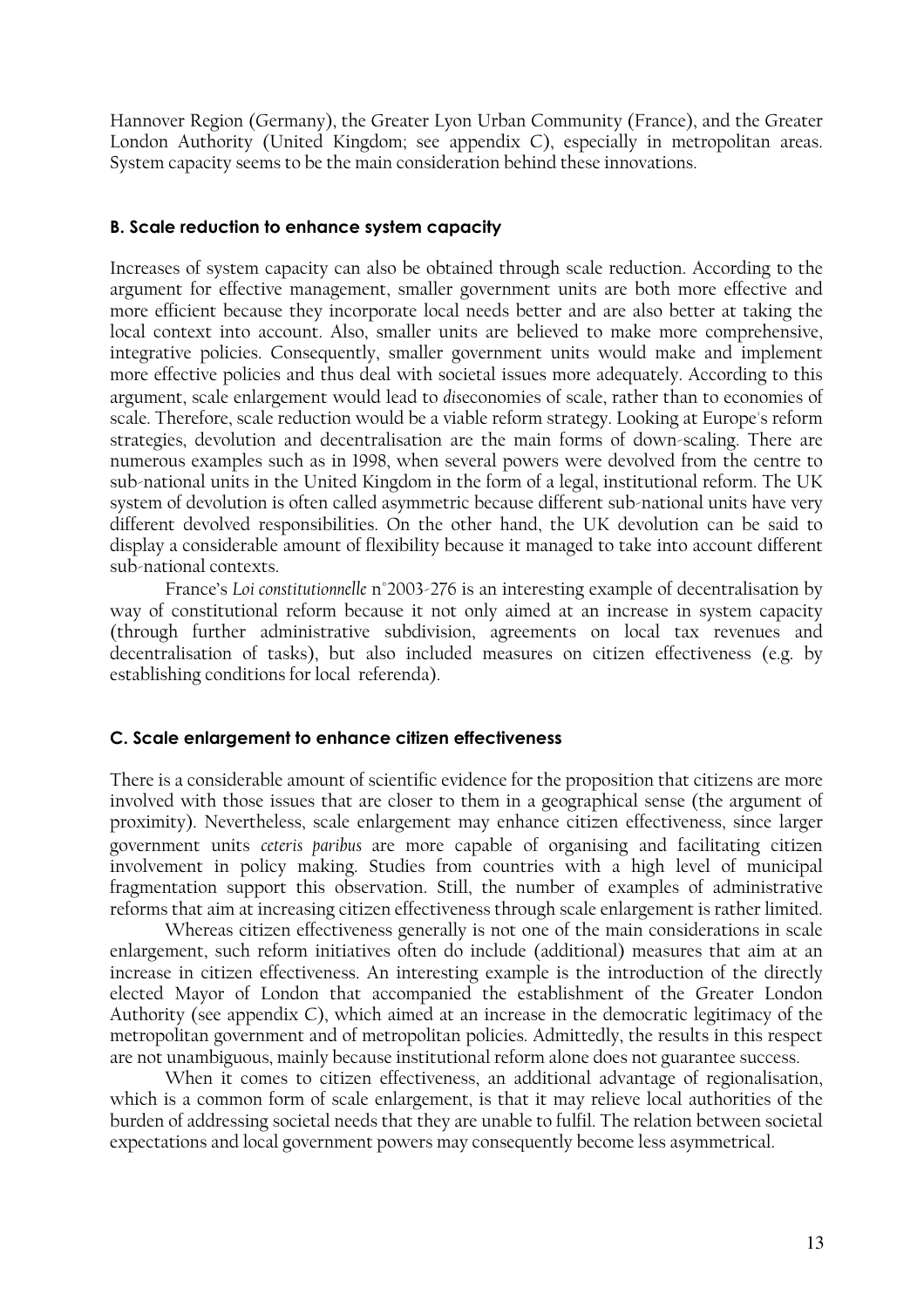Hannover Region (Germany), the Greater Lyon Urban Community (France), and the Greater London Authority (United Kingdom; see appendix C), especially in metropolitan areas. System capacity seems to be the main consideration behind these innovations.

### B. Scale reduction to enhance system capacity

Increases of system capacity can also be obtained through scale reduction. According to the argument for effective management, smaller government units are both more effective and more efficient because they incorporate local needs better and are also better at taking the local context into account. Also, smaller units are believed to make more comprehensive, integrative policies. Consequently, smaller government units would make and implement more effective policies and thus deal with societal issues more adequately. According to this argument, scale enlargement would lead to *dis*economies of scale, rather than to economies of scale. Therefore, scale reduction would be a viable reform strategy. Looking at Europe's reform strategies, devolution and decentralisation are the main forms of down-scaling. There are numerous examples such as in 1998, when several powers were devolved from the centre to sub-national units in the United Kingdom in the form of a legal, institutional reform. The UK system of devolution is often called asymmetric because different sub-national units have very different devolved responsibilities. On the other hand, the UK devolution can be said to display a considerable amount of flexibility because it managed to take into account different sub-national contexts.

France's *Loi constitutionnelle* n°2003-276 is an interesting example of decentralisation by way of constitutional reform because it not only aimed at an increase in system capacity (through further administrative subdivision, agreements on local tax revenues and decentralisation of tasks), but also included measures on citizen effectiveness (e.g. by establishing conditions for local referenda).

### C. Scale enlargement to enhance citizen effectiveness

There is a considerable amount of scientific evidence for the proposition that citizens are more involved with those issues that are closer to them in a geographical sense (the argument of proximity). Nevertheless, scale enlargement may enhance citizen effectiveness, since larger government units *ceteris paribus* are more capable of organising and facilitating citizen involvement in policy making. Studies from countries with a high level of municipal fragmentation support this observation. Still, the number of examples of administrative reforms that aim at increasing citizen effectiveness through scale enlargement is rather limited.

Whereas citizen effectiveness generally is not one of the main considerations in scale enlargement, such reform initiatives often do include (additional) measures that aim at an increase in citizen effectiveness. An interesting example is the introduction of the directly elected Mayor of London that accompanied the establishment of the Greater London Authority (see appendix C), which aimed at an increase in the democratic legitimacy of the metropolitan government and of metropolitan policies. Admittedly, the results in this respect are not unambiguous, mainly because institutional reform alone does not guarantee success.

When it comes to citizen effectiveness, an additional advantage of regionalisation, which is a common form of scale enlargement, is that it may relieve local authorities of the burden of addressing societal needs that they are unable to fulfil. The relation between societal expectations and local government powers may consequently become less asymmetrical.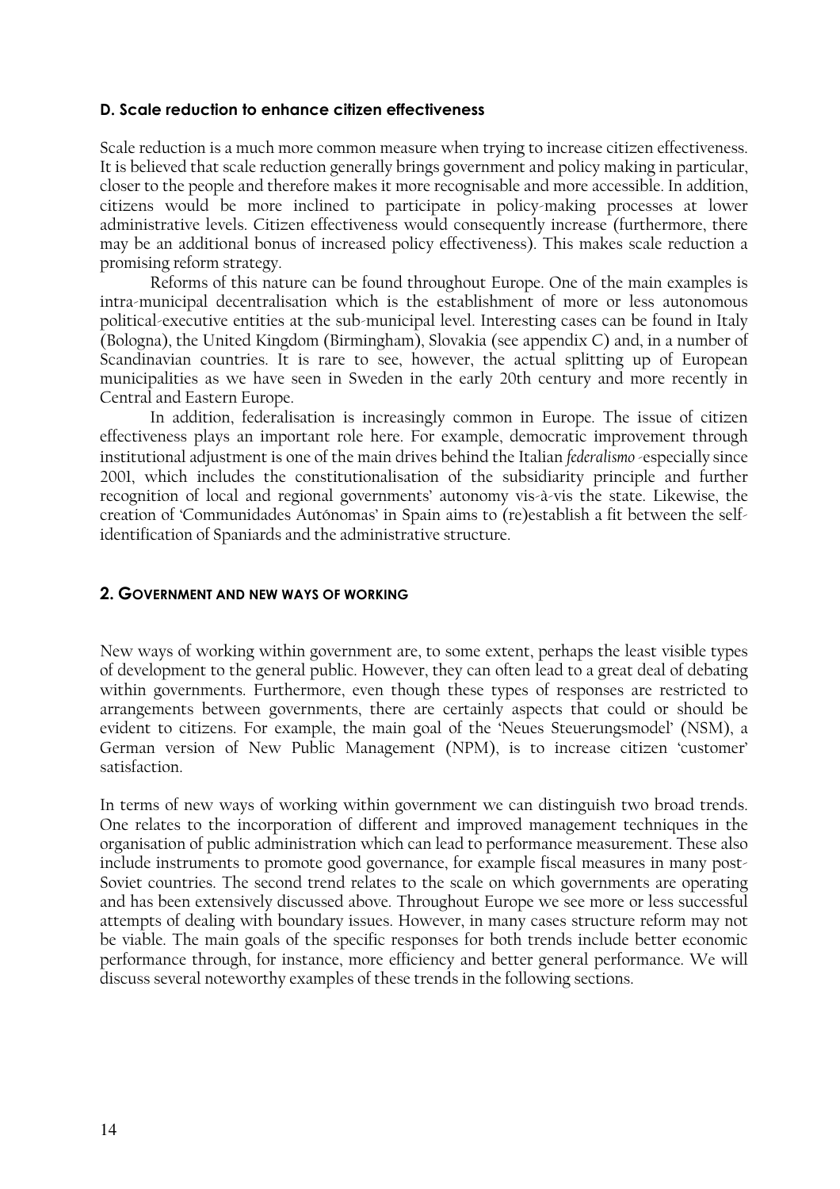#### D. Scale reduction to enhance citizen effectiveness

Scale reduction is a much more common measure when trying to increase citizen effectiveness. It is believed that scale reduction generally brings government and policy making in particular, closer to the people and therefore makes it more recognisable and more accessible. In addition, citizens would be more inclined to participate in policy-making processes at lower administrative levels. Citizen effectiveness would consequently increase (furthermore, there may be an additional bonus of increased policy effectiveness). This makes scale reduction a promising reform strategy.

Reforms of this nature can be found throughout Europe. One of the main examples is intra-municipal decentralisation which is the establishment of more or less autonomous political-executive entities at the sub-municipal level. Interesting cases can be found in Italy (Bologna), the United Kingdom (Birmingham), Slovakia (see appendix C) and, in a number of Scandinavian countries. It is rare to see, however, the actual splitting up of European municipalities as we have seen in Sweden in the early 20th century and more recently in Central and Eastern Europe.

In addition, federalisation is increasingly common in Europe. The issue of citizen effectiveness plays an important role here. For example, democratic improvement through institutional adjustment is one of the main drives behind the Italian *federalismo* -especially since 2001, which includes the constitutionalisation of the subsidiarity principle and further recognition of local and regional governments' autonomy vis-à-vis the state. Likewise, the creation of 'Communidades Autónomas' in Spain aims to (re)establish a fit between the self-identification of Spaniards and the administrative structure.

### 2. Government and new ways of working

New ways of working within government are, to some extent, perhaps the least visible types of development to the general public. However, they can often lead to a great deal of debating within governments. Furthermore, even though these types of responses are restricted to arrangements between governments, there are certainly aspects that could or should be evident to citizens. For example, the main goal of the 'Neues Steuerungsmodel' (NSM), a German version of New Public Management (NPM), is to increase citizen 'customer' satisfaction.

In terms of new ways of working within government we can distinguish two broad trends. One relates to the incorporation of different and improved management techniques in the organisation of public administration which can lead to performance measurement. These also include instruments to promote good governance, for example fiscal measures in many post-Soviet countries. The second trend relates to the scale on which governments are operating and has been extensively discussed above. Throughout Europe we see more or less successful attempts of dealing with boundary issues. However, in many cases structure reform may not be viable. The main goals of the specific responses for both trends include better economic performance through, for instance, more efficiency and better general performance. We will discuss several noteworthy examples of these trends in the following sections.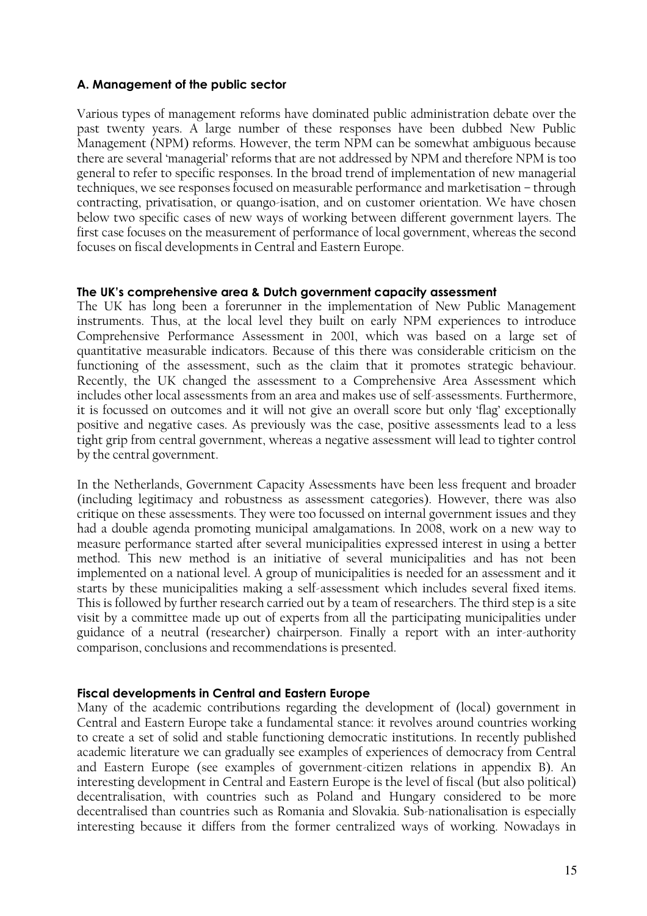## A. Management of the public sector

Various types of management reforms have dominated public administration debate over the past twenty years. A large number of these responses have been dubbed New Public Management (NPM) reforms. However, the term NPM can be somewhat ambiguous because there are several 'managerial' reforms that are not addressed by NPM and therefore NPM is too general to refer to specific responses. In the broad trend of implementation of new managerial techniques, we see responses focused on measurable performance and marketisation – through contracting, privatisation, or quango-isation, and on customer orientation. We have chosen below two specific cases of new ways of working between different government layers. The first case focuses on the measurement of performance of local government, whereas the second focuses on fiscal developments in Central and Eastern Europe.

### The UK's comprehensive area & Dutch government capacity assessment

The UK has long been a forerunner in the implementation of New Public Management instruments. Thus, at the local level they built on early NPM experiences to introduce Comprehensive Performance Assessment in 2001, which was based on a large set of quantitative measurable indicators. Because of this there was considerable criticism on the functioning of the assessment, such as the claim that it promotes strategic behaviour. Recently, the UK changed the assessment to a Comprehensive Area Assessment which includes other local assessments from an area and makes use of self-assessments. Furthermore, it is focussed on outcomes and it will not give an overall score but only 'flag' exceptionally positive and negative cases. As previously was the case, positive assessments lead to a less tight grip from central government, whereas a negative assessment will lead to tighter control by the central government.

In the Netherlands, Government Capacity Assessments have been less frequent and broader (including legitimacy and robustness as assessment categories). However, there was also critique on these assessments. They were too focussed on internal government issues and they had a double agenda promoting municipal amalgamations. In 2008, work on a new way to measure performance started after several municipalities expressed interest in using a better method. This new method is an initiative of several municipalities and has not been implemented on a national level. A group of municipalities is needed for an assessment and it starts by these municipalities making a self-assessment which includes several fixed items. This is followed by further research carried out by a team of researchers. The third step is a site visit by a committee made up out of experts from all the participating municipalities under guidance of a neutral (researcher) chairperson. Finally a report with an inter-authority comparison, conclusions and recommendations is presented.

### Fiscal developments in Central and Eastern Europe

Many of the academic contributions regarding the development of (local) government in Central and Eastern Europe take a fundamental stance: it revolves around countries working to create a set of solid and stable functioning democratic institutions. In recently published academic literature we can gradually see examples of experiences of democracy from Central and Eastern Europe (see examples of government-citizen relations in appendix B). An interesting development in Central and Eastern Europe is the level of fiscal (but also political) decentralisation, with countries such as Poland and Hungary considered to be more decentralised than countries such as Romania and Slovakia. Sub-nationalisation is especially interesting because it differs from the former centralized ways of working. Nowadays in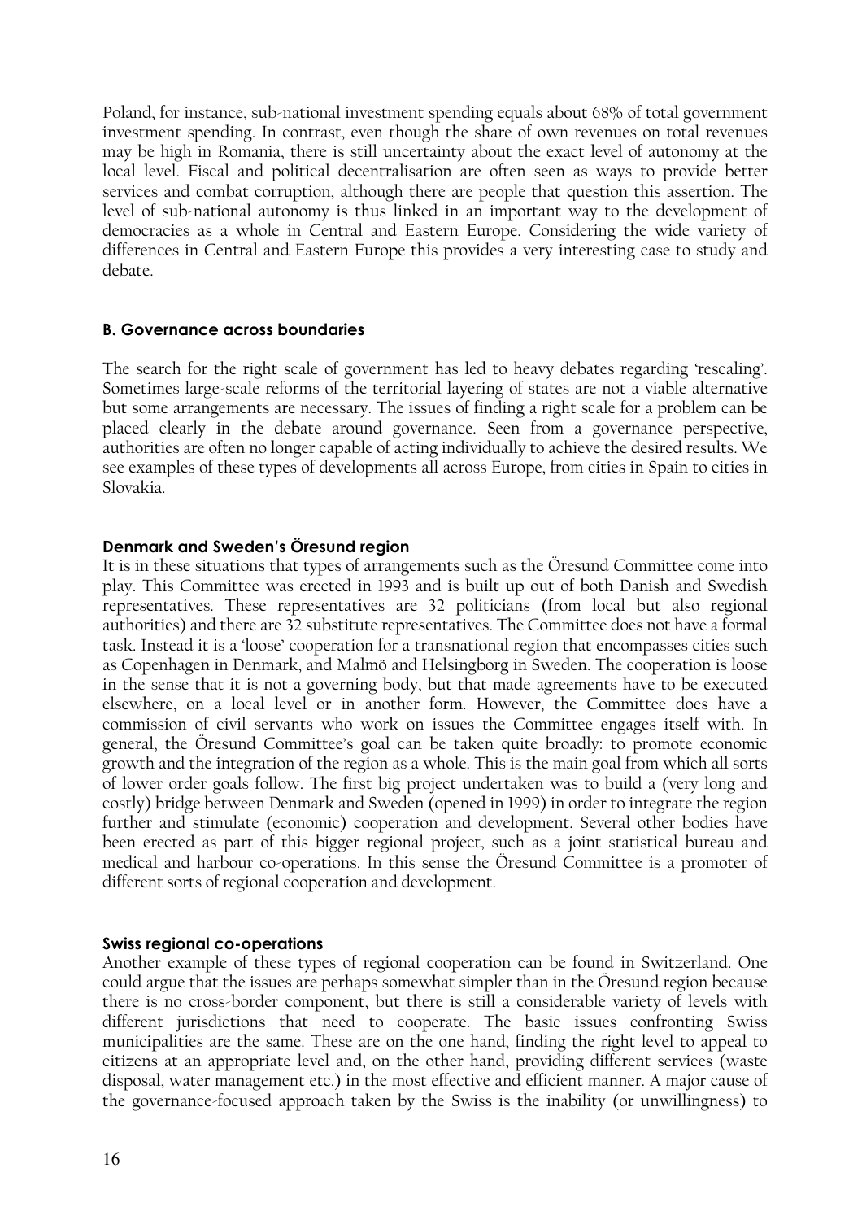Poland, for instance, sub-national investment spending equals about 68% of total government investment spending. In contrast, even though the share of own revenues on total revenues may be high in Romania, there is still uncertainty about the exact level of autonomy at the local level. Fiscal and political decentralisation are often seen as ways to provide better services and combat corruption, although there are people that question this assertion. The level of sub-national autonomy is thus linked in an important way to the development of democracies as a whole in Central and Eastern Europe. Considering the wide variety of differences in Central and Eastern Europe this provides a very interesting case to study and debate.

### B. Governance across boundaries

The search for the right scale of government has led to heavy debates regarding 'rescaling'. Sometimes large-scale reforms of the territorial layering of states are not a viable alternative but some arrangements are necessary. The issues of finding a right scale for a problem can be placed clearly in the debate around governance. Seen from a governance perspective, authorities are often no longer capable of acting individually to achieve the desired results. We see examples of these types of developments all across Europe, from cities in Spain to cities in Slovakia.

#### Denmark and Sweden's Öresund region

It is in these situations that types of arrangements such as the Öresund Committee come into play. This Committee was erected in 1993 and is built up out of both Danish and Swedish representatives. These representatives are 32 politicians (from local but also regional authorities) and there are 32 substitute representatives. The Committee does not have a formal task. Instead it is a 'loose' cooperation for a transnational region that encompasses cities such as Copenhagen in Denmark, and Malmö and Helsingborg in Sweden. The cooperation is loose in the sense that it is not a governing body, but that made agreements have to be executed elsewhere, on a local level or in another form. However, the Committee does have a commission of civil servants who work on issues the Committee engages itself with. In general, the Öresund Committee's goal can be taken quite broadly: to promote economic growth and the integration of the region as a whole. This is the main goal from which all sorts of lower order goals follow. The first big project undertaken was to build a (very long and costly) bridge between Denmark and Sweden (opened in 1999) in order to integrate the region further and stimulate (economic) cooperation and development. Several other bodies have been erected as part of this bigger regional project, such as a joint statistical bureau and medical and harbour co-operations. In this sense the Öresund Committee is a promoter of different sorts of regional cooperation and development.

#### Swiss regional co-operations

Another example of these types of regional cooperation can be found in Switzerland. One could argue that the issues are perhaps somewhat simpler than in the Öresund region because there is no cross-border component, but there is still a considerable variety of levels with different jurisdictions that need to cooperate. The basic issues confronting Swiss municipalities are the same. These are on the one hand, finding the right level to appeal to citizens at an appropriate level and, on the other hand, providing different services (waste disposal, water management etc.) in the most effective and efficient manner. A major cause of the governance-focused approach taken by the Swiss is the inability (or unwillingness) to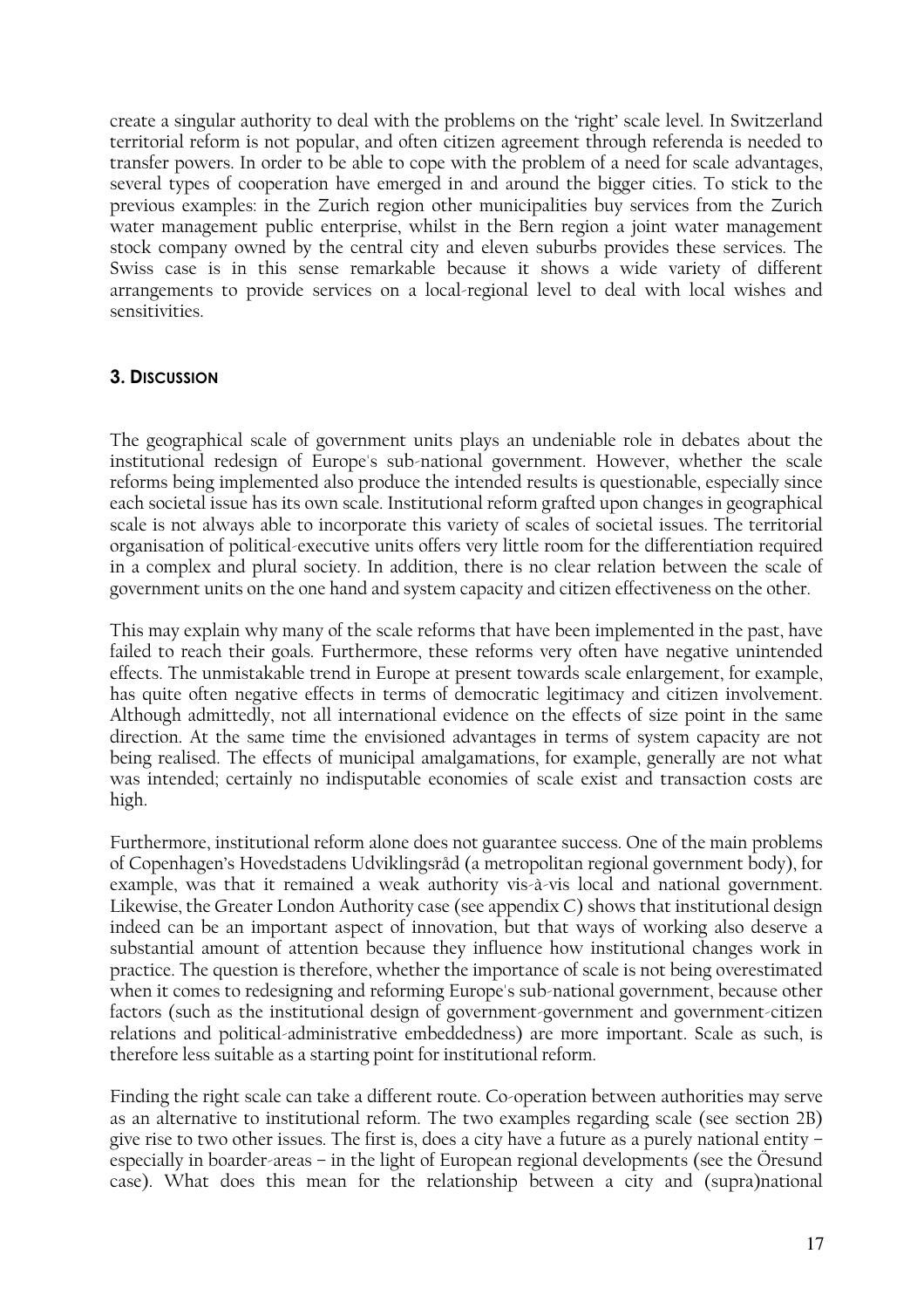create a singular authority to deal with the problems on the 'right' scale level. In Switzerland territorial reform is not popular, and often citizen agreement through referenda is needed to transfer powers. In order to be able to cope with the problem of a need for scale advantages, several types of cooperation have emerged in and around the bigger cities. To stick to the previous examples: in the Zurich region other municipalities buy services from the Zurich water management public enterprise, whilst in the Bern region a joint water management stock company owned by the central city and eleven suburbs provides these services. The Swiss case is in this sense remarkable because it shows a wide variety of different arrangements to provide services on a local-regional level to deal with local wishes and sensitivities.

## 3. Discussion

The geographical scale of government units plays an undeniable role in debates about the institutional redesign of Europe's sub-national government. However, whether the scale reforms being implemented also produce the intended results is questionable, especially since each societal issue has its own scale. Institutional reform grafted upon changes in geographical scale is not always able to incorporate this variety of scales of societal issues. The territorial organisation of political-executive units offers very little room for the differentiation required in a complex and plural society. In addition, there is no clear relation between the scale of government units on the one hand and system capacity and citizen effectiveness on the other.

This may explain why many of the scale reforms that have been implemented in the past, have failed to reach their goals. Furthermore, these reforms very often have negative unintended effects. The unmistakable trend in Europe at present towards scale enlargement, for example, has quite often negative effects in terms of democratic legitimacy and citizen involvement. Although admittedly, not all international evidence on the effects of size point in the same direction. At the same time the envisioned advantages in terms of system capacity are not being realised. The effects of municipal amalgamations, for example, generally are not what was intended; certainly no indisputable economies of scale exist and transaction costs are high.

Furthermore, institutional reform alone does not guarantee success. One of the main problems of Copenhagen's Hovedstadens Udviklingsråd (a metropolitan regional government body), for example, was that it remained a weak authority vis-à-vis local and national government. Likewise, the Greater London Authority case (see appendix C) shows that institutional design indeed can be an important aspect of innovation, but that ways of working also deserve a substantial amount of attention because they influence how institutional changes work in practice. The question is therefore, whether the importance of scale is not being overestimated when it comes to redesigning and reforming Europe's sub-national government, because other factors (such as the institutional design of government-government and government-citizen relations and political-administrative embeddedness) are more important. Scale as such, is therefore less suitable as a starting point for institutional reform.

Finding the right scale can take a different route. Co-operation between authorities may serve as an alternative to institutional reform. The two examples regarding scale (see section 2B) give rise to two other issues. The first is, does a city have a future as a purely national entity – especially in boarder-areas – in the light of European regional developments (see the Öresund case). What does this mean for the relationship between a city and (supra)national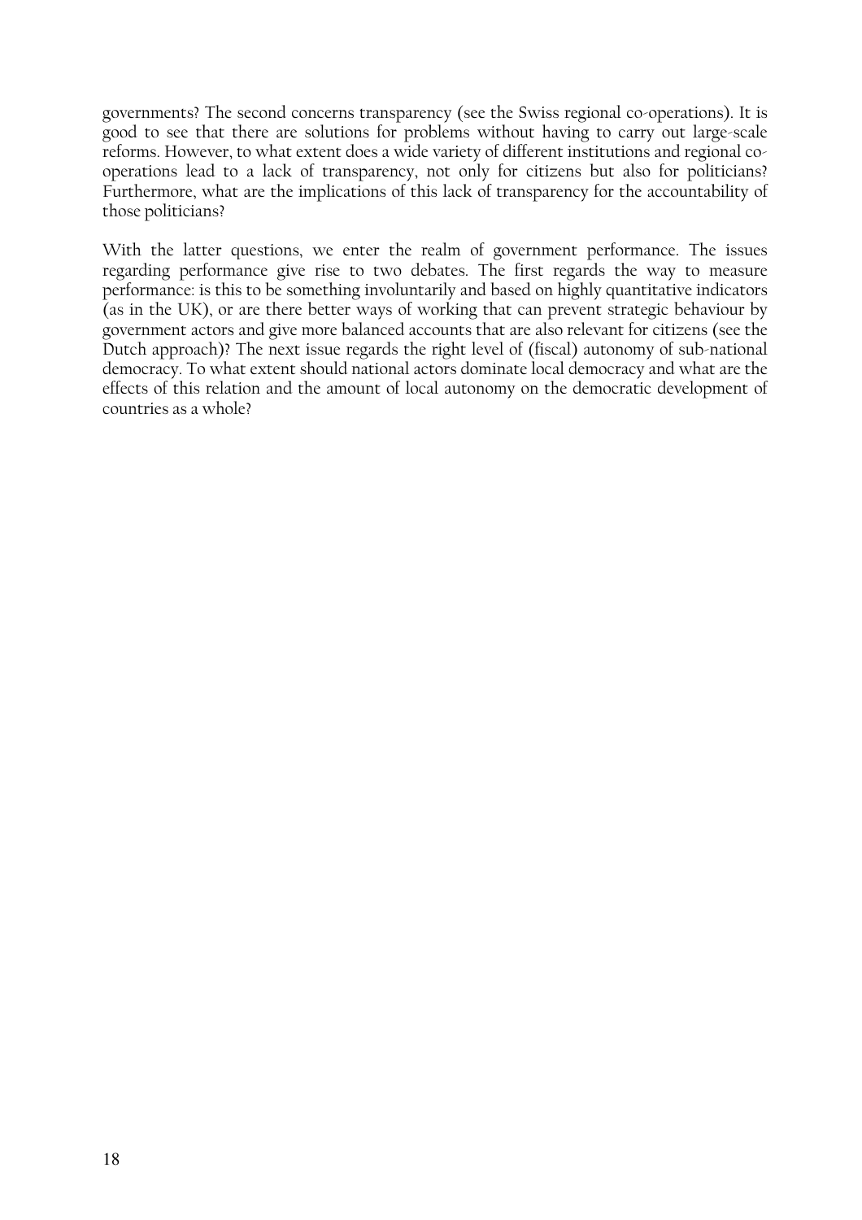governments? The second concerns transparency (see the Swiss regional co-operations). It is good to see that there are solutions for problems without having to carry out large-scale reforms. However, to what extent does a wide variety of different institutions and regional co-operations lead to a lack of transparency, not only for citizens but also for politicians? Furthermore, what are the implications of this lack of transparency for the accountability of those politicians?

With the latter questions, we enter the realm of government performance. The issues regarding performance give rise to two debates. The first regards the way to measure performance: is this to be something involuntarily and based on highly quantitative indicators (as in the UK), or are there better ways of working that can prevent strategic behaviour by government actors and give more balanced accounts that are also relevant for citizens (see the Dutch approach)? The next issue regards the right level of (fiscal) autonomy of sub-national democracy. To what extent should national actors dominate local democracy and what are the effects of this relation and the amount of local autonomy on the democratic development of countries as a whole?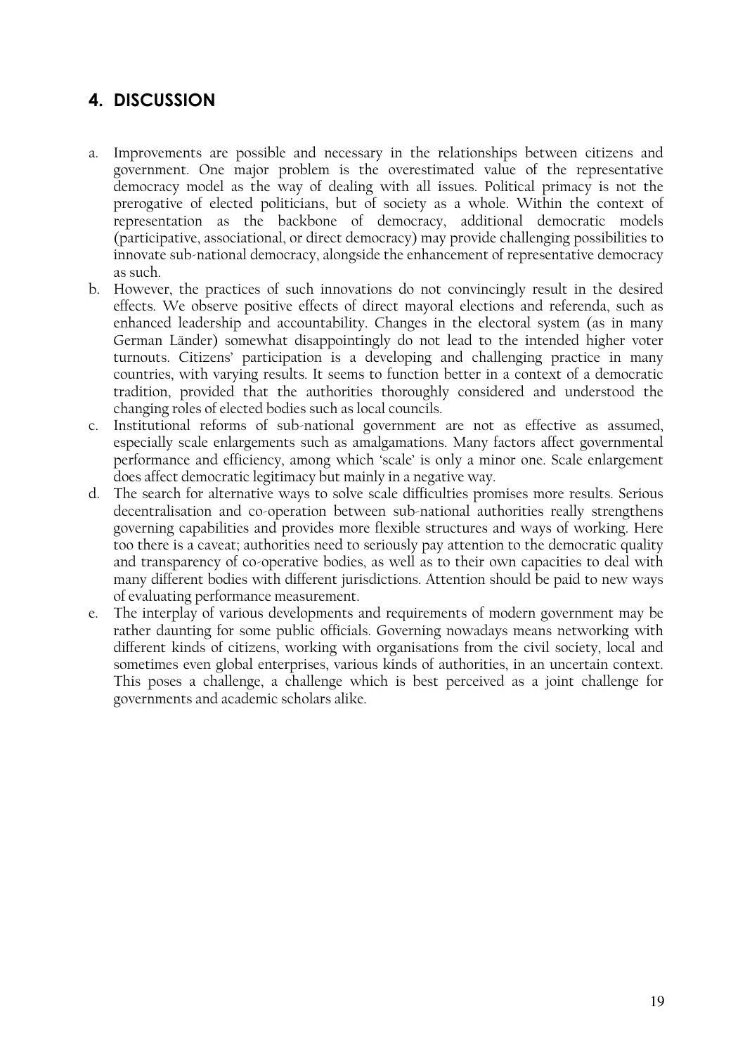## 4. DISCUSSION

a. Improvements are possible and necessary in the relationships between citizens and government. One major problem is the overestimated value of the representative democracy model as the way of dealing with all issues. Political primacy is not the prerogative of elected politicians, but of society as a whole. Within the context of representation as the backbone of democracy, additional democratic models (participative, associational, or direct democracy) may provide challenging possibilities to innovate sub-national democracy, alongside the enhancement of representative democracy as such.
b. However, the practices of such innovations do not convincingly result in the desired effects. We observe positive effects of direct mayoral elections and referenda, such as enhanced leadership and accountability. Changes in the electoral system (as in many German Länder) somewhat disappointingly do not lead to the intended higher voter turnouts. Citizens' participation is a developing and challenging practice in many countries, with varying results. It seems to function better in a context of a democratic tradition, provided that the authorities thoroughly considered and understood the changing roles of elected bodies such as local councils.
c. Institutional reforms of sub-national government are not as effective as assumed, especially scale enlargements such as amalgamations. Many factors affect governmental performance and efficiency, among which 'scale' is only a minor one. Scale enlargement does affect democratic legitimacy but mainly in a negative way.
d. The search for alternative ways to solve scale difficulties promises more results. Serious decentralisation and co-operation between sub-national authorities really strengthens governing capabilities and provides more flexible structures and ways of working. Here too there is a caveat; authorities need to seriously pay attention to the democratic quality and transparency of co-operative bodies, as well as to their own capacities to deal with many different bodies with different jurisdictions. Attention should be paid to new ways of evaluating performance measurement.
e. The interplay of various developments and requirements of modern government may be rather daunting for some public officials. Governing nowadays means networking with different kinds of citizens, working with organisations from the civil society, local and sometimes even global enterprises, various kinds of authorities, in an uncertain context. This poses a challenge, a challenge which is best perceived as a joint challenge for governments and academic scholars alike.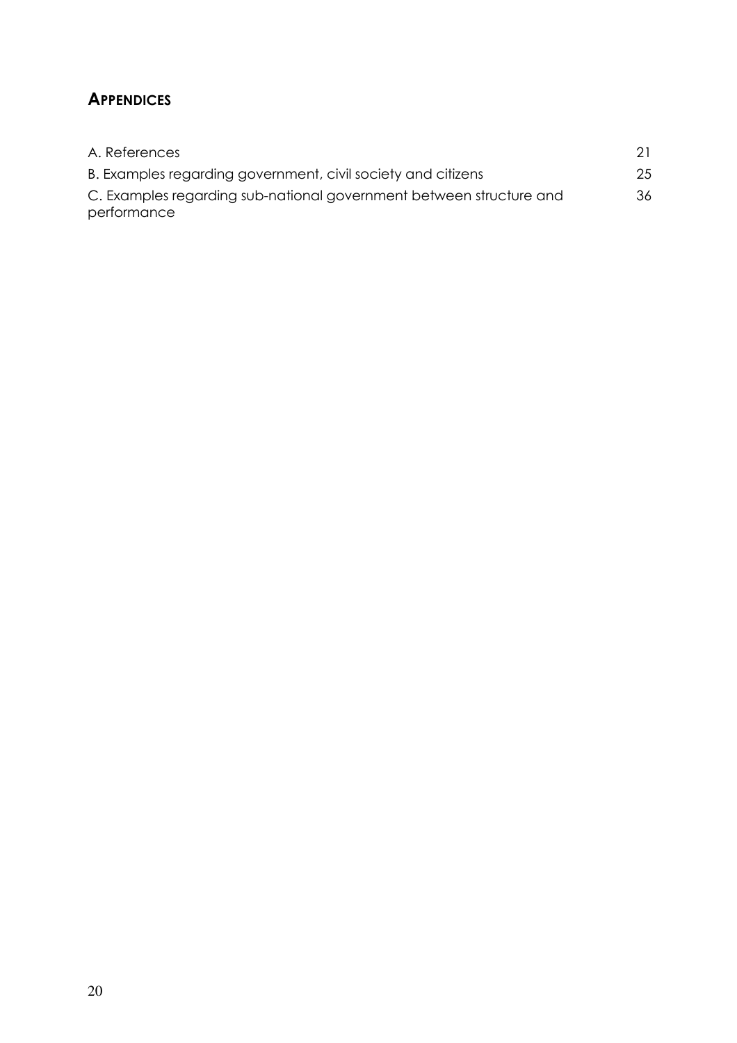## **Appendices**

| | |
|---|---|
| A. References | 21 |
| B. Examples regarding government, civil society and citizens | 25 |
| C. Examples regarding sub-national government between structure and performance | 36 |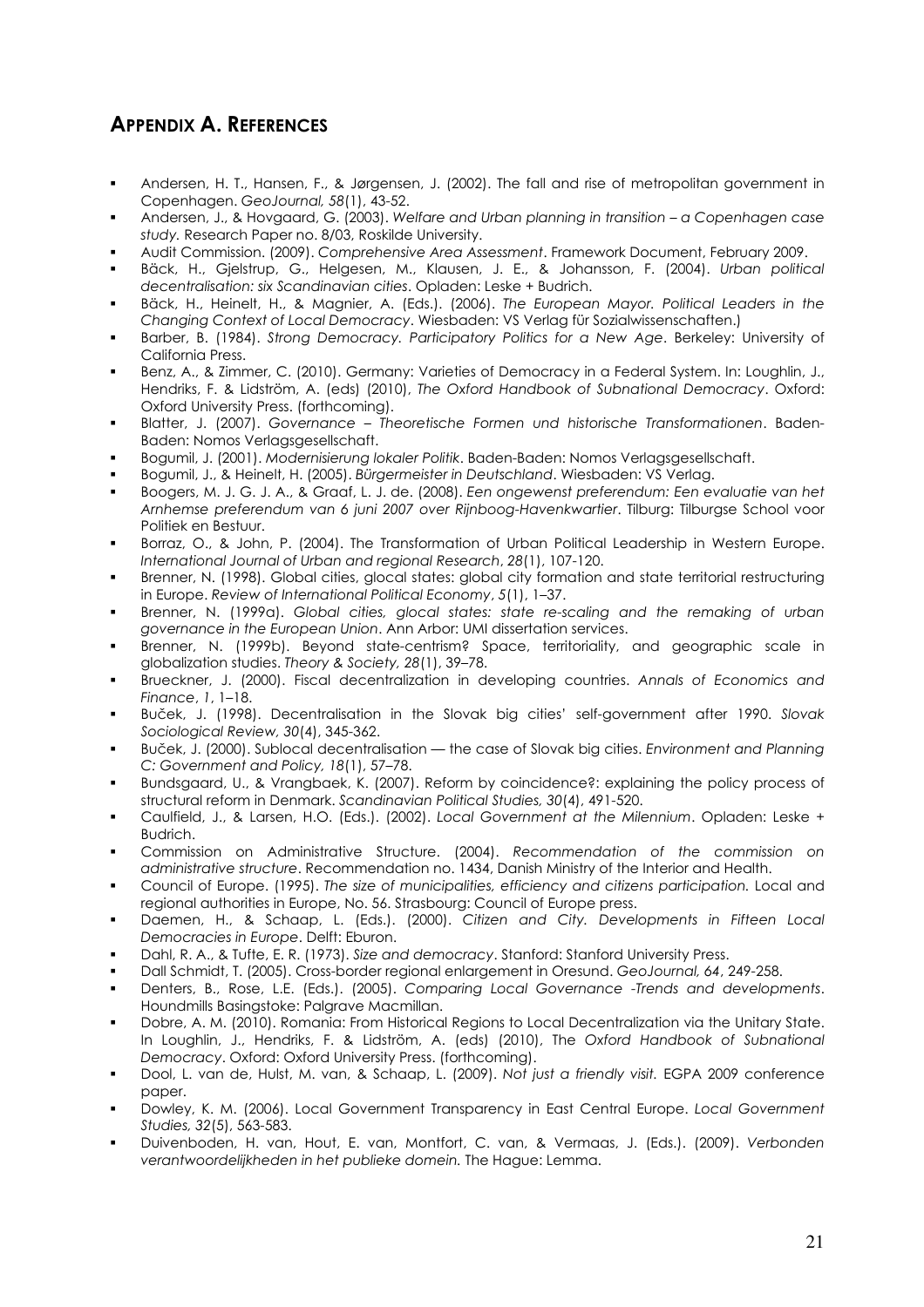## APPENDIX A. REFERENCES

- Andersen, H. T., Hansen, F., & Jørgensen, J. (2002). The fall and rise of metropolitan government in Copenhagen. *GeoJournal, 58*(1), 43-52.
- Andersen, J., & Hovgaard, G. (2003). *Welfare and Urban planning in transition – a Copenhagen case study.* Research Paper no. 8/03, Roskilde University.
- Audit Commission. (2009). *Comprehensive Area Assessment*. Framework Document, February 2009.
- Bäck, H., Gjelstrup, G., Helgesen, M., Klausen, J. E., & Johansson, F. (2004). *Urban political decentralisation: six Scandinavian cities*. Opladen: Leske + Budrich.
- Bäck, H., Heinelt, H., & Magnier, A. (Eds.). (2006). *The European Mayor. Political Leaders in the Changing Context of Local Democracy*. Wiesbaden: VS Verlag für Sozialwissenschaften.)
- Barber, B. (1984). *Strong Democracy. Participatory Politics for a New Age*. Berkeley: University of California Press.
- Benz, A., & Zimmer, C. (2010). Germany: Varieties of Democracy in a Federal System. In: Loughlin, J., Hendriks, F. & Lidström, A. (eds) (2010), *The Oxford Handbook of Subnational Democracy*. Oxford: Oxford University Press. (forthcoming).
- Blatter, J. (2007). *Governance – Theoretische Formen und historische Transformationen*. Baden-Baden: Nomos Verlagsgesellschaft.
- Bogumil, J. (2001). *Modernisierung lokaler Politik*. Baden-Baden: Nomos Verlagsgesellschaft.
- Bogumil, J., & Heinelt, H. (2005). *Bürgermeister in Deutschland*. Wiesbaden: VS Verlag.
- Boogers, M. J. G. J. A., & Graaf, L. J. de. (2008). *Een ongewenst preferendum: Een evaluatie van het Arnhemse preferendum van 6 juni 2007 over Rijnboog-Havenkwartier*. Tilburg: Tilburgse School voor Politiek en Bestuur.
- Borraz, O., & John, P. (2004). The Transformation of Urban Political Leadership in Western Europe. *International Journal of Urban and regional Research*, *28*(1), 107-120.
- Brenner, N. (1998). Global cities, glocal states: global city formation and state territorial restructuring in Europe. *Review of International Political Economy*, *5*(1), 1–37.
- Brenner, N. (1999a). *Global cities, glocal states: state re-scaling and the remaking of urban governance in the European Union*. Ann Arbor: UMI dissertation services.
- Brenner, N. (1999b). Beyond state-centrism? Space, territoriality, and geographic scale in globalization studies. *Theory & Society, 28*(1), 39–78.
- Brueckner, J. (2000). Fiscal decentralization in developing countries. *Annals of Economics and Finance*, *1*, 1–18.
- Buček, J. (1998). Decentralisation in the Slovak big cities' self-government after 1990. *Slovak Sociological Review, 30*(4), 345-362.
- Buček, J. (2000). Sublocal decentralisation — the case of Slovak big cities. *Environment and Planning C: Government and Policy, 18*(1), 57–78.
- Bundsgaard, U., & Vrangbaek, K. (2007). Reform by coincidence?: explaining the policy process of structural reform in Denmark. *Scandinavian Political Studies, 30*(4), 491-520.
- Caulfield, J., & Larsen, H.O. (Eds.). (2002). *Local Government at the Milennium*. Opladen: Leske + Budrich.
- Commission on Administrative Structure. (2004). *Recommendation of the commission on administrative structure*. Recommendation no. 1434, Danish Ministry of the Interior and Health.
- Council of Europe. (1995). *The size of municipalities, efficiency and citizens participation.* Local and regional authorities in Europe, No. 56. Strasbourg: Council of Europe press.
- Daemen, H., & Schaap, L. (Eds.). (2000). *Citizen and City. Developments in Fifteen Local Democracies in Europe*. Delft: Eburon.
- Dahl, R. A., & Tufte, E. R. (1973). *Size and democracy*. Stanford: Stanford University Press.
- Dall Schmidt, T. (2005). Cross-border regional enlargement in Oresund. *GeoJournal, 64*, 249-258.
- Denters, B., Rose, L.E. (Eds.). (2005). *Comparing Local Governance -Trends and developments*. Houndmills Basingstoke: Palgrave Macmillan.
- Dobre, A. M. (2010). Romania: From Historical Regions to Local Decentralization via the Unitary State. In Loughlin, J., Hendriks, F. & Lidström, A. (eds) (2010), The *Oxford Handbook of Subnational Democracy*. Oxford: Oxford University Press. (forthcoming).
- Dool, L. van de, Hulst, M. van, & Schaap, L. (2009). *Not just a friendly visit.* EGPA 2009 conference paper.
- Dowley, K. M. (2006). Local Government Transparency in East Central Europe. *Local Government Studies, 32*(5), 563-583.
- Duivenboden, H. van, Hout, E. van, Montfort, C. van, & Vermaas, J. (Eds.). (2009). *Verbonden verantwoordelijkheden in het publieke domein.* The Hague: Lemma.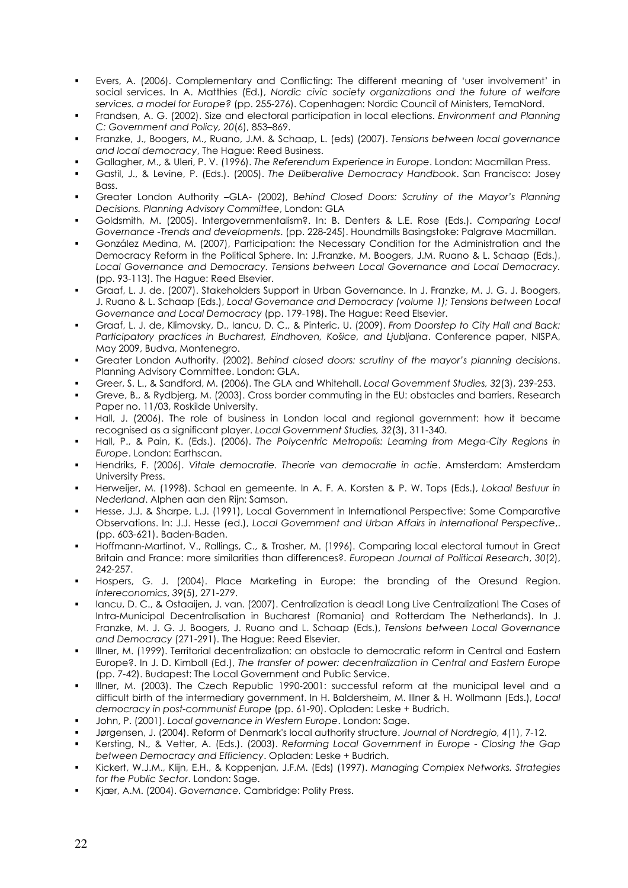- Evers, A. (2006). Complementary and Conflicting: The different meaning of 'user involvement' in social services. In A. Matthies (Ed.), *Nordic civic society organizations and the future of welfare services. a model for Europe?* (pp. 255-276). Copenhagen: Nordic Council of Ministers, TemaNord.
- Frandsen, A. G. (2002). Size and electoral participation in local elections. *Environment and Planning C: Government and Policy, 20*(6), 853–869.
- Franzke, J., Boogers, M., Ruano, J.M. & Schaap, L. (eds) (2007). *Tensions between local governance and local democracy*, The Hague: Reed Business.
- Gallagher, M., & Uleri, P. V. (1996). *The Referendum Experience in Europe*. London: Macmillan Press.
- Gastil, J., & Levine, P. (Eds.). (2005). *The Deliberative Democracy Handbook*. San Francisco: Josey Bass.
- Greater London Authority –GLA- (2002), *Behind Closed Doors: Scrutiny of the Mayor's Planning Decisions. Planning Advisory Committee*, London: GLA
- Goldsmith, M. (2005). Intergovernmentalism?. In: B. Denters & L.E. Rose (Eds.). *Comparing Local Governance -Trends and developments*. (pp. 228-245). Houndmills Basingstoke: Palgrave Macmillan.
- González Medina, M. (2007), Participation: the Necessary Condition for the Administration and the Democracy Reform in the Political Sphere. In: J.Franzke, M. Boogers, J.M. Ruano & L. Schaap (Eds.), *Local Governance and Democracy. Tensions between Local Governance and Local Democracy.* (pp. 93-113). The Hague: Reed Elsevier.
- Graaf, L. J. de. (2007). Stakeholders Support in Urban Governance. In J. Franzke, M. J. G. J. Boogers, J. Ruano & L. Schaap (Eds.), *Local Governance and Democracy (volume 1); Tensions between Local Governance and Local Democracy* (pp. 179-198). The Hague: Reed Elsevier.
- Graaf, L. J. de, Klimovsky, D., Iancu, D. C., & Pinteric, U. (2009). *From Doorstep to City Hall and Back: Participatory practices in Bucharest, Eindhoven, Košice, and Ljubljana*. Conference paper, NISPA, May 2009, Budva, Montenegro.
- Greater London Authority. (2002). *Behind closed doors: scrutiny of the mayor's planning decisions*. Planning Advisory Committee. London: GLA.
- Greer, S. L., & Sandford, M. (2006). The GLA and Whitehall. *Local Government Studies, 32*(3), 239-253.
- Greve, B., & Rydbjerg, M. (2003). Cross border commuting in the EU: obstacles and barriers. Research Paper no. 11/03, Roskilde University.
- Hall, J. (2006). The role of business in London local and regional government: how it became recognised as a significant player. *Local Government Studies, 32*(3), 311-340.
- Hall, P., & Pain, K. (Eds.). (2006). *The Polycentric Metropolis: Learning from Mega-City Regions in Europe*. London: Earthscan.
- Hendriks, F. (2006). *Vitale democratie. Theorie van democratie in actie*. Amsterdam: Amsterdam University Press.
- Herweijer, M. (1998). Schaal en gemeente. In A. F. A. Korsten & P. W. Tops (Eds.), *Lokaal Bestuur in Nederland*. Alphen aan den Rijn: Samson.
- Hesse, J.J. & Sharpe, L.J. (1991), Local Government in International Perspective: Some Comparative Observations. In: J.J. Hesse (ed.), *Local Government and Urban Affairs in International Perspective*,. (pp. 603-621). Baden-Baden.
- Hoffmann-Martinot, V., Rallings, C., & Trasher, M. (1996). Comparing local electoral turnout in Great Britain and France: more similarities than differences?. *European Journal of Political Research*, *30*(2), 242-257.
- Hospers, G. J. (2004). Place Marketing in Europe: the branding of the Oresund Region. *Intereconomics*, *39*(5), 271-279.
- Iancu, D. C., & Ostaaijen, J. van. (2007). Centralization is dead! Long Live Centralization! The Cases of Intra-Municipal Decentralisation in Bucharest (Romania) and Rotterdam The Netherlands). In J. Franzke, M. J. G. J. Boogers, J. Ruano and L. Schaap (Eds.), *Tensions between Local Governance and Democracy* (271-291). The Hague: Reed Elsevier.
- Illner, M. (1999). Territorial decentralization: an obstacle to democratic reform in Central and Eastern Europe?. In J. D. Kimball (Ed.), *The transfer of power: decentralization in Central and Eastern Europe* (pp. 7-42). Budapest: The Local Government and Public Service.
- Illner, M. (2003). The Czech Republic 1990-2001: successful reform at the municipal level and a difficult birth of the intermediary government. In H. Baldersheim, M. Illner & H. Wollmann (Eds.), *Local democracy in post-communist Europe* (pp. 61-90). Opladen: Leske + Budrich.
- John, P. (2001). *Local governance in Western Europe*. London: Sage.
- Jørgensen, J. (2004). Reform of Denmark's local authority structure. *Journal of Nordregio, 4*(1), 7-12.
- Kersting, N., & Vetter, A. (Eds.). (2003). *Reforming Local Government in Europe - Closing the Gap between Democracy and Efficiency*. Opladen: Leske + Budrich.
- Kickert, W.J.M., Klijn, E.H., & Koppenjan, J.F.M. (Eds) (1997). *Managing Complex Networks. Strategies for the Public Sector*. London: Sage.
- Kjær, A.M. (2004). *Governance.* Cambridge: Polity Press.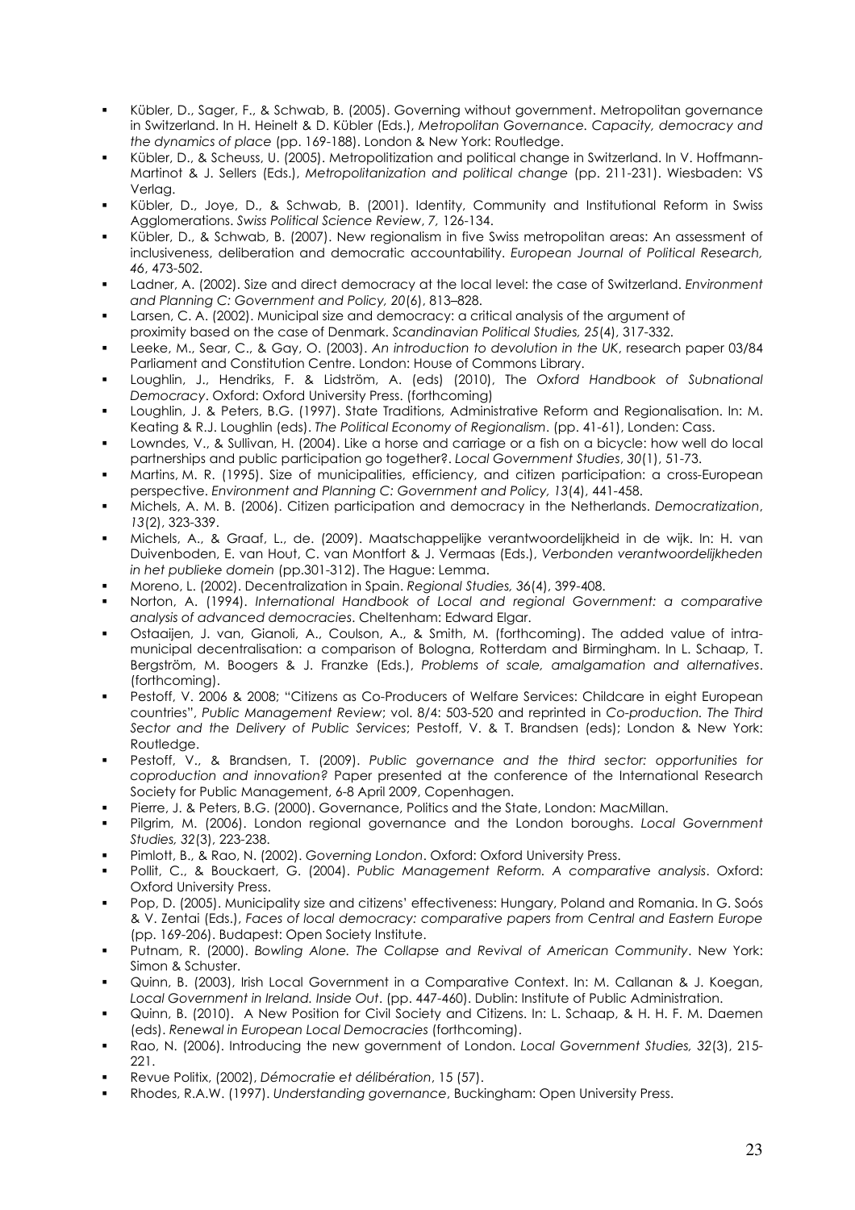- Kübler, D., Sager, F., & Schwab, B. (2005). Governing without government. Metropolitan governance in Switzerland. In H. Heinelt & D. Kübler (Eds.), *Metropolitan Governance. Capacity, democracy and the dynamics of place* (pp. 169-188). London & New York: Routledge.
- Kübler, D., & Scheuss, U. (2005). Metropolitization and political change in Switzerland. In V. Hoffmann-Martinot & J. Sellers (Eds.), *Metropolitanization and political change* (pp. 211-231). Wiesbaden: VS Verlag.
- Kübler, D., Joye, D., & Schwab, B. (2001). Identity, Community and Institutional Reform in Swiss Agglomerations. *Swiss Political Science Review*, *7*, 126-134.
- Kübler, D., & Schwab, B. (2007). New regionalism in five Swiss metropolitan areas: An assessment of inclusiveness, deliberation and democratic accountability. *European Journal of Political Research, 46*, 473-502.
- Ladner, A. (2002). Size and direct democracy at the local level: the case of Switzerland. *Environment and Planning C: Government and Policy, 20*(6), 813–828.
- Larsen, C. A. (2002). Municipal size and democracy: a critical analysis of the argument of proximity based on the case of Denmark. *Scandinavian Political Studies, 25*(4), 317-332.
- Leeke, M., Sear, C., & Gay, O. (2003). *An introduction to devolution in the UK*, research paper 03/84 Parliament and Constitution Centre. London: House of Commons Library.
- Loughlin, J., Hendriks, F. & Lidström, A. (eds) (2010), The *Oxford Handbook of Subnational Democracy*. Oxford: Oxford University Press. (forthcoming)
- Loughlin, J. & Peters, B.G. (1997). State Traditions, Administrative Reform and Regionalisation. In: M. Keating & R.J. Loughlin (eds). *The Political Economy of Regionalism*. (pp. 41-61), Londen: Cass.
- Lowndes, V., & Sullivan, H. (2004). Like a horse and carriage or a fish on a bicycle: how well do local partnerships and public participation go together?. *Local Government Studies*, *30*(1), 51-73.
- Martins, M. R. (1995). Size of municipalities, efficiency, and citizen participation: a cross-European perspective. *Environment and Planning C: Government and Policy, 13*(4), 441-458.
- Michels, A. M. B. (2006). Citizen participation and democracy in the Netherlands. *Democratization*, *13*(2), 323-339.
- Michels, A., & Graaf, L., de. (2009). Maatschappelijke verantwoordelijkheid in de wijk. In: H. van Duivenboden, E. van Hout, C. van Montfort & J. Vermaas (Eds.), *Verbonden verantwoordelijkheden in het publieke domein* (pp.301-312). The Hague: Lemma.
- Moreno, L. (2002). Decentralization in Spain. *Regional Studies, 36*(4), 399-408.
- Norton, A. (1994). *International Handbook of Local and regional Government: a comparative analysis of advanced democracies*. Cheltenham: Edward Elgar.
- Ostaaijen, J. van, Gianoli, A., Coulson, A., & Smith, M. (forthcoming). The added value of intra-municipal decentralisation: a comparison of Bologna, Rotterdam and Birmingham. In L. Schaap, T. Bergström, M. Boogers & J. Franzke (Eds.), *Problems of scale, amalgamation and alternatives*. (forthcoming).
- Pestoff, V. 2006 & 2008; "Citizens as Co-Producers of Welfare Services: Childcare in eight European countries", *Public Management Review*; vol. 8/4: 503-520 and reprinted in *Co-production. The Third Sector and the Delivery of Public Services*; Pestoff, V. & T. Brandsen (eds); London & New York: Routledge.
- Pestoff, V., & Brandsen, T. (2009). *Public governance and the third sector: opportunities for coproduction and innovation?* Paper presented at the conference of the International Research Society for Public Management, 6-8 April 2009, Copenhagen.
- Pierre, J. & Peters, B.G. (2000). Governance, Politics and the State, London: MacMillan.
- Pilgrim, M. (2006). London regional governance and the London boroughs. *Local Government Studies, 32*(3), 223-238.
- Pimlott, B., & Rao, N. (2002). *Governing London*. Oxford: Oxford University Press.
- Pollit, C., & Bouckaert, G. (2004). *Public Management Reform. A comparative analysis*. Oxford: Oxford University Press.
- Pop, D. (2005). Municipality size and citizens' effectiveness: Hungary, Poland and Romania. In G. Soós & V. Zentai (Eds.), *Faces of local democracy: comparative papers from Central and Eastern Europe* (pp. 169-206). Budapest: Open Society Institute.
- Putnam, R. (2000). *Bowling Alone. The Collapse and Revival of American Community*. New York: Simon & Schuster.
- Quinn, B. (2003), Irish Local Government in a Comparative Context. In: M. Callanan & J. Koegan, *Local Government in Ireland. Inside Out*. (pp. 447-460). Dublin: Institute of Public Administration.
- Quinn, B. (2010). A New Position for Civil Society and Citizens. In: L. Schaap, & H. H. F. M. Daemen (eds). *Renewal in European Local Democracies* (forthcoming).
- Rao, N. (2006). Introducing the new government of London. *Local Government Studies, 32*(3), 215-221.
- Revue Politix, (2002), *Démocratie et délibération*, 15 (57).
- Rhodes, R.A.W. (1997). *Understanding governance*, Buckingham: Open University Press.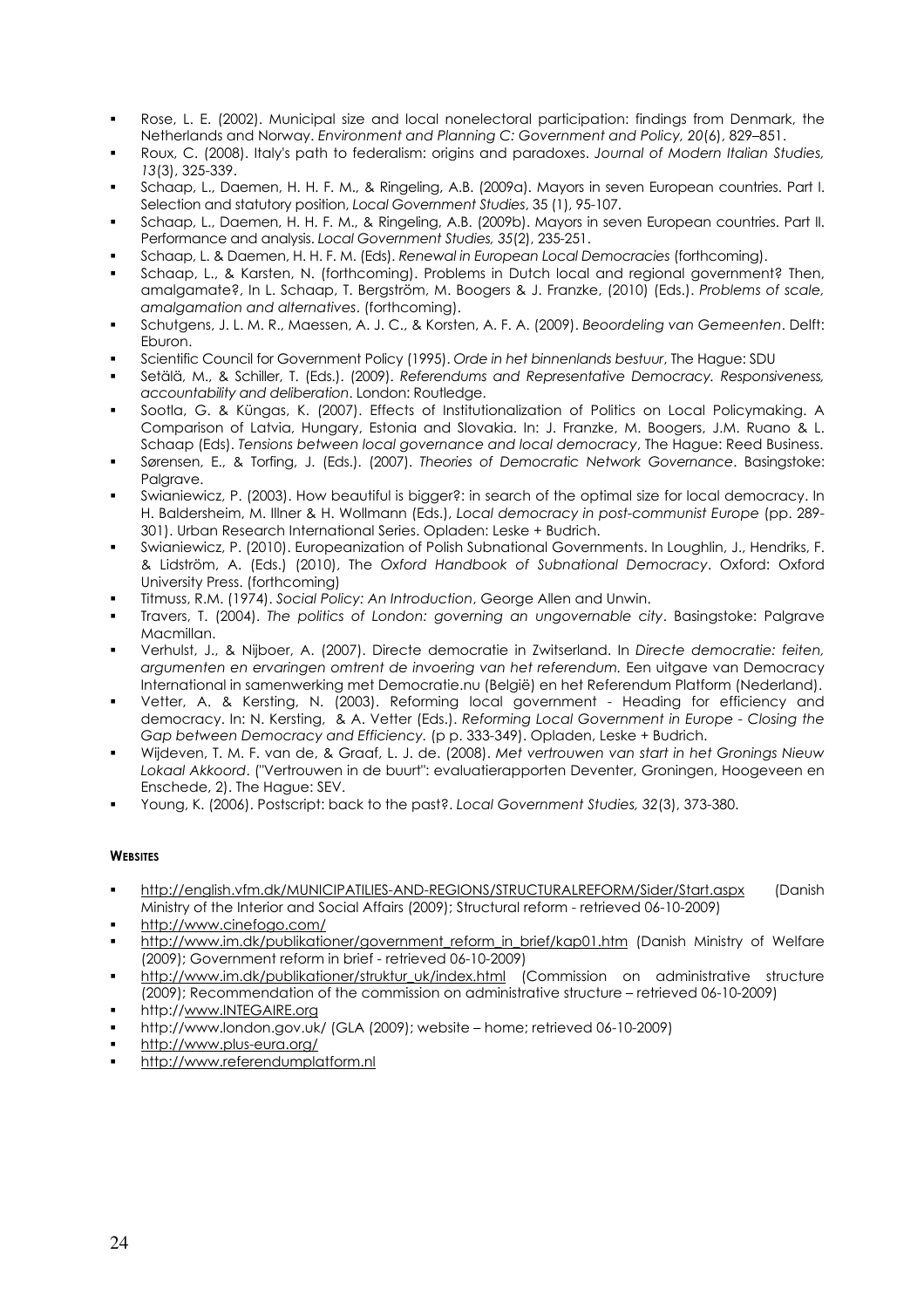- Rose, L. E. (2002). Municipal size and local nonelectoral participation: findings from Denmark, the Netherlands and Norway. *Environment and Planning C: Government and Policy, 20*(6), 829–851.
- Roux, C. (2008). Italy's path to federalism: origins and paradoxes. *Journal of Modern Italian Studies, 13*(3), 325-339.
- Schaap, L., Daemen, H. H. F. M., & Ringeling, A.B. (2009a). Mayors in seven European countries. Part I. Selection and statutory position, *Local Government Studies*, 35 (1), 95-107.
- Schaap, L., Daemen, H. H. F. M., & Ringeling, A.B. (2009b). Mayors in seven European countries. Part II. Performance and analysis. *Local Government Studies, 35*(2), 235-251.
- Schaap, L. & Daemen, H. H. F. M. (Eds). *Renewal in European Local Democracies* (forthcoming).
- Schaap, L., & Karsten, N. (forthcoming). Problems in Dutch local and regional government? Then, amalgamate?, In L. Schaap, T. Bergström, M. Boogers & J. Franzke, (2010) (Eds.). *Problems of scale, amalgamation and alternatives*. (forthcoming).
- Schutgens, J. L. M. R., Maessen, A. J. C., & Korsten, A. F. A. (2009). *Beoordeling van Gemeenten*. Delft: Eburon.
- Scientific Council for Government Policy (1995). *Orde in het binnenlands bestuur*, The Hague: SDU
- Setälä, M., & Schiller, T. (Eds.). (2009). *Referendums and Representative Democracy. Responsiveness, accountability and deliberation*. London: Routledge.
- Sootla, G. & Küngas, K. (2007). Effects of Institutionalization of Politics on Local Policymaking. A Comparison of Latvia, Hungary, Estonia and Slovakia. In: J. Franzke, M. Boogers, J.M. Ruano & L. Schaap (Eds). *Tensions between local governance and local democracy*, The Hague: Reed Business.
- Sørensen, E., & Torfing, J. (Eds.). (2007). *Theories of Democratic Network Governance*. Basingstoke: Palgrave.
- Swianiewicz, P. (2003). How beautiful is bigger?: in search of the optimal size for local democracy. In H. Baldersheim, M. Illner & H. Wollmann (Eds.), *Local democracy in post-communist Europe* (pp. 289-301). Urban Research International Series. Opladen: Leske + Budrich.
- Swianiewicz, P. (2010). Europeanization of Polish Subnational Governments. In Loughlin, J., Hendriks, F. & Lidström, A. (Eds.) (2010), The *Oxford Handbook of Subnational Democracy*. Oxford: Oxford University Press. (forthcoming)
- Titmuss, R.M. (1974). *Social Policy: An Introduction*, George Allen and Unwin.
- Travers, T. (2004). *The politics of London: governing an ungovernable city*. Basingstoke: Palgrave Macmillan.
- Verhulst, J., & Nijboer, A. (2007). Directe democratie in Zwitserland. In *Directe democratie: feiten, argumenten en ervaringen omtrent de invoering van het referendum.* Een uitgave van Democracy International in samenwerking met Democratie.nu (België) en het Referendum Platform (Nederland).
- Vetter, A. & Kersting, N. (2003). Reforming local government - Heading for efficiency and democracy. In: N. Kersting, & A. Vetter (Eds.). *Reforming Local Government in Europe - Closing the Gap between Democracy and Efficiency.* (p p. 333-349). Opladen, Leske + Budrich.
- Wijdeven, T. M. F. van de, & Graaf, L. J. de. (2008). *Met vertrouwen van start in het Gronings Nieuw Lokaal Akkoord*. ("Vertrouwen in de buurt": evaluatierapporten Deventer, Groningen, Hoogeveen en Enschede, 2). The Hague: SEV.
- Young, K. (2006). Postscript: back to the past?. *Local Government Studies, 32*(3), 373-380.

#### WEBSITES

- http://english.vfm.dk/MUNICIPATILIES-AND-REGIONS/STRUCTURALREFORM/Sider/Start.aspx (Danish Ministry of the Interior and Social Affairs (2009); Structural reform - retrieved 06-10-2009)
- http://www.cinefogo.com/
- http://www.im.dk/publikationer/government_reform_in_brief/kap01.htm (Danish Ministry of Welfare (2009); Government reform in brief - retrieved 06-10-2009)
- http://www.im.dk/publikationer/struktur_uk/index.html (Commission on administrative structure (2009); Recommendation of the commission on administrative structure – retrieved 06-10-2009)
- http://www.INTEGAIRE.org
- http://www.london.gov.uk/ (GLA (2009); website – home; retrieved 06-10-2009)
- http://www.plus-eura.org/
- http://www.referendumplatform.nl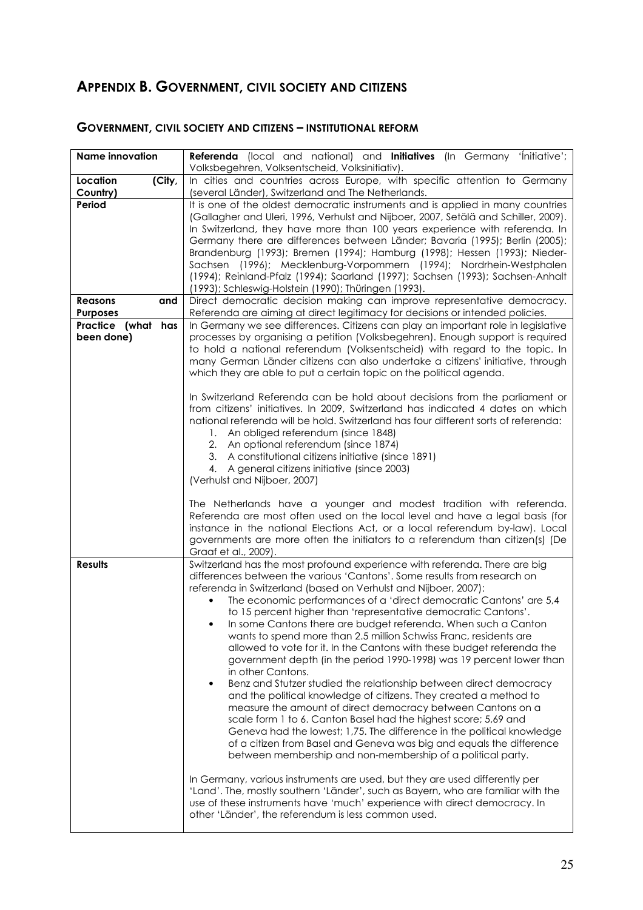# APPENDIX B. GOVERNMENT, CIVIL SOCIETY AND CITIZENS

## GOVERNMENT, CIVIL SOCIETY AND CITIZENS – INSTITUTIONAL REFORM

| **Name innovation** | **Referenda** (local and national) and **Initiatives** (In Germany 'Initiative'; Volksbegehren, Volksentscheid, Volksinitiativ). |
|---|---|
| **Location (City, Country)** | In cities and countries across Europe, with specific attention to Germany (several Länder), Switzerland and The Netherlands. |
| **Period** | It is one of the oldest democratic instruments and is applied in many countries (Gallagher and Uleri, 1996, Verhulst and Nijboer, 2007, Setälä and Schiller, 2009). In Switzerland, they have more than 100 years experience with referenda. In Germany there are differences between Länder; Bavaria (1995); Berlin (2005); Brandenburg (1993); Bremen (1994); Hamburg (1998); Hessen (1993); Nieder-Sachsen (1996); Mecklenburg-Vorpommern (1994); Nordrhein-Westphalen (1994); Reinland-Pfalz (1994); Saarland (1997); Sachsen (1993); Sachsen-Anhalt (1993); Schleswig-Holstein (1990); Thüringen (1993). |
| **Reasons and Purposes** | Direct democratic decision making can improve representative democracy. Referenda are aiming at direct legitimacy for decisions or intended policies. |
| **Practice (what has been done)** | In Germany we see differences. Citizens can play an important role in legislative processes by organising a petition (Volksbegehren). Enough support is required to hold a national referendum (Volksentscheid) with regard to the topic. In many German Länder citizens can also undertake a citizens' initiative, through which they are able to put a certain topic on the political agenda.<br><br>In Switzerland Referenda can be hold about decisions from the parliament or from citizens' initiatives. In 2009, Switzerland has indicated 4 dates on which national referenda will be hold. Switzerland has four different sorts of referenda:<br>1. An obliged referendum (since 1848)<br>2. An optional referendum (since 1874)<br>3. A constitutional citizens initiative (since 1891)<br>4. A general citizens initiative (since 2003)<br>(Verhulst and Nijboer, 2007)<br><br>The Netherlands have a younger and modest tradition with referenda. Referenda are most often used on the local level and have a legal basis (for instance in the national Elections Act, or a local referendum by-law). Local governments are more often the initiators to a referendum than citizen(s) (De Graaf et al., 2009). |
| **Results** | Switzerland has the most profound experience with referenda. There are big differences between the various 'Cantons'. Some results from research on referenda in Switzerland (based on Verhulst and Nijboer, 2007):<br>• The economic performances of a 'direct democratic Cantons' are 5,4 to 15 percent higher than 'representative democratic Cantons'.<br>• In some Cantons there are budget referenda. When such a Canton wants to spend more than 2.5 million Schwiss Franc, residents are allowed to vote for it. In the Cantons with these budget referenda the government depth (in the period 1990-1998) was 19 percent lower than in other Cantons.<br>• Benz and Stutzer studied the relationship between direct democracy and the political knowledge of citizens. They created a method to measure the amount of direct democracy between Cantons on a scale form 1 to 6. Canton Basel had the highest score; 5,69 and Geneva had the lowest; 1,75. The difference in the political knowledge of a citizen from Basel and Geneva was big and equals the difference between membership and non-membership of a political party.<br><br>In Germany, various instruments are used, but they are used differently per 'Land'. The, mostly southern 'Länder', such as Bayern, who are familiar with the use of these instruments have 'much' experience with direct democracy. In other 'Länder', the referendum is less common used. |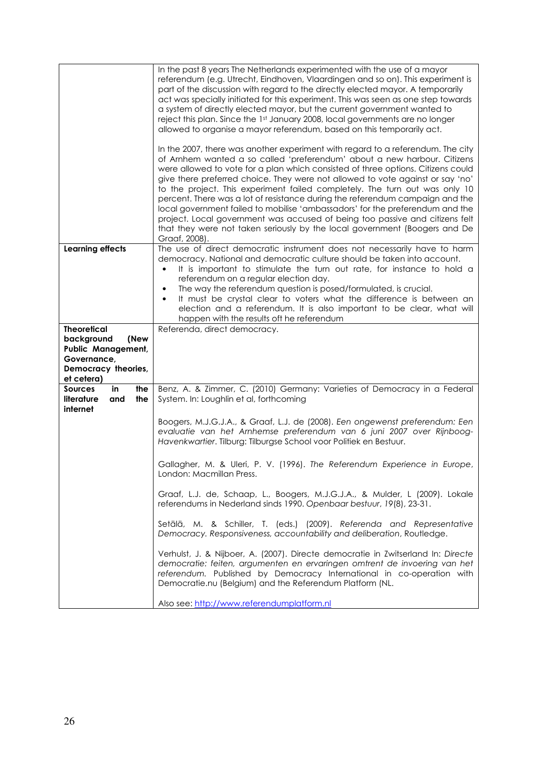| | |
|---|---|
| | In the past 8 years The Netherlands experimented with the use of a mayor referendum (e.g. Utrecht, Eindhoven, Vlaardingen and so on). This experiment is part of the discussion with regard to the directly elected mayor. A temporarily act was specially initiated for this experiment. This was seen as one step towards a system of directly elected mayor, but the current government wanted to reject this plan. Since the 1st January 2008, local governments are no longer allowed to organise a mayor referendum, based on this temporarily act.<br><br>In the 2007, there was another experiment with regard to a referendum. The city of Arnhem wanted a so called 'preferendum' about a new harbour. Citizens were allowed to vote for a plan which consisted of three options. Citizens could give there preferred choice. They were not allowed to vote against or say 'no' to the project. This experiment failed completely. The turn out was only 10 percent. There was a lot of resistance during the referendum campaign and the local government failed to mobilise 'ambassadors' for the preferendum and the project. Local government was accused of being too passive and citizens felt that they were not taken seriously by the local government (Boogers and De Graaf, 2008). |
| **Learning effects** | The use of direct democratic instrument does not necessarily have to harm democracy. National and democratic culture should be taken into account.<br>• It is important to stimulate the turn out rate, for instance to hold a referendum on a regular election day.<br>• The way the referendum question is posed/formulated, is crucial.<br>• It must be crystal clear to voters what the difference is between an election and a referendum. It is also important to be clear, what will happen with the results oft he referendum |
| **Theoretical background (New Public Management, Governance, Democracy theories, et cetera)** | Referenda, direct democracy. |
| **Sources in the literature and the internet** | Benz, A. & Zimmer, C. (2010) Germany: Varieties of Democracy in a Federal System. In: Loughlin et al, forthcoming<br><br>Boogers, M.J.G.J.A., & Graaf, L.J. de (2008). *Een ongewenst preferendum: Een evaluatie van het Arnhemse preferendum van 6 juni 2007 over Rijnboog-Havenkwartier*. Tilburg: Tilburgse School voor Politiek en Bestuur.<br><br>Gallagher, M. & Uleri, P. V. (1996). *The Referendum Experience in Europe*, London: Macmillan Press.<br><br>Graaf, L.J. de, Schaap, L., Boogers, M.J.G.J.A., & Mulder, L (2009). Lokale referendums in Nederland sinds 1990. *Openbaar bestuur*, *19*(8), 23-31.<br><br>Setälä, M. & Schiller, T. (eds.) (2009). *Referenda and Representative Democracy. Responsiveness, accountability and deliberation*, Routledge.<br><br>Verhulst, J. & Nijboer, A. (2007). Directe democratie in Zwitserland In: *Directe democratie: feiten, argumenten en ervaringen omtrent de invoering van het referendum.* Published by Democracy International in co-operation with Democratie.nu (Belgium) and the Referendum Platform (NL.<br><br>Also see: http://www.referendumplatform.nl |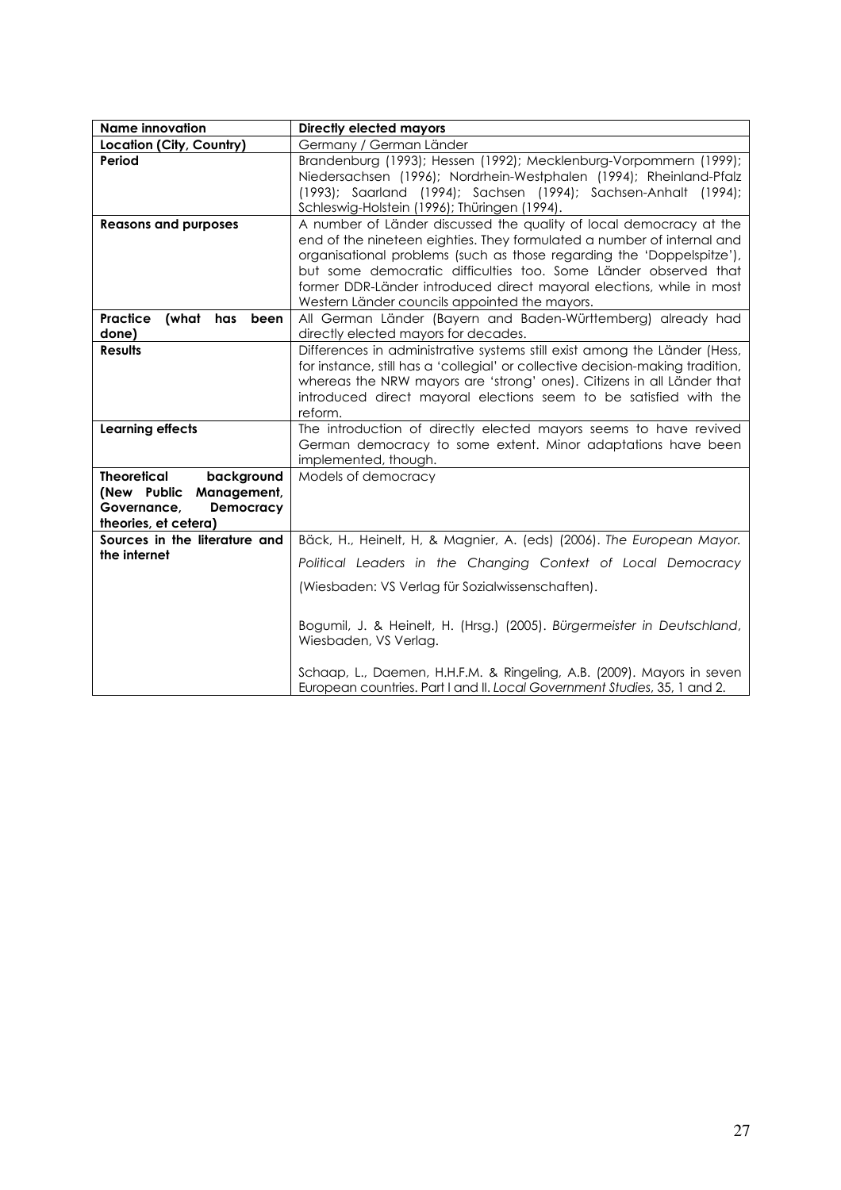| **Name innovation** | **Directly elected mayors** |
|---|---|
| **Location (City, Country)** | Germany / German Länder |
| **Period** | Brandenburg (1993); Hessen (1992); Mecklenburg-Vorpommern (1999); Niedersachsen (1996); Nordrhein-Westphalen (1994); Rheinland-Pfalz (1993); Saarland (1994); Sachsen (1994); Sachsen-Anhalt (1994); Schleswig-Holstein (1996); Thüringen (1994). |
| **Reasons and purposes** | A number of Länder discussed the quality of local democracy at the end of the nineteen eighties. They formulated a number of internal and organisational problems (such as those regarding the 'Doppelspitze'), but some democratic difficulties too. Some Länder observed that former DDR-Länder introduced direct mayoral elections, while in most Western Länder councils appointed the mayors. |
| **Practice (what has been done)** | All German Länder (Bayern and Baden-Württemberg) already had directly elected mayors for decades. |
| **Results** | Differences in administrative systems still exist among the Länder (Hess, for instance, still has a 'collegial' or collective decision-making tradition, whereas the NRW mayors are 'strong' ones). Citizens in all Länder that introduced direct mayoral elections seem to be satisfied with the reform. |
| **Learning effects** | The introduction of directly elected mayors seems to have revived German democracy to some extent. Minor adaptations have been implemented, though. |
| **Theoretical background (New Public Management, Governance, Democracy theories, et cetera)** | Models of democracy |
| **Sources in the literature and the internet** | Bäck, H., Heinelt, H, & Magnier, A. (eds) (2006). *The European Mayor. Political Leaders in the Changing Context of Local Democracy* (Wiesbaden: VS Verlag für Sozialwissenschaften).<br><br>Bogumil, J. & Heinelt, H. (Hrsg.) (2005). *Bürgermeister in Deutschland*, Wiesbaden, VS Verlag.<br><br>Schaap, L., Daemen, H.H.F.M. & Ringeling, A.B. (2009). Mayors in seven European countries. Part I and II. *Local Government Studies*, 35, 1 and 2. |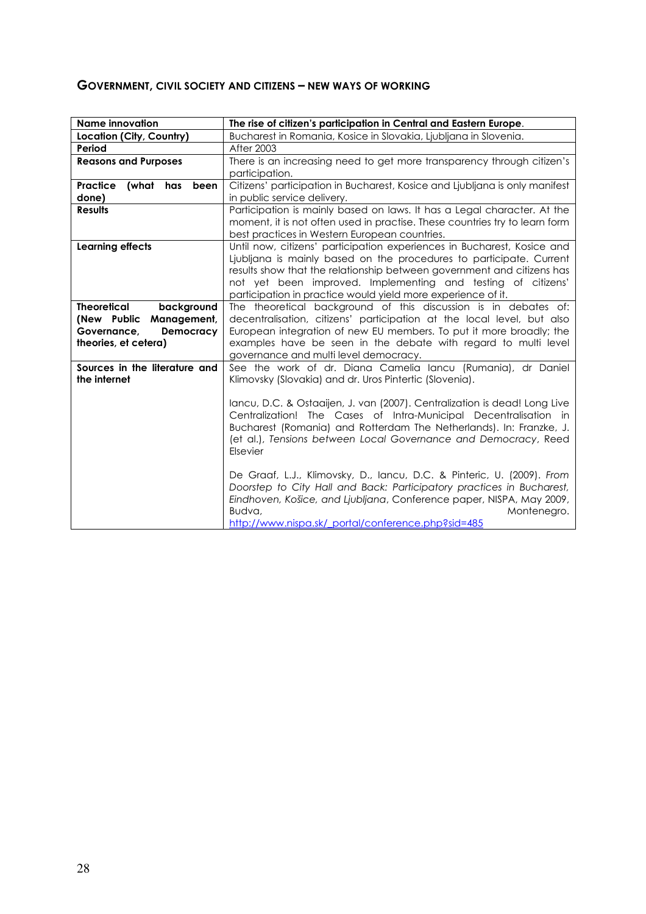## GOVERNMENT, CIVIL SOCIETY AND CITIZENS – NEW WAYS OF WORKING

| **Name innovation** | **The rise of citizen's participation in Central and Eastern Europe**. |
|---|---|
| **Location (City, Country)** | Bucharest in Romania, Kosice in Slovakia, Ljubljana in Slovenia. |
| **Period** | After 2003 |
| **Reasons and Purposes** | There is an increasing need to get more transparency through citizen's participation. |
| **Practice (what has been done)** | Citizens' participation in Bucharest, Kosice and Ljubljana is only manifest in public service delivery. |
| **Results** | Participation is mainly based on laws. It has a Legal character. At the moment, it is not often used in practise. These countries try to learn form best practices in Western European countries. |
| **Learning effects** | Until now, citizens' participation experiences in Bucharest, Kosice and Ljubljana is mainly based on the procedures to participate. Current results show that the relationship between government and citizens has not yet been improved. Implementing and testing of citizens' participation in practice would yield more experience of it. |
| **Theoretical background (New Public Management, Governance, Democracy theories, et cetera)** | The theoretical background of this discussion is in debates of: decentralisation, citizens' participation at the local level, but also European integration of new EU members. To put it more broadly; the examples have be seen in the debate with regard to multi level governance and multi level democracy. |
| **Sources in the literature and the internet** | See the work of dr. Diana Camelia Iancu (Rumania), dr Daniel Klimovsky (Slovakia) and dr. Uros Pintertic (Slovenia).<br><br>Iancu, D.C. & Ostaaijen, J. van (2007). Centralization is dead! Long Live Centralization! The Cases of Intra-Municipal Decentralisation in Bucharest (Romania) and Rotterdam The Netherlands). In: Franzke, J. (et al.), *Tensions between Local Governance and Democracy*, Reed Elsevier<br><br>De Graaf, L.J., Klimovsky, D., Iancu, D.C. & Pinteric, U. (2009). *From Doorstep to City Hall and Back: Participatory practices in Bucharest, Eindhoven, Košice, and Ljubljana*, Conference paper, NISPA, May 2009, Budva, Montenegro. http://www.nispa.sk/_portal/conference.php?sid=485 |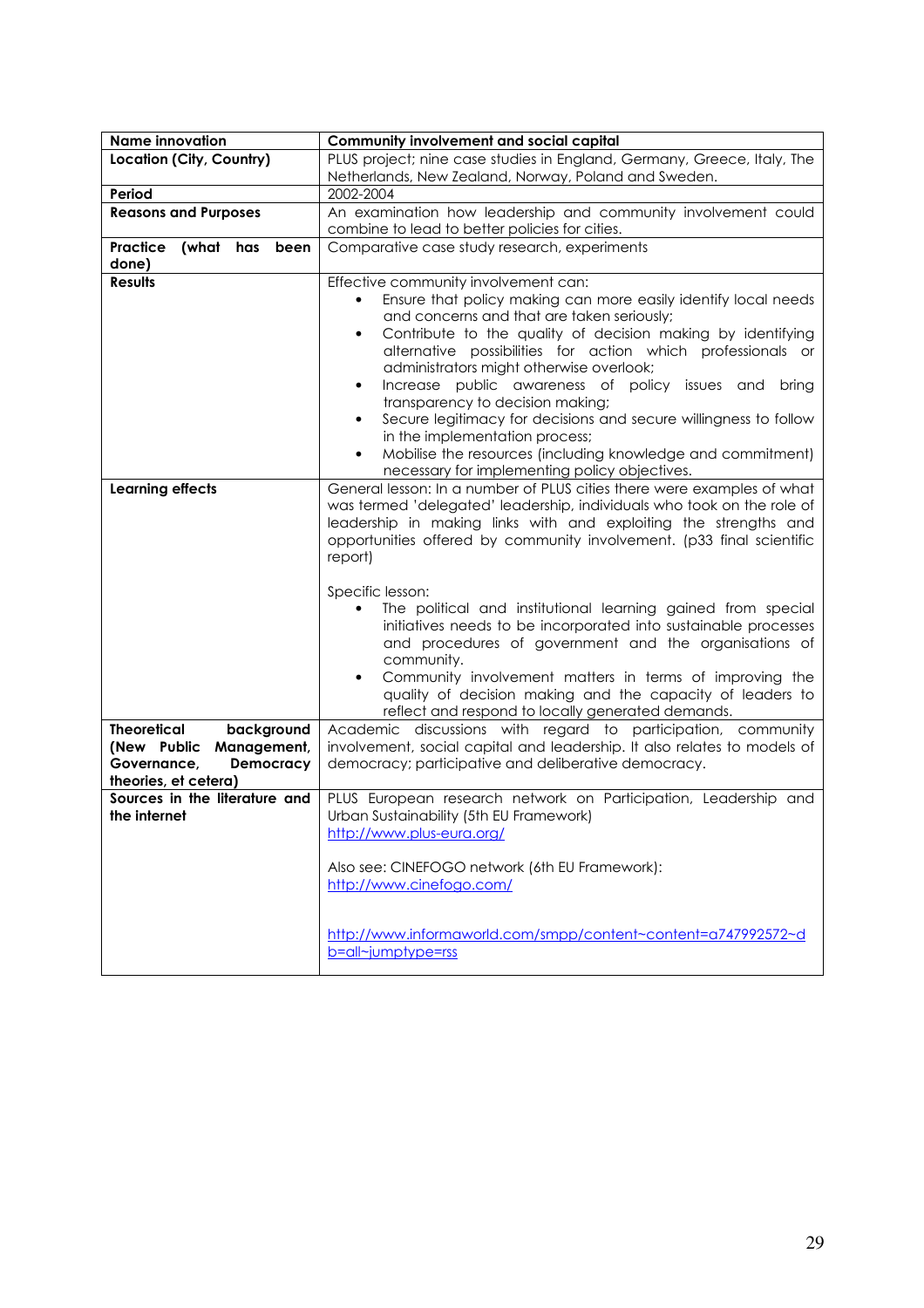| Name innovation | Community involvement and social capital |
|---|---|
| Location (City, Country) | PLUS project; nine case studies in England, Germany, Greece, Italy, The Netherlands, New Zealand, Norway, Poland and Sweden. |
| Period | 2002-2004 |
| Reasons and Purposes | An examination how leadership and community involvement could combine to lead to better policies for cities. |
| Practice (what has been done) | Comparative case study research, experiments |
| Results | Effective community involvement can:<br>• Ensure that policy making can more easily identify local needs and concerns and that are taken seriously;<br>• Contribute to the quality of decision making by identifying alternative possibilities for action which professionals or administrators might otherwise overlook;<br>• Increase public awareness of policy issues and bring transparency to decision making;<br>• Secure legitimacy for decisions and secure willingness to follow in the implementation process;<br>• Mobilise the resources (including knowledge and commitment) necessary for implementing policy objectives. |
| Learning effects | General lesson: In a number of PLUS cities there were examples of what was termed 'delegated' leadership, individuals who took on the role of leadership in making links with and exploiting the strengths and opportunities offered by community involvement. (p33 final scientific report)<br><br>Specific lesson:<br>• The political and institutional learning gained from special initiatives needs to be incorporated into sustainable processes and procedures of government and the organisations of community.<br>• Community involvement matters in terms of improving the quality of decision making and the capacity of leaders to reflect and respond to locally generated demands. |
| Theoretical background (New Public Management, Governance, Democracy theories, et cetera) | Academic discussions with regard to participation, community involvement, social capital and leadership. It also relates to models of democracy; participative and deliberative democracy. |
| Sources in the literature and the internet | PLUS European research network on Participation, Leadership and Urban Sustainability (5th EU Framework)<br>http://www.plus-eura.org/<br><br>Also see: CINEFOGO network (6th EU Framework):<br>http://www.cinefogo.com/<br><br>http://www.informaworld.com/smpp/content~content=a747992572~db=all~jumptype=rss |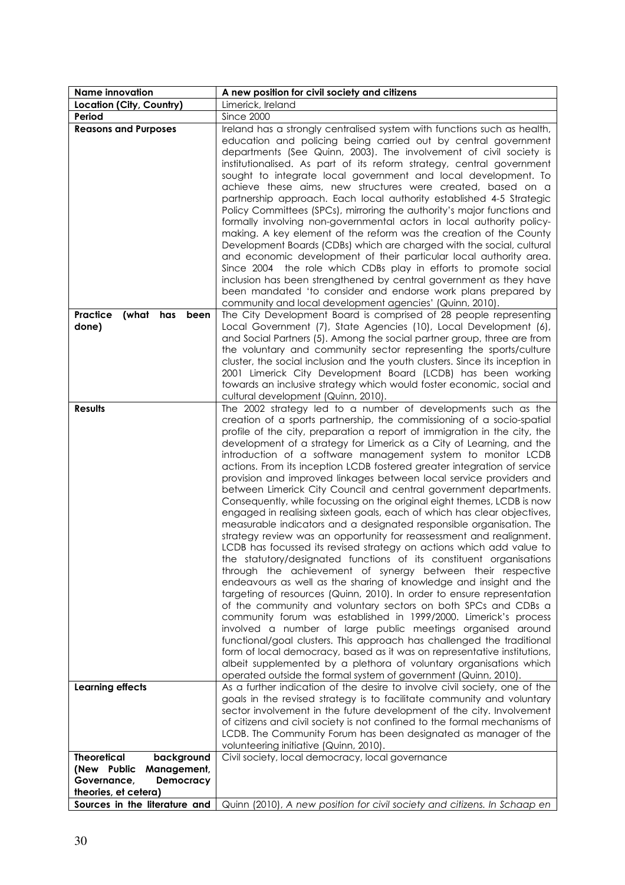| **Name innovation** | **A new position for civil society and citizens** |
|---|---|
| **Location (City, Country)** | Limerick, Ireland |
| **Period** | Since 2000 |
| **Reasons and Purposes** | Ireland has a strongly centralised system with functions such as health, education and policing being carried out by central government departments (See Quinn, 2003). The involvement of civil society is institutionalised. As part of its reform strategy, central government sought to integrate local government and local development. To achieve these aims, new structures were created, based on a partnership approach. Each local authority established 4-5 Strategic Policy Committees (SPCs), mirroring the authority's major functions and formally involving non-governmental actors in local authority policy-making. A key element of the reform was the creation of the County Development Boards (CDBs) which are charged with the social, cultural and economic development of their particular local authority area. Since 2004 the role which CDBs play in efforts to promote social inclusion has been strengthened by central government as they have been mandated 'to consider and endorse work plans prepared by community and local development agencies' (Quinn, 2010). |
| **Practice (what has been done)** | The City Development Board is comprised of 28 people representing Local Government (7), State Agencies (10), Local Development (6), and Social Partners (5). Among the social partner group, three are from the voluntary and community sector representing the sports/culture cluster, the social inclusion and the youth clusters. Since its inception in 2001 Limerick City Development Board (LCDB) has been working towards an inclusive strategy which would foster economic, social and cultural development (Quinn, 2010). |
| **Results** | The 2002 strategy led to a number of developments such as the creation of a sports partnership, the commissioning of a socio-spatial profile of the city, preparation a report of immigration in the city, the development of a strategy for Limerick as a City of Learning, and the introduction of a software management system to monitor LCDB actions. From its inception LCDB fostered greater integration of service provision and improved linkages between local service providers and between Limerick City Council and central government departments. Consequently, while focussing on the original eight themes, LCDB is now engaged in realising sixteen goals, each of which has clear objectives, measurable indicators and a designated responsible organisation. The strategy review was an opportunity for reassessment and realignment. LCDB has focussed its revised strategy on actions which add value to the statutory/designated functions of its constituent organisations through the achievement of synergy between their respective endeavours as well as the sharing of knowledge and insight and the targeting of resources (Quinn, 2010). In order to ensure representation of the community and voluntary sectors on both SPCs and CDBs a community forum was established in 1999/2000. Limerick's process involved a number of large public meetings organised around functional/goal clusters. This approach has challenged the traditional form of local democracy, based as it was on representative institutions, albeit supplemented by a plethora of voluntary organisations which operated outside the formal system of government (Quinn, 2010). |
| **Learning effects** | As a further indication of the desire to involve civil society, one of the goals in the revised strategy is to facilitate community and voluntary sector involvement in the future development of the city. Involvement of citizens and civil society is not confined to the formal mechanisms of LCDB. The Community Forum has been designated as manager of the volunteering initiative (Quinn, 2010). |
| **Theoretical background (New Public Management, Governance, Democracy theories, et cetera)** | Civil society, local democracy, local governance |
| **Sources in the literature and** | Quinn (2010), *A new position for civil society and citizens. In Schaap en* |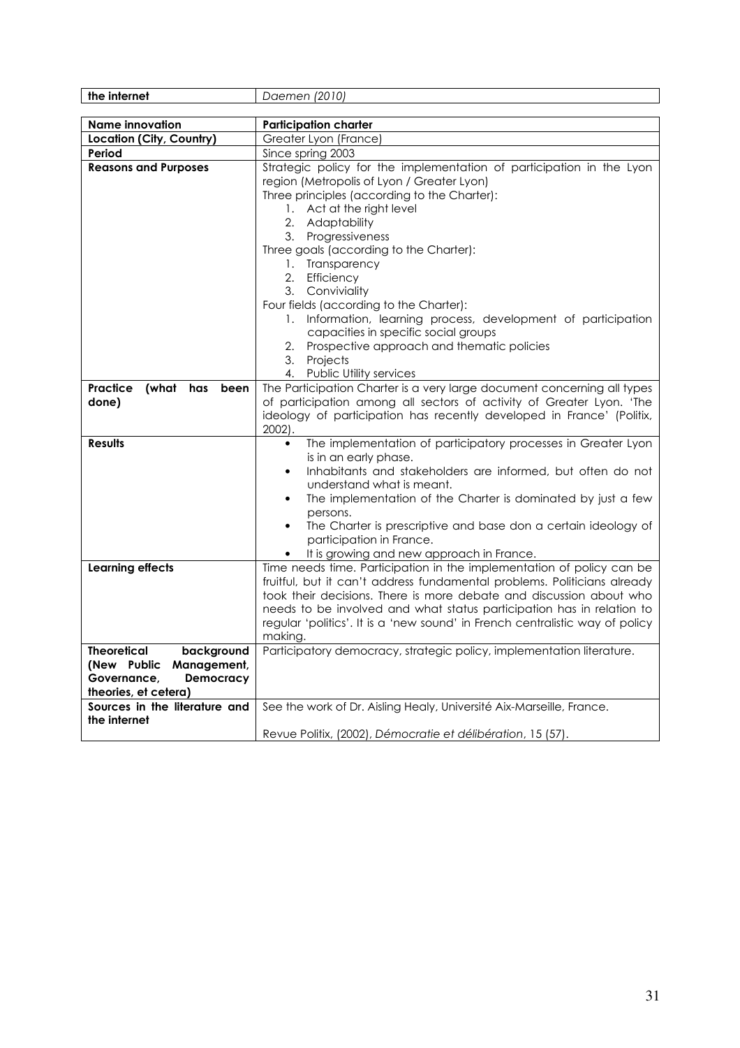| the internet | *Daemen (2010)* |
|---|---|

| Name innovation | Participation charter |
|---|---|
| **Location (City, Country)** | Greater Lyon (France) |
| **Period** | Since spring 2003 |
| **Reasons and Purposes** | Strategic policy for the implementation of participation in the Lyon region (Metropolis of Lyon / Greater Lyon)<br>Three principles (according to the Charter):<br>1. Act at the right level<br>2. Adaptability<br>3. Progressiveness<br>Three goals (according to the Charter):<br>1. Transparency<br>2. Efficiency<br>3. Conviviality<br>Four fields (according to the Charter):<br>1. Information, learning process, development of participation capacities in specific social groups<br>2. Prospective approach and thematic policies<br>3. Projects<br>4. Public Utility services |
| **Practice (what has been done)** | The Participation Charter is a very large document concerning all types of participation among all sectors of activity of Greater Lyon. 'The ideology of participation has recently developed in France' (Politix, 2002). |
| **Results** | • The implementation of participatory processes in Greater Lyon is in an early phase.<br>• Inhabitants and stakeholders are informed, but often do not understand what is meant.<br>• The implementation of the Charter is dominated by just a few persons.<br>• The Charter is prescriptive and base don a certain ideology of participation in France.<br>• It is growing and new approach in France. |
| **Learning effects** | Time needs time. Participation in the implementation of policy can be fruitful, but it can't address fundamental problems. Politicians already took their decisions. There is more debate and discussion about who needs to be involved and what status participation has in relation to regular 'politics'. It is a 'new sound' in French centralistic way of policy making. |
| **Theoretical background (New Public Management, Governance, Democracy theories, et cetera)** | Participatory democracy, strategic policy, implementation literature. |
| **Sources in the literature and the internet** | See the work of Dr. Aisling Healy, Université Aix-Marseille, France.<br><br>Revue Politix, (2002), *Démocratie et délibération*, 15 (57). |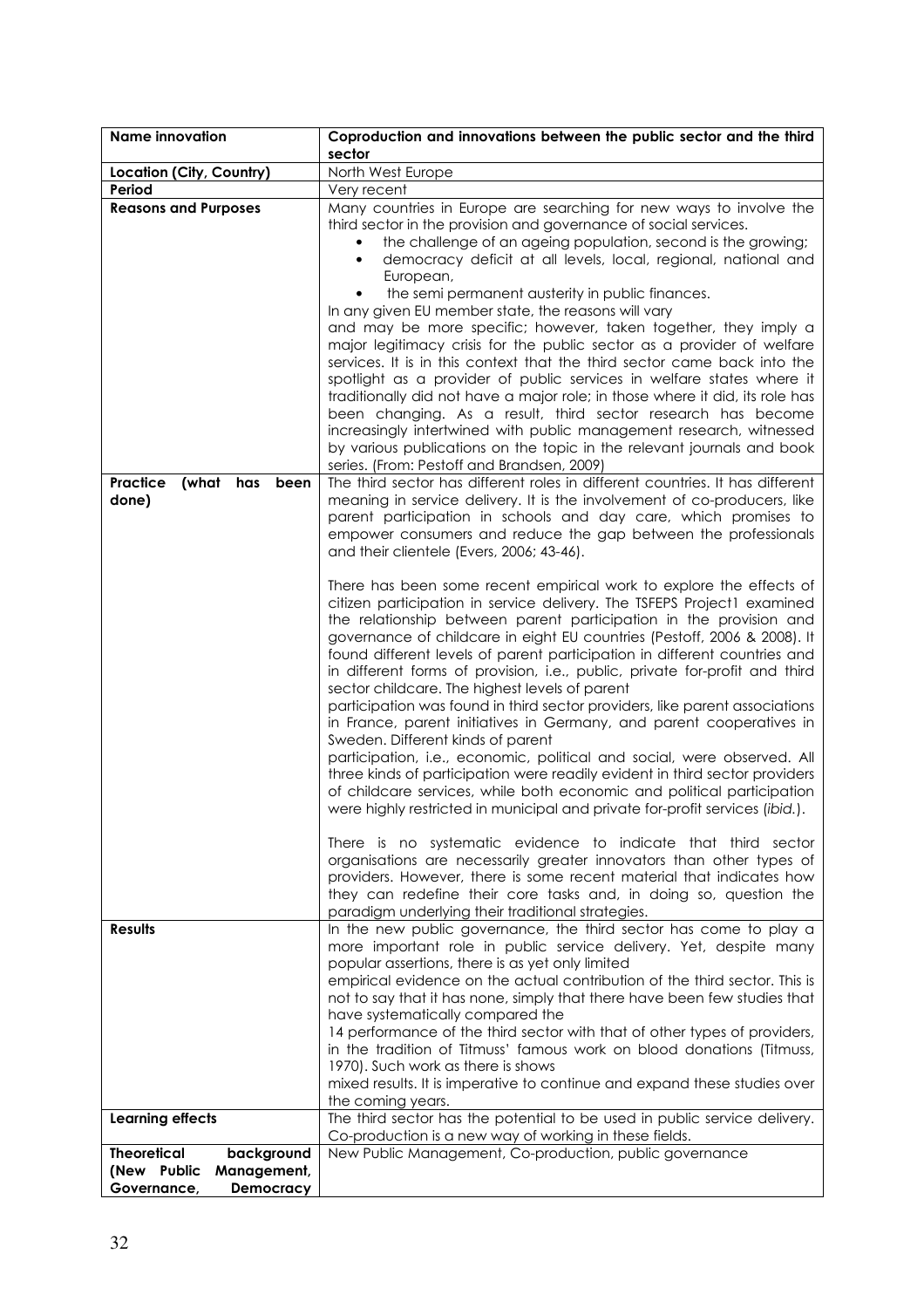| Name innovation | Coproduction and innovations between the public sector and the third sector |
|---|---|
| Location (City, Country) | North West Europe |
| Period | Very recent |
| Reasons and Purposes | Many countries in Europe are searching for new ways to involve the third sector in the provision and governance of social services.<br>• the challenge of an ageing population, second is the growing;<br>• democracy deficit at all levels, local, regional, national and European,<br>• the semi permanent austerity in public finances.<br>In any given EU member state, the reasons will vary and may be more specific; however, taken together, they imply a major legitimacy crisis for the public sector as a provider of welfare services. It is in this context that the third sector came back into the spotlight as a provider of public services in welfare states where it traditionally did not have a major role; in those where it did, its role has been changing. As a result, third sector research has become increasingly intertwined with public management research, witnessed by various publications on the topic in the relevant journals and book series. (From: Pestoff and Brandsen, 2009) |
| Practice (what has been done) | The third sector has different roles in different countries. It has different meaning in service delivery. It is the involvement of co-producers, like parent participation in schools and day care, which promises to empower consumers and reduce the gap between the professionals and their clientele (Evers, 2006; 43-46).<br><br>There has been some recent empirical work to explore the effects of citizen participation in service delivery. The TSFEPS Project1 examined the relationship between parent participation in the provision and governance of childcare in eight EU countries (Pestoff, 2006 & 2008). It found different levels of parent participation in different countries and in different forms of provision, i.e., public, private for-profit and third sector childcare. The highest levels of parent participation was found in third sector providers, like parent associations in France, parent initiatives in Germany, and parent cooperatives in Sweden. Different kinds of parent participation, i.e., economic, political and social, were observed. All three kinds of participation were readily evident in third sector providers of childcare services, while both economic and political participation were highly restricted in municipal and private for-profit services (*ibid.*).<br><br>There is no systematic evidence to indicate that third sector organisations are necessarily greater innovators than other types of providers. However, there is some recent material that indicates how they can redefine their core tasks and, in doing so, question the paradigm underlying their traditional strategies. |
| Results | In the new public governance, the third sector has come to play a more important role in public service delivery. Yet, despite many popular assertions, there is as yet only limited empirical evidence on the actual contribution of the third sector. This is not to say that it has none, simply that there have been few studies that have systematically compared the 14 performance of the third sector with that of other types of providers, in the tradition of Titmuss' famous work on blood donations (Titmuss, 1970). Such work as there is shows mixed results. It is imperative to continue and expand these studies over the coming years. |
| Learning effects | The third sector has the potential to be used in public service delivery. Co-production is a new way of working in these fields. |
| Theoretical background (New Public Management, Governance, Democracy | New Public Management, Co-production, public governance |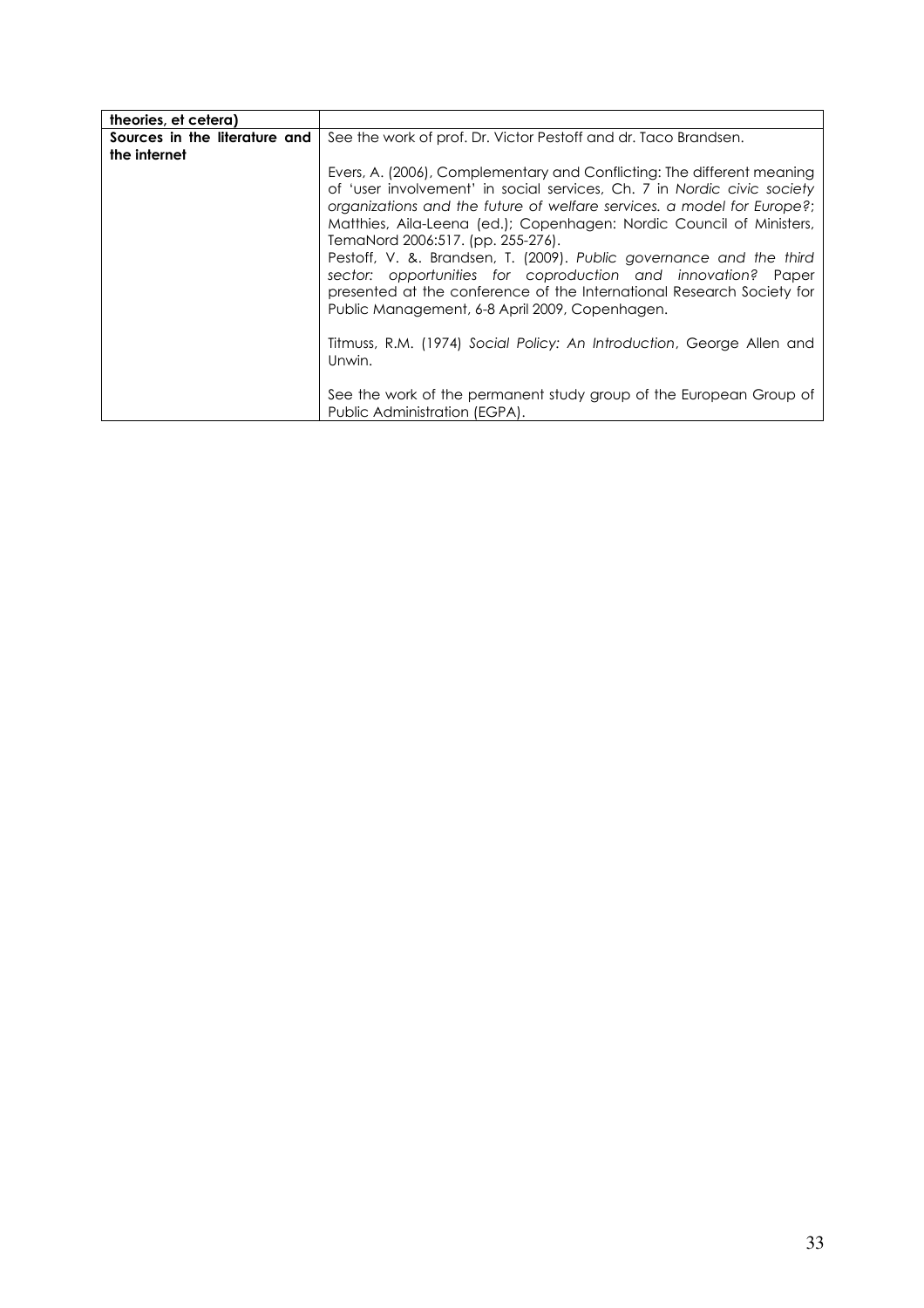| **theories, et cetera)** | |
|---|---|
| **Sources in the literature and the internet** | See the work of prof. Dr. Victor Pestoff and dr. Taco Brandsen.<br><br>Evers, A. (2006), Complementary and Conflicting: The different meaning of 'user involvement' in social services, Ch. 7 in *Nordic civic society organizations and the future of welfare services. a model for Europe?*; Matthies, Aila-Leena (ed.); Copenhagen: Nordic Council of Ministers, TemaNord 2006:517. (pp. 255-276).<br>Pestoff, V. &. Brandsen, T. (2009). *Public governance and the third sector: opportunities for coproduction and innovation?* Paper presented at the conference of the International Research Society for Public Management, 6-8 April 2009, Copenhagen.<br><br>Titmuss, R.M. (1974) *Social Policy: An Introduction*, George Allen and Unwin.<br><br>See the work of the permanent study group of the European Group of Public Administration (EGPA). |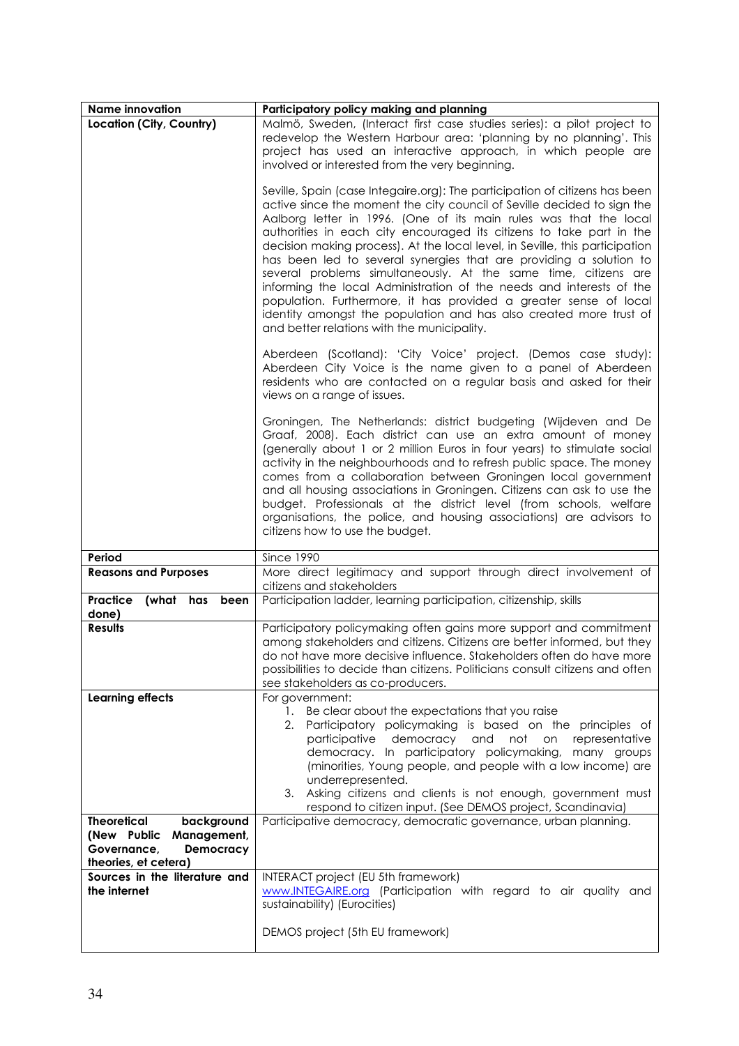| Name innovation | Participatory policy making and planning |
|---|---|
| Location (City, Country) | Malmö, Sweden, (Interact first case studies series): a pilot project to redevelop the Western Harbour area: 'planning by no planning'. This project has used an interactive approach, in which people are involved or interested from the very beginning.<br><br>Seville, Spain (case Integaire.org): The participation of citizens has been active since the moment the city council of Seville decided to sign the Aalborg letter in 1996. (One of its main rules was that the local authorities in each city encouraged its citizens to take part in the decision making process). At the local level, in Seville, this participation has been led to several synergies that are providing a solution to several problems simultaneously. At the same time, citizens are informing the local Administration of the needs and interests of the population. Furthermore, it has provided a greater sense of local identity amongst the population and has also created more trust of and better relations with the municipality.<br><br>Aberdeen (Scotland): 'City Voice' project. (Demos case study): Aberdeen City Voice is the name given to a panel of Aberdeen residents who are contacted on a regular basis and asked for their views on a range of issues.<br><br>Groningen, The Netherlands: district budgeting (Wijdeven and De Graaf, 2008). Each district can use an extra amount of money (generally about 1 or 2 million Euros in four years) to stimulate social activity in the neighbourhoods and to refresh public space. The money comes from a collaboration between Groningen local government and all housing associations in Groningen. Citizens can ask to use the budget. Professionals at the district level (from schools, welfare organisations, the police, and housing associations) are advisors to citizens how to use the budget. |
| Period | Since 1990 |
| Reasons and Purposes | More direct legitimacy and support through direct involvement of citizens and stakeholders |
| Practice (what has been done) | Participation ladder, learning participation, citizenship, skills |
| Results | Participatory policymaking often gains more support and commitment among stakeholders and citizens. Citizens are better informed, but they do not have more decisive influence. Stakeholders often do have more possibilities to decide than citizens. Politicians consult citizens and often see stakeholders as co-producers. |
| Learning effects | For government:<br>1. Be clear about the expectations that you raise<br>2. Participatory policymaking is based on the principles of participative democracy and not on representative democracy. In participatory policymaking, many groups (minorities, Young people, and people with a low income) are underrepresented.<br>3. Asking citizens and clients is not enough, government must respond to citizen input. (See DEMOS project, Scandinavia) |
| Theoretical background (New Public Management, Governance, Democracy theories, et cetera) | Participative democracy, democratic governance, urban planning. |
| Sources in the literature and the internet | INTERACT project (EU 5th framework)<br>www.INTEGAIRE.org (Participation with regard to air quality and sustainability) (Eurocities)<br><br>DEMOS project (5th EU framework) |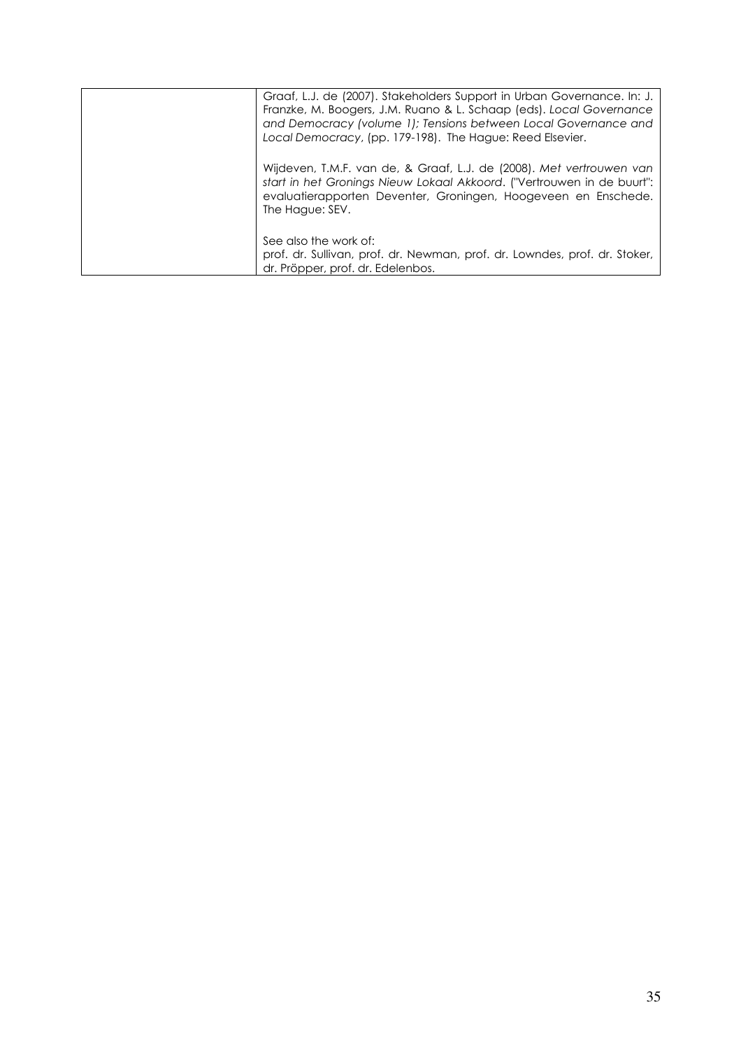|  | Graaf, L.J. de (2007). Stakeholders Support in Urban Governance. In: J. Franzke, M. Boogers, J.M. Ruano & L. Schaap (eds). *Local Governance and Democracy (volume 1); Tensions between Local Governance and Local Democracy*, (pp. 179-198). The Hague: Reed Elsevier.<br><br>Wijdeven, T.M.F. van de, & Graaf, L.J. de (2008). *Met vertrouwen van start in het Gronings Nieuw Lokaal Akkoord*. ("Vertrouwen in de buurt": evaluatierapporten Deventer, Groningen, Hoogeveen en Enschede. The Hague: SEV.<br><br>See also the work of:<br>prof. dr. Sullivan, prof. dr. Newman, prof. dr. Lowndes, prof. dr. Stoker, dr. Pröpper, prof. dr. Edelenbos. |
|---|---|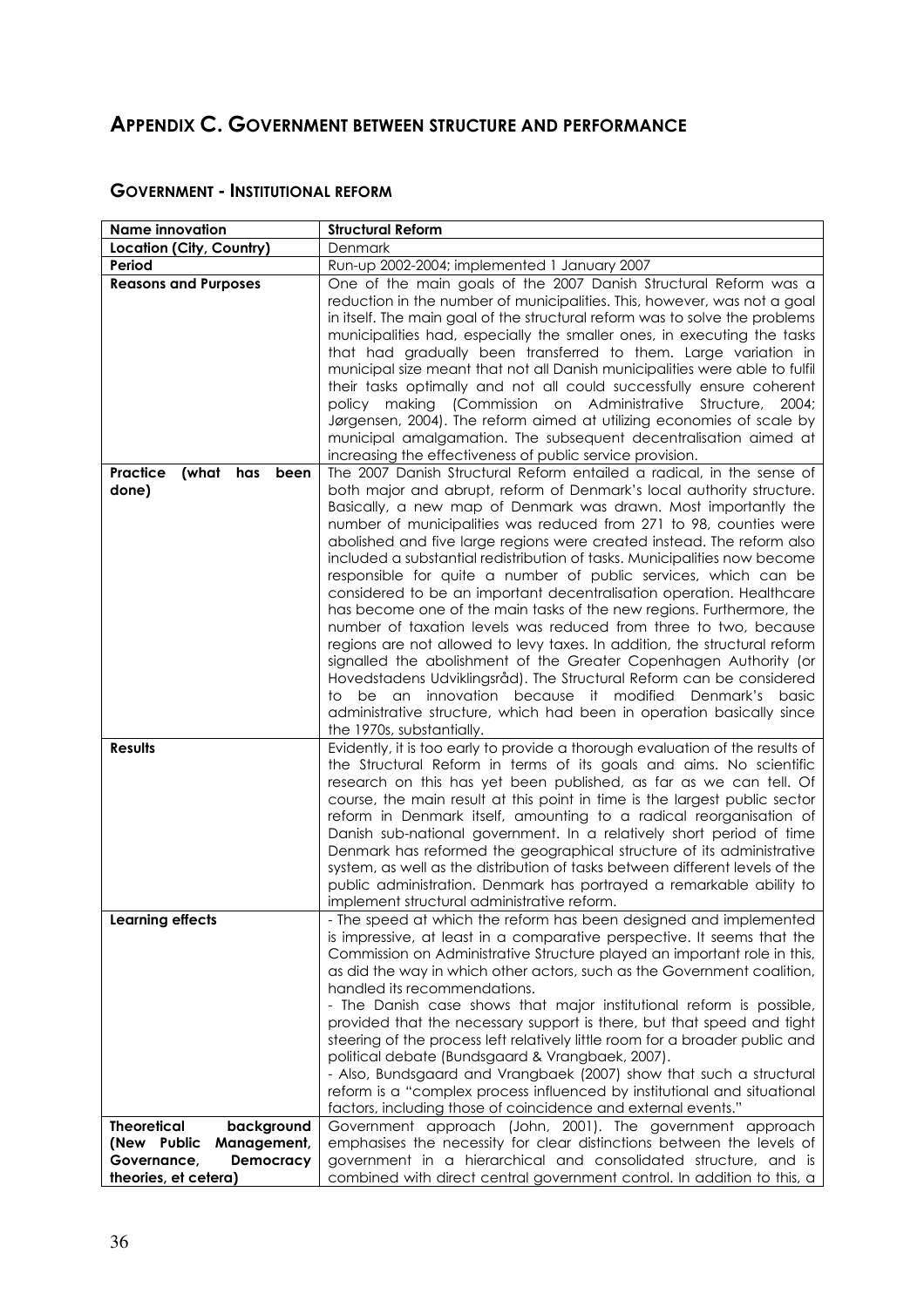# APPENDIX C. GOVERNMENT BETWEEN STRUCTURE AND PERFORMANCE

## GOVERNMENT - INSTITUTIONAL REFORM

| **Name innovation** | **Structural Reform** |
|---|---|
| **Location (City, Country)** | Denmark |
| **Period** | Run-up 2002-2004; implemented 1 January 2007 |
| **Reasons and Purposes** | One of the main goals of the 2007 Danish Structural Reform was a reduction in the number of municipalities. This, however, was not a goal in itself. The main goal of the structural reform was to solve the problems municipalities had, especially the smaller ones, in executing the tasks that had gradually been transferred to them. Large variation in municipal size meant that not all Danish municipalities were able to fulfil their tasks optimally and not all could successfully ensure coherent policy making (Commission on Administrative Structure, 2004; Jørgensen, 2004). The reform aimed at utilizing economies of scale by municipal amalgamation. The subsequent decentralisation aimed at increasing the effectiveness of public service provision. |
| **Practice (what has been done)** | The 2007 Danish Structural Reform entailed a radical, in the sense of both major and abrupt, reform of Denmark's local authority structure. Basically, a new map of Denmark was drawn. Most importantly the number of municipalities was reduced from 271 to 98, counties were abolished and five large regions were created instead. The reform also included a substantial redistribution of tasks. Municipalities now become responsible for quite a number of public services, which can be considered to be an important decentralisation operation. Healthcare has become one of the main tasks of the new regions. Furthermore, the number of taxation levels was reduced from three to two, because regions are not allowed to levy taxes. In addition, the structural reform signalled the abolishment of the Greater Copenhagen Authority (or Hovedstadens Udviklingsråd). The Structural Reform can be considered to be an innovation because it modified Denmark's basic administrative structure, which had been in operation basically since the 1970s, substantially. |
| **Results** | Evidently, it is too early to provide a thorough evaluation of the results of the Structural Reform in terms of its goals and aims. No scientific research on this has yet been published, as far as we can tell. Of course, the main result at this point in time is the largest public sector reform in Denmark itself, amounting to a radical reorganisation of Danish sub-national government. In a relatively short period of time Denmark has reformed the geographical structure of its administrative system, as well as the distribution of tasks between different levels of the public administration. Denmark has portrayed a remarkable ability to implement structural administrative reform. |
| **Learning effects** | - The speed at which the reform has been designed and implemented is impressive, at least in a comparative perspective. It seems that the Commission on Administrative Structure played an important role in this, as did the way in which other actors, such as the Government coalition, handled its recommendations.<br>- The Danish case shows that major institutional reform is possible, provided that the necessary support is there, but that speed and tight steering of the process left relatively little room for a broader public and political debate (Bundsgaard & Vrangbaek, 2007).<br>- Also, Bundsgaard and Vrangbaek (2007) show that such a structural reform is a "complex process influenced by institutional and situational factors, including those of coincidence and external events." |
| **Theoretical background (New Public Management, Governance, Democracy theories, et cetera)** | Government approach (John, 2001). The government approach emphasises the necessity for clear distinctions between the levels of government in a hierarchical and consolidated structure, and is combined with direct central government control. In addition to this, a |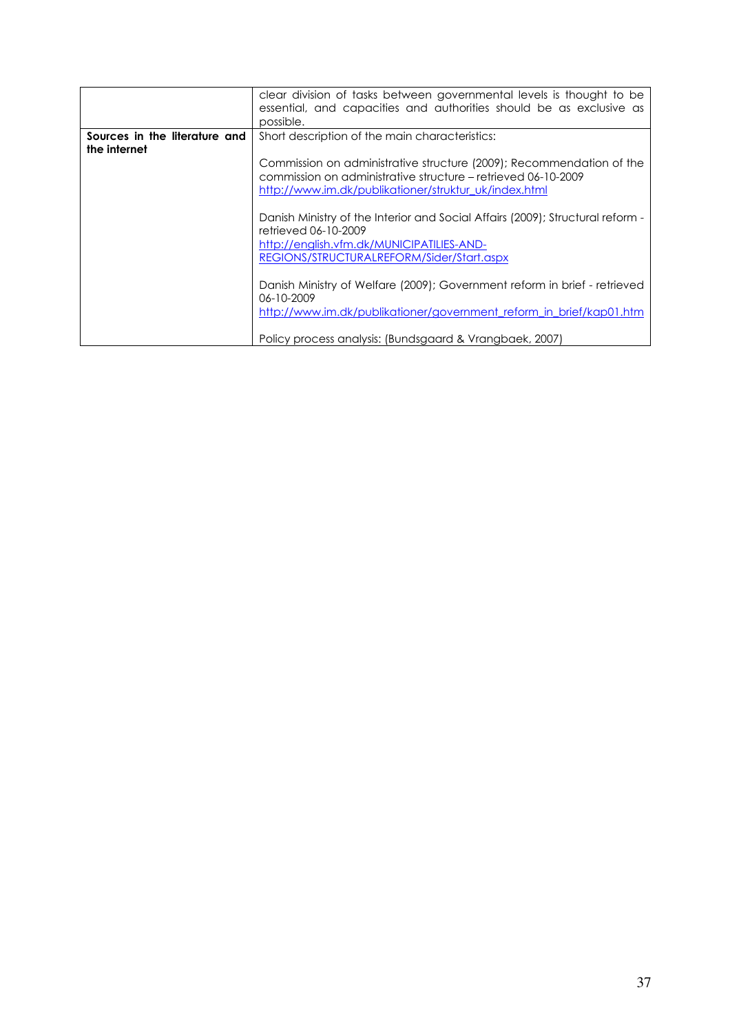| | |
|---|---|
| | clear division of tasks between governmental levels is thought to be essential, and capacities and authorities should be as exclusive as possible. |
| **Sources in the literature and the internet** | Short description of the main characteristics:<br><br>Commission on administrative structure (2009); Recommendation of the commission on administrative structure – retrieved 06-10-2009 http://www.im.dk/publikationer/struktur_uk/index.html<br><br>Danish Ministry of the Interior and Social Affairs (2009); Structural reform - retrieved 06-10-2009 http://english.vfm.dk/MUNICIPATILIES-AND-REGIONS/STRUCTURALREFORM/Sider/Start.aspx<br><br>Danish Ministry of Welfare (2009); Government reform in brief - retrieved 06-10-2009 http://www.im.dk/publikationer/government_reform_in_brief/kap01.htm<br><br>Policy process analysis: (Bundsgaard & Vrangbaek, 2007) |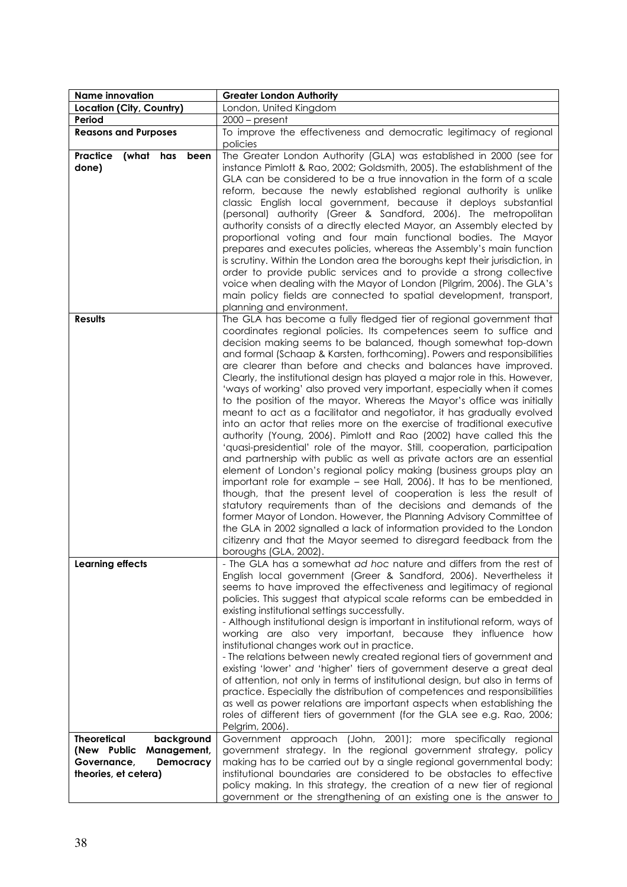| Name innovation | Greater London Authority |
| --- | --- |
| Location (City, Country) | London, United Kingdom |
| Period | 2000 – present |
| Reasons and Purposes | To improve the effectiveness and democratic legitimacy of regional policies |
| Practice (what has been done) | The Greater London Authority (GLA) was established in 2000 (see for instance Pimlott & Rao, 2002; Goldsmith, 2005). The establishment of the GLA can be considered to be a true innovation in the form of a scale reform, because the newly established regional authority is unlike classic English local government, because it deploys substantial (personal) authority (Greer & Sandford, 2006). The metropolitan authority consists of a directly elected Mayor, an Assembly elected by proportional voting and four main functional bodies. The Mayor prepares and executes policies, whereas the Assembly's main function is scrutiny. Within the London area the boroughs kept their jurisdiction, in order to provide public services and to provide a strong collective voice when dealing with the Mayor of London (Pilgrim, 2006). The GLA's main policy fields are connected to spatial development, transport, planning and environment. |
| Results | The GLA has become a fully fledged tier of regional government that coordinates regional policies. Its competences seem to suffice and decision making seems to be balanced, though somewhat top-down and formal (Schaap & Karsten, forthcoming). Powers and responsibilities are clearer than before and checks and balances have improved. Clearly, the institutional design has played a major role in this. However, 'ways of working' also proved very important, especially when it comes to the position of the mayor. Whereas the Mayor's office was initially meant to act as a facilitator and negotiator, it has gradually evolved into an actor that relies more on the exercise of traditional executive authority (Young, 2006). Pimlott and Rao (2002) have called this the 'quasi-presidential' role of the mayor. Still, cooperation, participation and partnership with public as well as private actors are an essential element of London's regional policy making (business groups play an important role for example – see Hall, 2006). It has to be mentioned, though, that the present level of cooperation is less the result of statutory requirements than of the decisions and demands of the former Mayor of London. However, the Planning Advisory Committee of the GLA in 2002 signalled a lack of information provided to the London citizenry and that the Mayor seemed to disregard feedback from the boroughs (GLA, 2002). |
| Learning effects | - The GLA has a somewhat *ad hoc* nature and differs from the rest of English local government (Greer & Sandford, 2006). Nevertheless it seems to have improved the effectiveness and legitimacy of regional policies. This suggest that atypical scale reforms can be embedded in existing institutional settings successfully.<br>- Although institutional design is important in institutional reform, ways of working are also very important, because they influence how institutional changes work out in practice.<br>- The relations between newly created regional tiers of government and existing 'lower' *and* 'higher' tiers of government deserve a great deal of attention, not only in terms of institutional design, but also in terms of practice. Especially the distribution of competences and responsibilities as well as power relations are important aspects when establishing the roles of different tiers of government (for the GLA see e.g. Rao, 2006; Pelgrim, 2006). |
| Theoretical background (New Public Management, Governance, Democracy theories, et cetera) | Government approach (John, 2001); more specifically regional government strategy. In the regional government strategy, policy making has to be carried out by a single regional governmental body; institutional boundaries are considered to be obstacles to effective policy making. In this strategy, the creation of a new tier of regional government or the strengthening of an existing one is the answer to |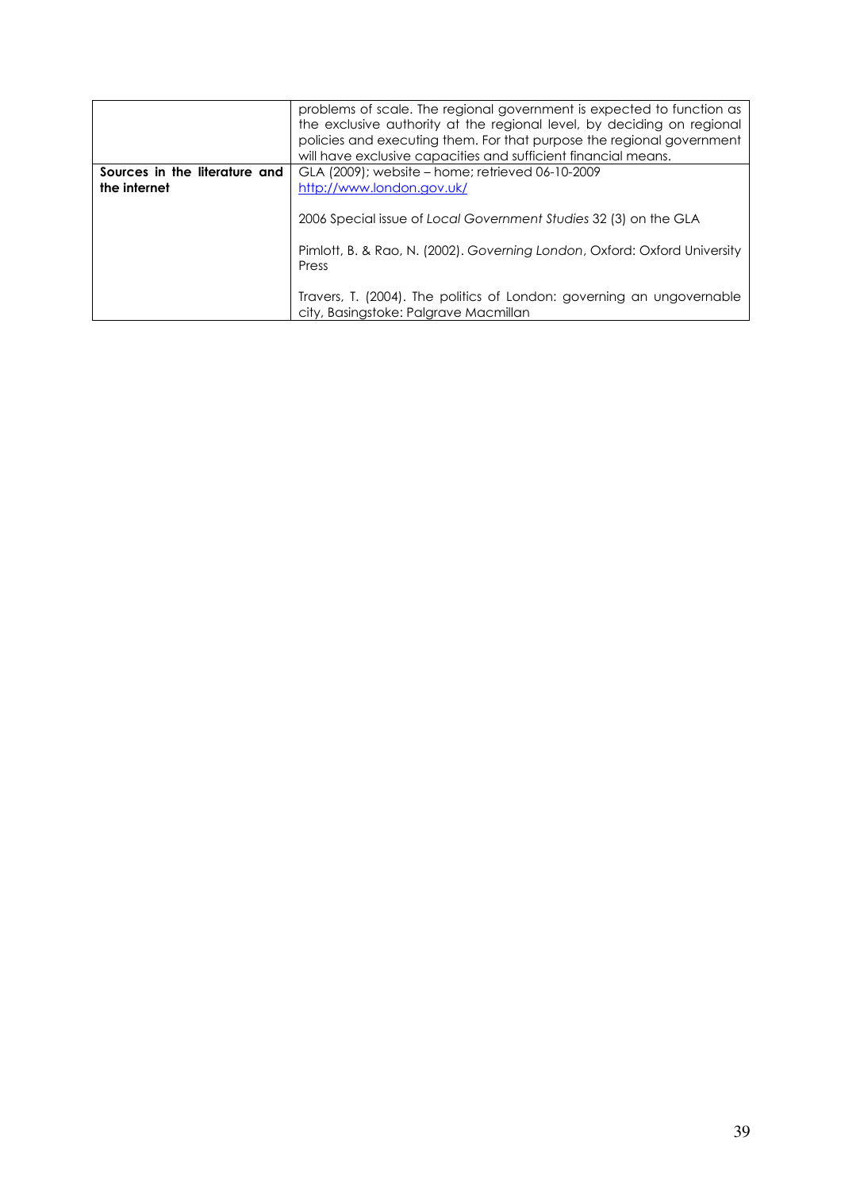| | |
|---|---|
| | problems of scale. The regional government is expected to function as the exclusive authority at the regional level, by deciding on regional policies and executing them. For that purpose the regional government will have exclusive capacities and sufficient financial means. |
| **Sources in the literature and the internet** | GLA (2009); website – home; retrieved 06-10-2009 http://www.london.gov.uk/<br><br>2006 Special issue of *Local Government Studies* 32 (3) on the GLA<br><br>Pimlott, B. & Rao, N. (2002). *Governing London*, Oxford: Oxford University Press<br><br>Travers, T. (2004). The politics of London: governing an ungovernable city, Basingstoke: Palgrave Macmillan |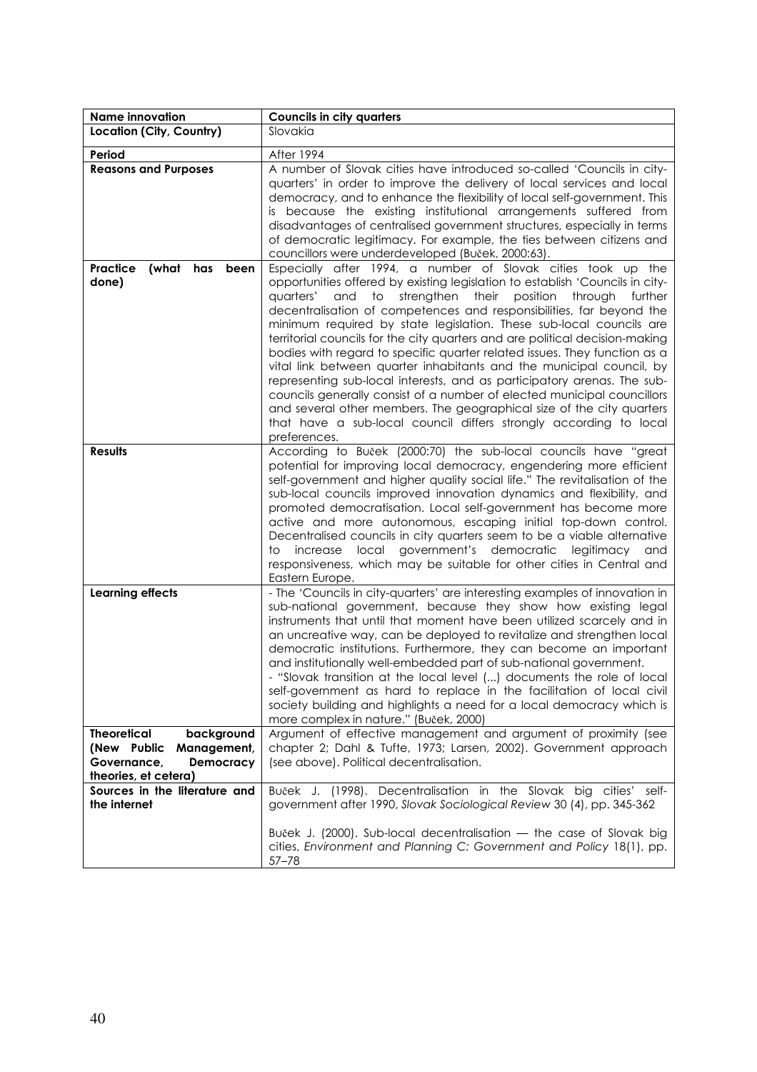| Name innovation | Councils in city quarters |
|---|---|
| **Location (City, Country)** | Slovakia |
| **Period** | After 1994 |
| **Reasons and Purposes** | A number of Slovak cities have introduced so-called 'Councils in city-quarters' in order to improve the delivery of local services and local democracy, and to enhance the flexibility of local self-government. This is because the existing institutional arrangements suffered from disadvantages of centralised government structures, especially in terms of democratic legitimacy. For example, the ties between citizens and councillors were underdeveloped (Buček, 2000:63). |
| **Practice (what has been done)** | Especially after 1994, a number of Slovak cities took up the opportunities offered by existing legislation to establish 'Councils in city-quarters' and to strengthen their position through further decentralisation of competences and responsibilities, far beyond the minimum required by state legislation. These sub-local councils are territorial councils for the city quarters and are political decision-making bodies with regard to specific quarter related issues. They function as a vital link between quarter inhabitants and the municipal council, by representing sub-local interests, and as participatory arenas. The sub-councils generally consist of a number of elected municipal councillors and several other members. The geographical size of the city quarters that have a sub-local council differs strongly according to local preferences. |
| **Results** | According to Buček (2000:70) the sub-local councils have "great potential for improving local democracy, engendering more efficient self-government and higher quality social life." The revitalisation of the sub-local councils improved innovation dynamics and flexibility, and promoted democratisation. Local self-government has become more active and more autonomous, escaping initial top-down control. Decentralised councils in city quarters seem to be a viable alternative to increase local government's democratic legitimacy and responsiveness, which may be suitable for other cities in Central and Eastern Europe. |
| **Learning effects** | - The 'Councils in city-quarters' are interesting examples of innovation in sub-national government, because they show how existing legal instruments that until that moment have been utilized scarcely and in an uncreative way, can be deployed to revitalize and strengthen local democratic institutions. Furthermore, they can become an important and institutionally well-embedded part of sub-national government.<br>- "Slovak transition at the local level (...) documents the role of local self-government as hard to replace in the facilitation of local civil society building and highlights a need for a local democracy which is more complex in nature." (Buček, 2000) |
| **Theoretical background (New Public Management, Governance, Democracy theories, et cetera)** | Argument of effective management and argument of proximity (see chapter 2; Dahl & Tufte, 1973; Larsen, 2002). Government approach (see above). Political decentralisation. |
| **Sources in the literature and the internet** | Buček J. (1998). Decentralisation in the Slovak big cities' self-government after 1990, *Slovak Sociological Review* 30 (4), pp. 345-362<br><br>Buček J. (2000). Sub-local decentralisation — the case of Slovak big cities, *Environment and Planning C: Government and Policy* 18(1), pp. 57–78 |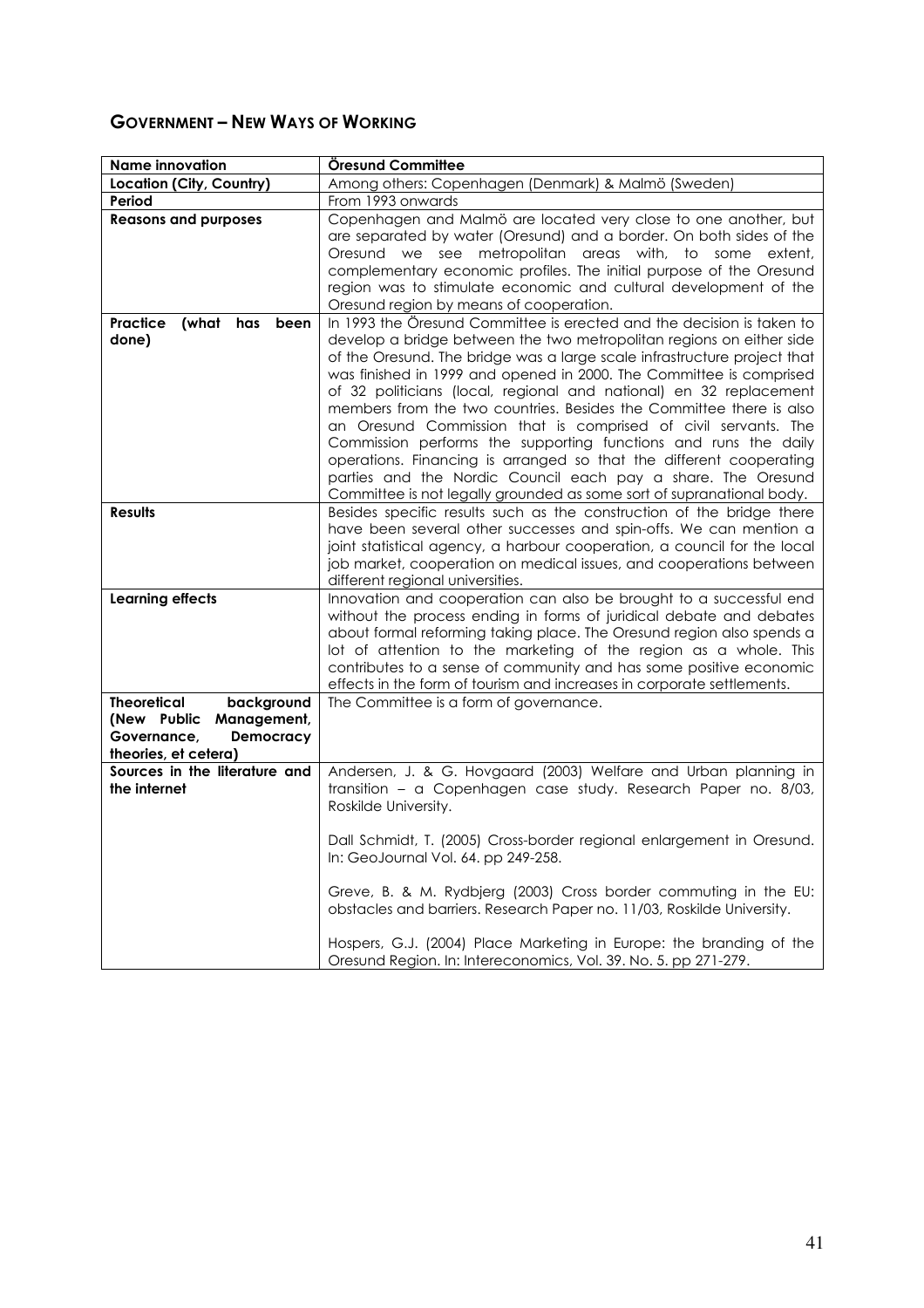## GOVERNMENT – NEW WAYS OF WORKING

| **Name innovation** | **Öresund Committee** |
|---|---|
| **Location (City, Country)** | Among others: Copenhagen (Denmark) & Malmö (Sweden) |
| **Period** | From 1993 onwards |
| **Reasons and purposes** | Copenhagen and Malmö are located very close to one another, but are separated by water (Oresund) and a border. On both sides of the Oresund we see metropolitan areas with, to some extent, complementary economic profiles. The initial purpose of the Oresund region was to stimulate economic and cultural development of the Oresund region by means of cooperation. |
| **Practice (what has been done)** | In 1993 the Öresund Committee is erected and the decision is taken to develop a bridge between the two metropolitan regions on either side of the Oresund. The bridge was a large scale infrastructure project that was finished in 1999 and opened in 2000. The Committee is comprised of 32 politicians (local, regional and national) en 32 replacement members from the two countries. Besides the Committee there is also an Oresund Commission that is comprised of civil servants. The Commission performs the supporting functions and runs the daily operations. Financing is arranged so that the different cooperating parties and the Nordic Council each pay a share. The Oresund Committee is not legally grounded as some sort of supranational body. |
| **Results** | Besides specific results such as the construction of the bridge there have been several other successes and spin-offs. We can mention a joint statistical agency, a harbour cooperation, a council for the local job market, cooperation on medical issues, and cooperations between different regional universities. |
| **Learning effects** | Innovation and cooperation can also be brought to a successful end without the process ending in forms of juridical debate and debates about formal reforming taking place. The Oresund region also spends a lot of attention to the marketing of the region as a whole. This contributes to a sense of community and has some positive economic effects in the form of tourism and increases in corporate settlements. |
| **Theoretical background (New Public Management, Governance, Democracy theories, et cetera)** | The Committee is a form of governance. |
| **Sources in the literature and the internet** | Andersen, J. & G. Hovgaard (2003) Welfare and Urban planning in transition – a Copenhagen case study. Research Paper no. 8/03, Roskilde University.<br><br>Dall Schmidt, T. (2005) Cross-border regional enlargement in Oresund. In: GeoJournal Vol. 64. pp 249-258.<br><br>Greve, B. & M. Rydbjerg (2003) Cross border commuting in the EU: obstacles and barriers. Research Paper no. 11/03, Roskilde University.<br><br>Hospers, G.J. (2004) Place Marketing in Europe: the branding of the Oresund Region. In: Intereconomics, Vol. 39. No. 5. pp 271-279. |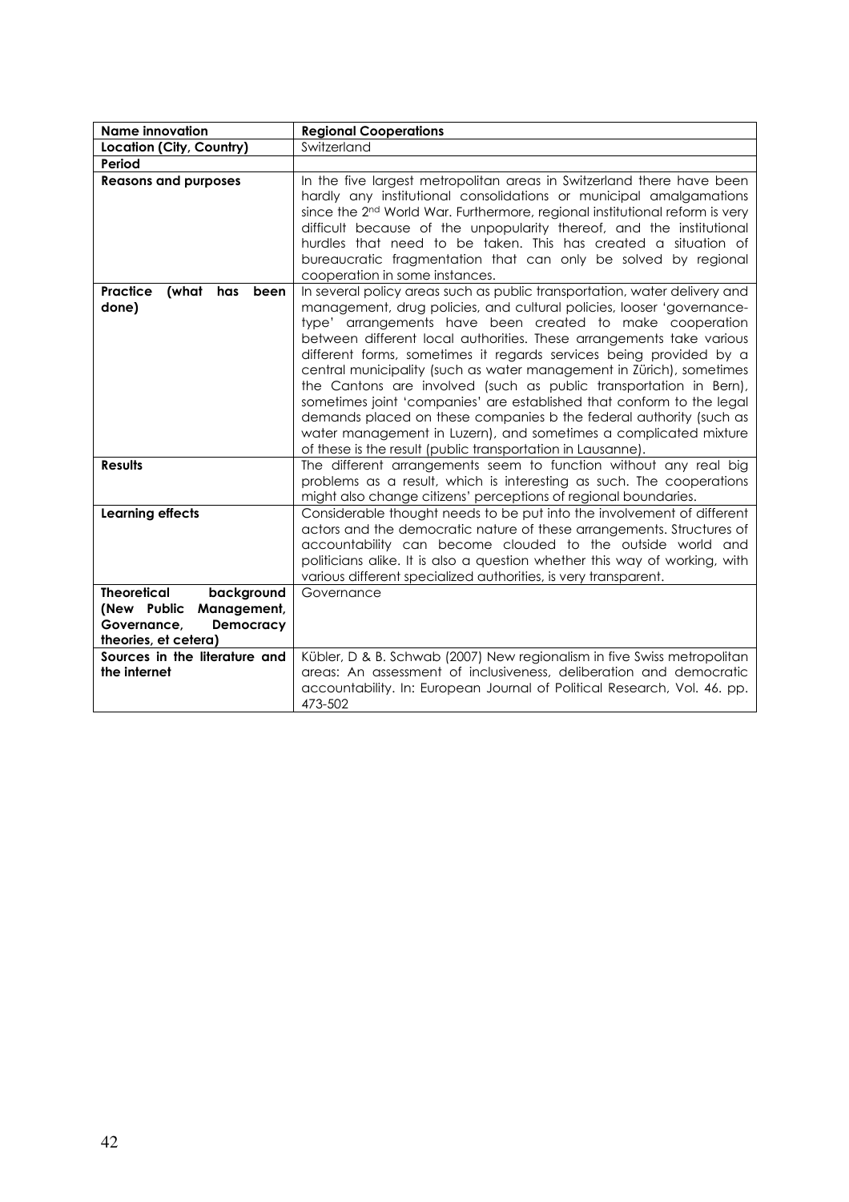| **Name innovation** | **Regional Cooperations** |
|---|---|
| **Location (City, Country)** | Switzerland |
| **Period** | |
| **Reasons and purposes** | In the five largest metropolitan areas in Switzerland there have been hardly any institutional consolidations or municipal amalgamations since the 2nd World War. Furthermore, regional institutional reform is very difficult because of the unpopularity thereof, and the institutional hurdles that need to be taken. This has created a situation of bureaucratic fragmentation that can only be solved by regional cooperation in some instances. |
| **Practice (what has been done)** | In several policy areas such as public transportation, water delivery and management, drug policies, and cultural policies, looser 'governance-type' arrangements have been created to make cooperation between different local authorities. These arrangements take various different forms, sometimes it regards services being provided by a central municipality (such as water management in Zürich), sometimes the Cantons are involved (such as public transportation in Bern), sometimes joint 'companies' are established that conform to the legal demands placed on these companies b the federal authority (such as water management in Luzern), and sometimes a complicated mixture of these is the result (public transportation in Lausanne). |
| **Results** | The different arrangements seem to function without any real big problems as a result, which is interesting as such. The cooperations might also change citizens' perceptions of regional boundaries. |
| **Learning effects** | Considerable thought needs to be put into the involvement of different actors and the democratic nature of these arrangements. Structures of accountability can become clouded to the outside world and politicians alike. It is also a question whether this way of working, with various different specialized authorities, is very transparent. |
| **Theoretical background (New Public Management, Governance, Democracy theories, et cetera)** | Governance |
| **Sources in the literature and the internet** | Kübler, D & B. Schwab (2007) New regionalism in five Swiss metropolitan areas: An assessment of inclusiveness, deliberation and democratic accountability. In: European Journal of Political Research, Vol. 46. pp. 473-502 |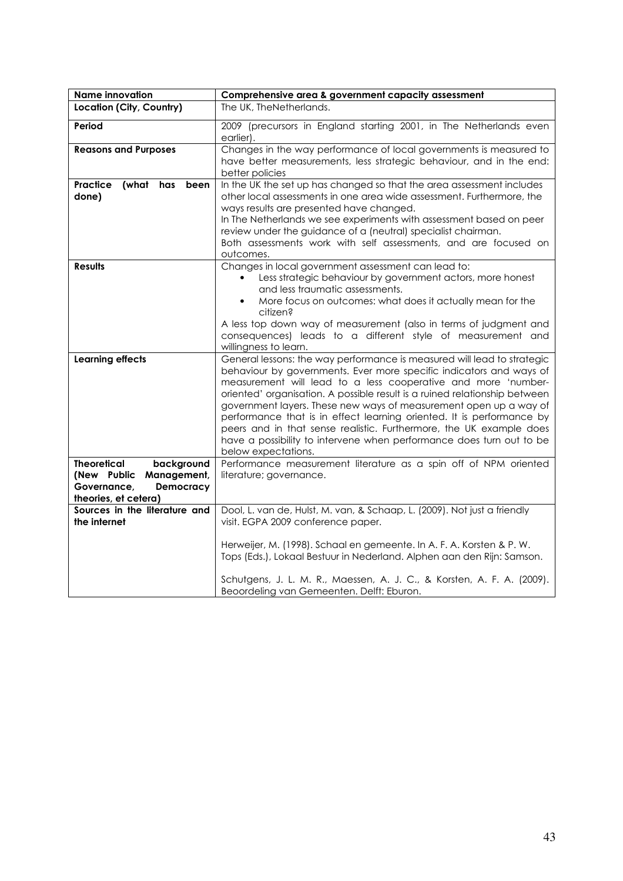| Name innovation | Comprehensive area & government capacity assessment |
|---|---|
| **Location (City, Country)** | The UK, TheNetherlands. |
| **Period** | 2009 (precursors in England starting 2001, in The Netherlands even earlier). |
| **Reasons and Purposes** | Changes in the way performance of local governments is measured to have better measurements, less strategic behaviour, and in the end: better policies |
| **Practice (what has been done)** | In the UK the set up has changed so that the area assessment includes other local assessments in one area wide assessment. Furthermore, the ways results are presented have changed.<br>In The Netherlands we see experiments with assessment based on peer review under the guidance of a (neutral) specialist chairman.<br>Both assessments work with self assessments, and are focused on outcomes. |
| **Results** | Changes in local government assessment can lead to:<br>• Less strategic behaviour by government actors, more honest and less traumatic assessments.<br>• More focus on outcomes: what does it actually mean for the citizen?<br>A less top down way of measurement (also in terms of judgment and consequences) leads to a different style of measurement and willingness to learn. |
| **Learning effects** | General lessons: the way performance is measured will lead to strategic behaviour by governments. Ever more specific indicators and ways of measurement will lead to a less cooperative and more 'number-oriented' organisation. A possible result is a ruined relationship between government layers. These new ways of measurement open up a way of performance that is in effect learning oriented. It is performance by peers and in that sense realistic. Furthermore, the UK example does have a possibility to intervene when performance does turn out to be below expectations. |
| **Theoretical background (New Public Management, Governance, Democracy theories, et cetera)** | Performance measurement literature as a spin off of NPM oriented literature; governance. |
| **Sources in the literature and the internet** | Dool, L. van de, Hulst, M. van, & Schaap, L. (2009). Not just a friendly visit. EGPA 2009 conference paper.<br><br>Herweijer, M. (1998). Schaal en gemeente. In A. F. A. Korsten & P. W. Tops (Eds.), Lokaal Bestuur in Nederland. Alphen aan den Rijn: Samson.<br><br>Schutgens, J. L. M. R., Maessen, A. J. C., & Korsten, A. F. A. (2009). Beoordeling van Gemeenten. Delft: Eburon. |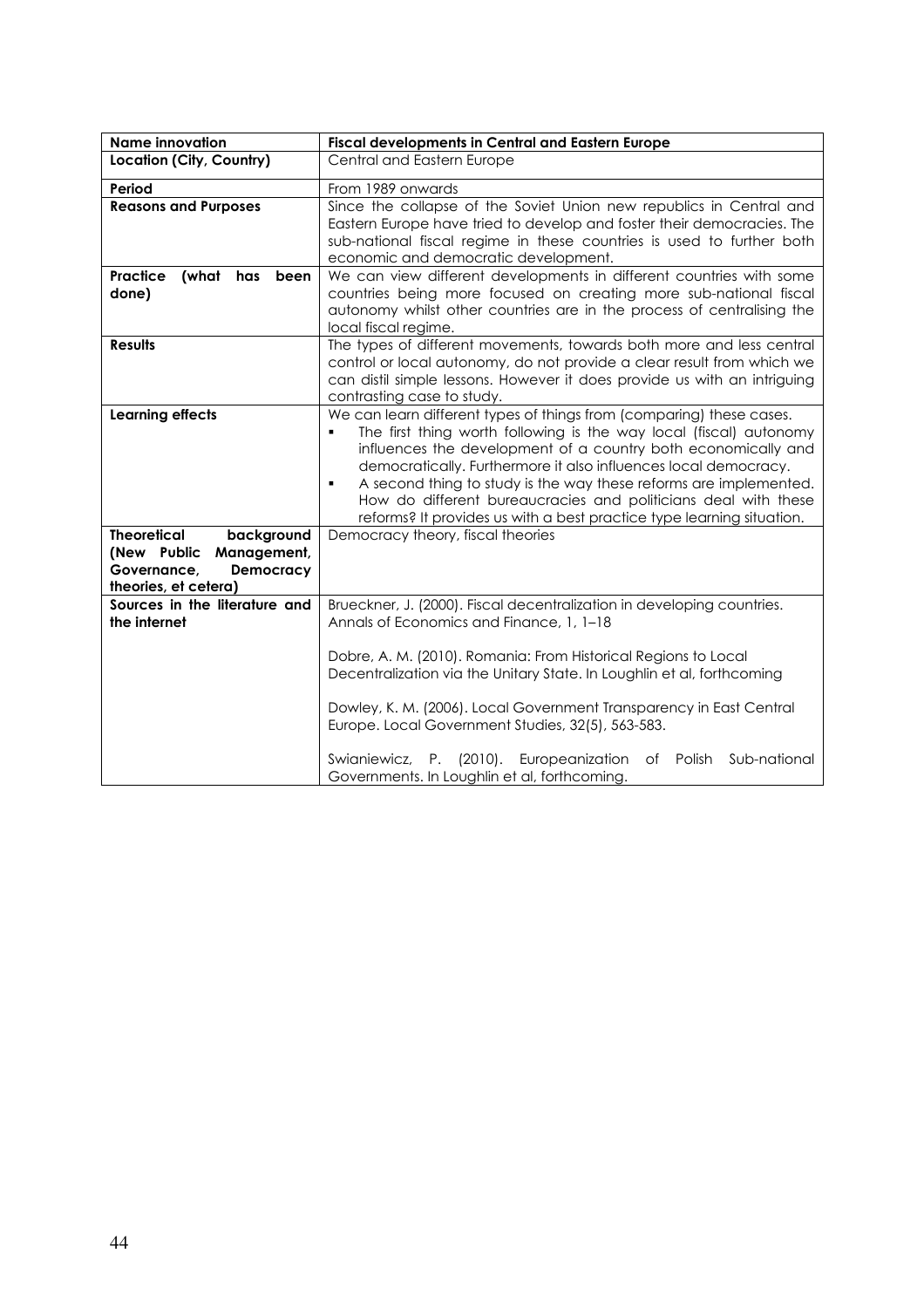| | |
|---|---|
| **Name innovation** | **Fiscal developments in Central and Eastern Europe** |
| **Location (City, Country)** | Central and Eastern Europe |
| **Period** | From 1989 onwards |
| **Reasons and Purposes** | Since the collapse of the Soviet Union new republics in Central and Eastern Europe have tried to develop and foster their democracies. The sub-national fiscal regime in these countries is used to further both economic and democratic development. |
| **Practice (what has been done)** | We can view different developments in different countries with some countries being more focused on creating more sub-national fiscal autonomy whilst other countries are in the process of centralising the local fiscal regime. |
| **Results** | The types of different movements, towards both more and less central control or local autonomy, do not provide a clear result from which we can distil simple lessons. However it does provide us with an intriguing contrasting case to study. |
| **Learning effects** | We can learn different types of things from (comparing) these cases.<br>▪ The first thing worth following is the way local (fiscal) autonomy influences the development of a country both economically and democratically. Furthermore it also influences local democracy.<br>▪ A second thing to study is the way these reforms are implemented. How do different bureaucracies and politicians deal with these reforms? It provides us with a best practice type learning situation. |
| **Theoretical background (New Public Management, Governance, Democracy theories, et cetera)** | Democracy theory, fiscal theories |
| **Sources in the literature and the internet** | Brueckner, J. (2000). Fiscal decentralization in developing countries. Annals of Economics and Finance, 1, 1–18<br><br>Dobre, A. M. (2010). Romania: From Historical Regions to Local Decentralization via the Unitary State. In Loughlin et al, forthcoming<br><br>Dowley, K. M. (2006). Local Government Transparency in East Central Europe. Local Government Studies, 32(5), 563-583.<br><br>Swianiewicz, P. (2010). Europeanization of Polish Sub-national Governments. In Loughlin et al, forthcoming. |